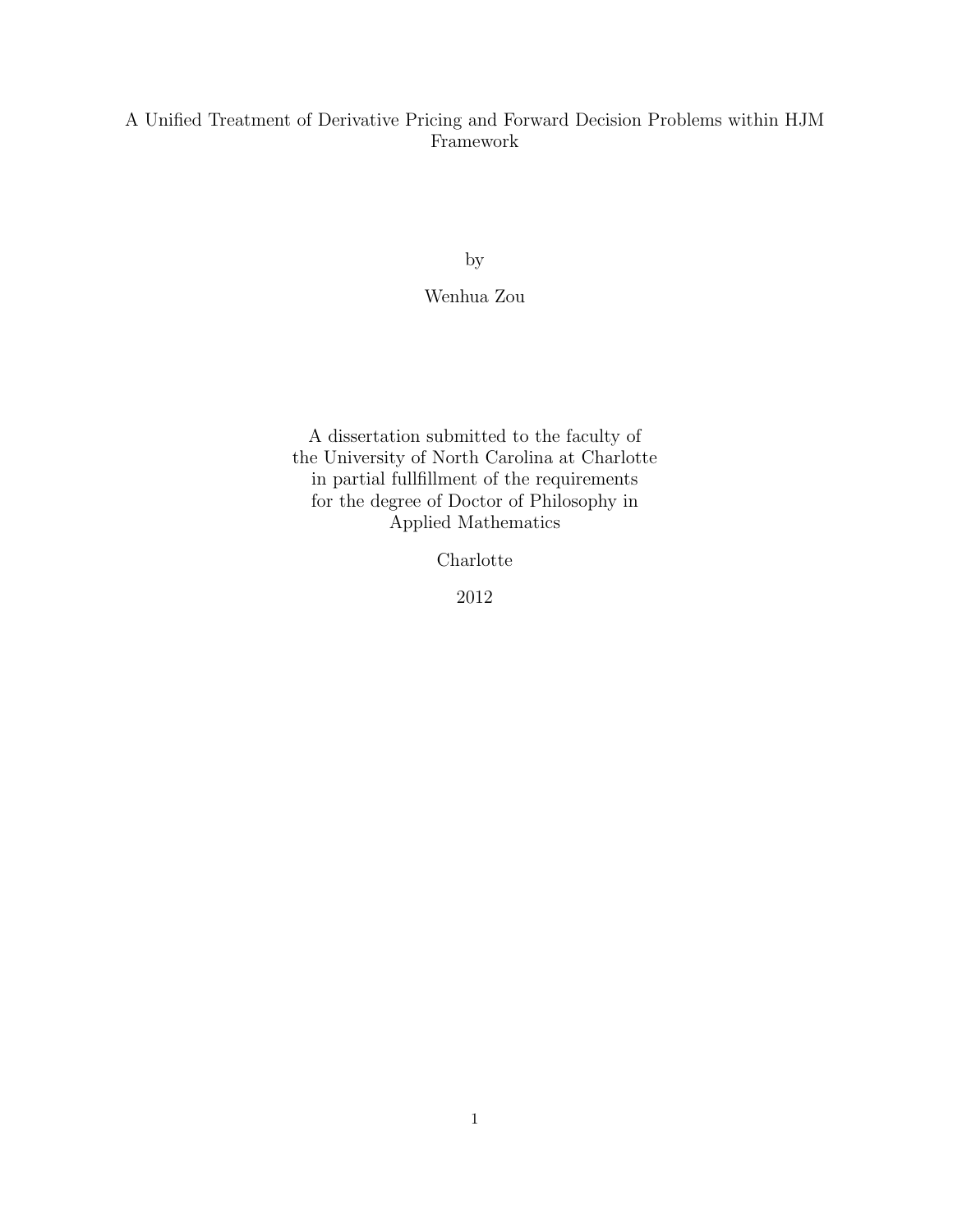# A Unified Treatment of Derivative Pricing and Forward Decision Problems within HJM Framework

by

Wenhua Zou

A dissertation submitted to the faculty of
the University of North Carolina at Charlotte
in partial fullfillment of the requirements
for the degree of Doctor of Philosophy in
Applied Mathematics

Charlotte

2012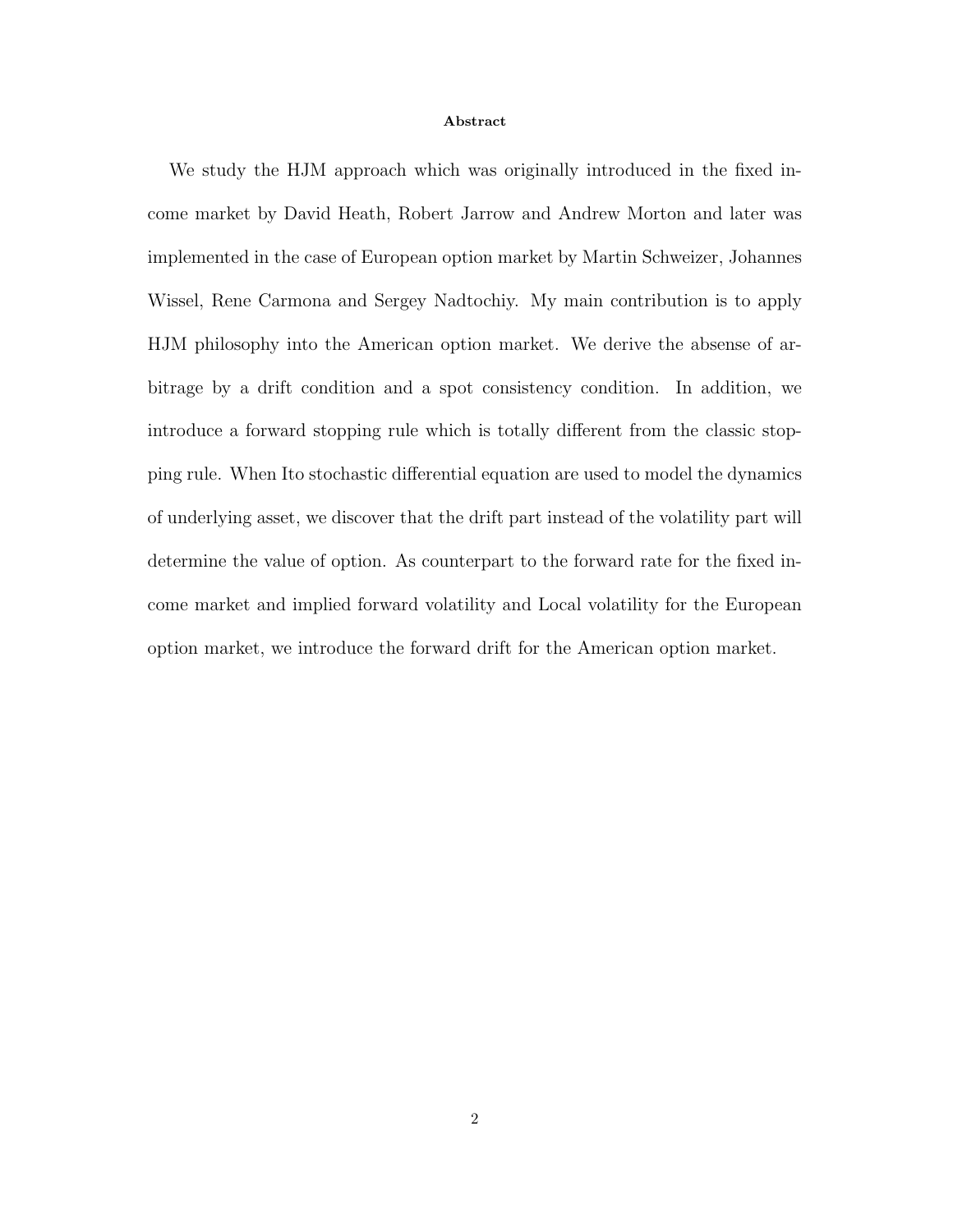**Abstract**

We study the HJM approach which was originally introduced in the fixed income market by David Heath, Robert Jarrow and Andrew Morton and later was implemented in the case of European option market by Martin Schweizer, Johannes Wissel, Rene Carmona and Sergey Nadtochiy. My main contribution is to apply HJM philosophy into the American option market. We derive the absense of arbitrage by a drift condition and a spot consistency condition. In addition, we introduce a forward stopping rule which is totally different from the classic stopping rule. When Ito stochastic differential equation are used to model the dynamics of underlying asset, we discover that the drift part instead of the volatility part will determine the value of option. As counterpart to the forward rate for the fixed income market and implied forward volatility and Local volatility for the European option market, we introduce the forward drift for the American option market.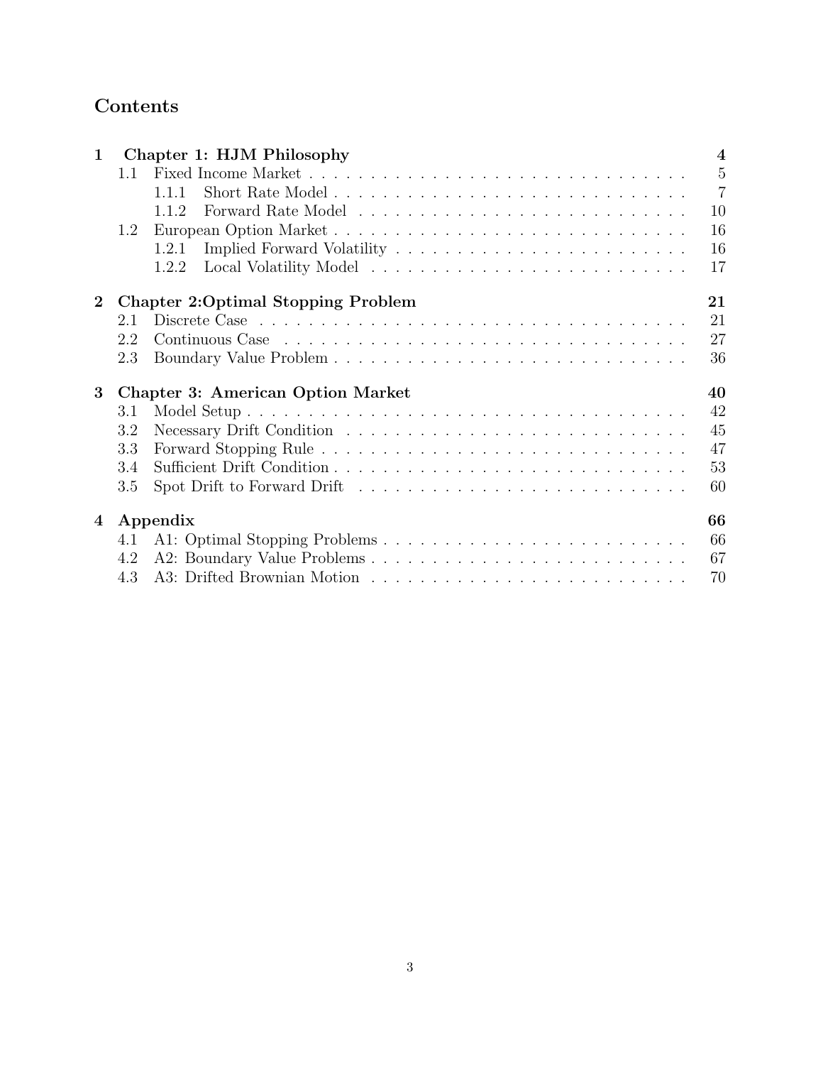# Contents

| | | |
|---|---|---|
| **1** | **Chapter 1: HJM Philosophy** | **4** |
| 1.1 | Fixed Income Market | 5 |
| 1.1.1 | Short Rate Model | 7 |
| 1.1.2 | Forward Rate Model | 10 |
| 1.2 | European Option Market | 16 |
| 1.2.1 | Implied Forward Volatility | 16 |
| 1.2.2 | Local Volatility Model | 17 |
| **2** | **Chapter 2:Optimal Stopping Problem** | **21** |
| 2.1 | Discrete Case | 21 |
| 2.2 | Continuous Case | 27 |
| 2.3 | Boundary Value Problem | 36 |
| **3** | **Chapter 3: American Option Market** | **40** |
| 3.1 | Model Setup | 42 |
| 3.2 | Necessary Drift Condition | 45 |
| 3.3 | Forward Stopping Rule | 47 |
| 3.4 | Sufficient Drift Condition | 53 |
| 3.5 | Spot Drift to Forward Drift | 60 |
| **4** | **Appendix** | **66** |
| 4.1 | A1: Optimal Stopping Problems | 66 |
| 4.2 | A2: Boundary Value Problems | 67 |
| 4.3 | A3: Drifted Brownian Motion | 70 |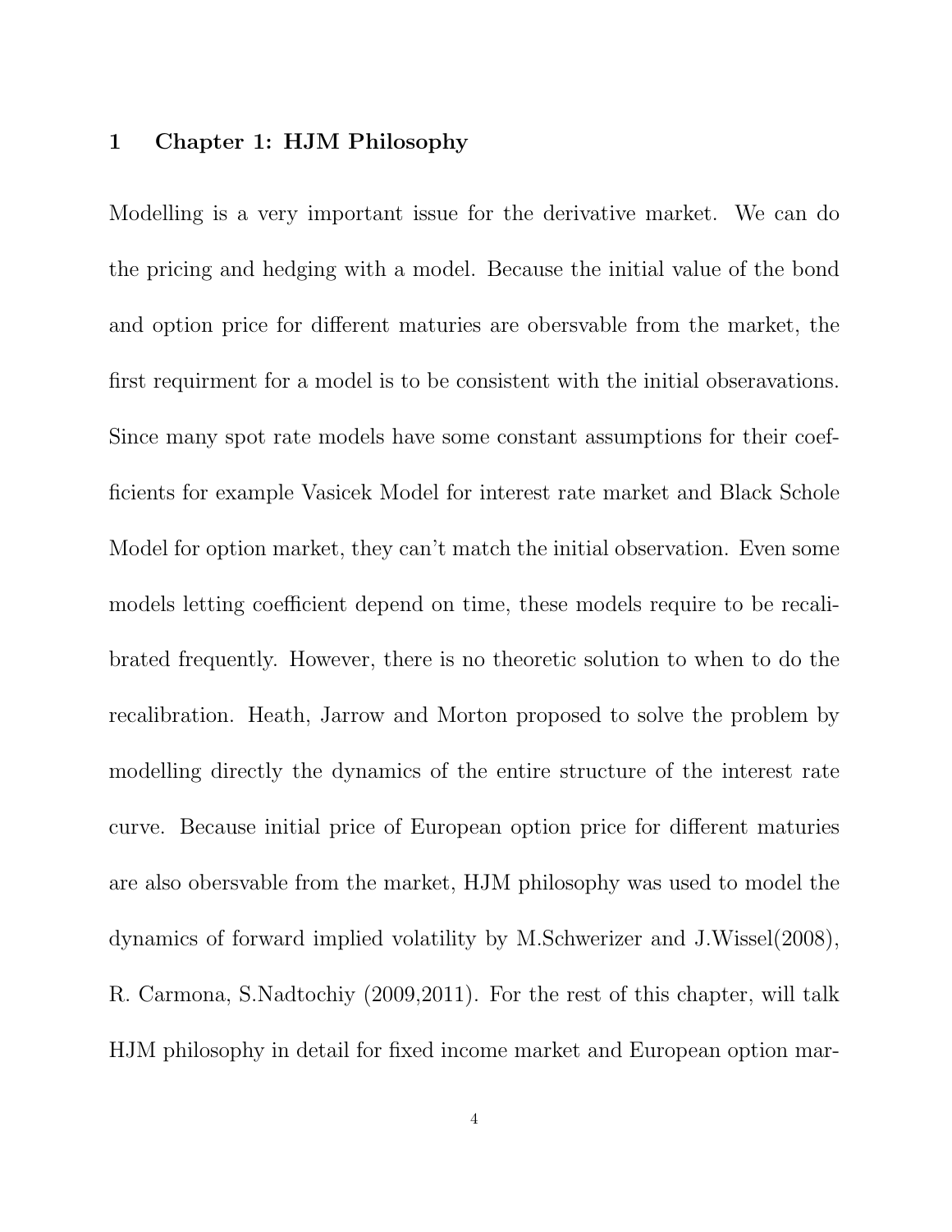# 1 Chapter 1: HJM Philosophy

Modelling is a very important issue for the derivative market. We can do the pricing and hedging with a model. Because the initial value of the bond and option price for different maturies are obersvable from the market, the first requirment for a model is to be consistent with the initial obseravations. Since many spot rate models have some constant assumptions for their coefficients for example Vasicek Model for interest rate market and Black Schole Model for option market, they can't match the initial observation. Even some models letting coefficient depend on time, these models require to be recalibrated frequently. However, there is no theoretic solution to when to do the recalibration. Heath, Jarrow and Morton proposed to solve the problem by modelling directly the dynamics of the entire structure of the interest rate curve. Because initial price of European option price for different maturies are also obersvable from the market, HJM philosophy was used to model the dynamics of forward implied volatility by M.Schwerizer and J.Wissel(2008), R. Carmona, S.Nadtochiy (2009,2011). For the rest of this chapter, will talk HJM philosophy in detail for fixed income market and European option mar-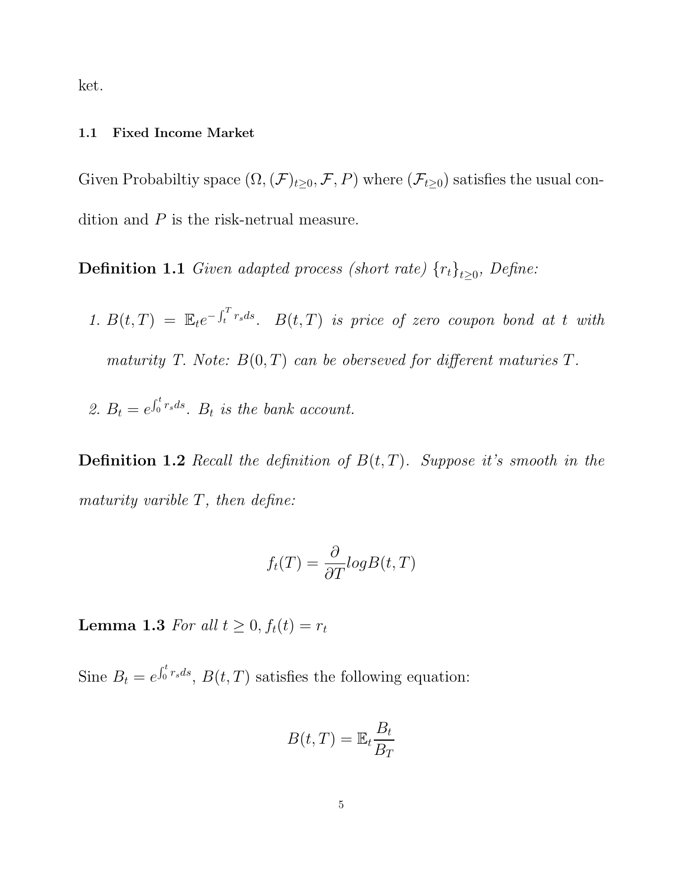ket.

### 1.1 Fixed Income Market

Given Probabiltiy space $(\Omega, (\mathcal{F})_{t\geq 0}, \mathcal{F}, P)$ where $(\mathcal{F}_{t\geq 0})$ satisfies the usual condition and $P$ is the risk-netrual measure.

**Definition 1.1** *Given adapted process (short rate) $\{r_t\}_{t\geq 0}$, Define:*

1. *$B(t,T) = \mathbb{E}_t e^{-\int_t^T r_s ds}$. $B(t,T)$ is price of zero coupon bond at $t$ with maturity $T$. Note: $B(0,T)$ can be oberseved for different maturies $T$.*

2. *$B_t = e^{\int_0^t r_s ds}$. $B_t$ is the bank account.*

**Definition 1.2** *Recall the definition of $B(t,T)$. Suppose it's smooth in the maturity varible $T$, then define:*

$$f_t(T) = \frac{\partial}{\partial T} log B(t,T)$$

**Lemma 1.3** *For all $t \geq 0, f_t(t) = r_t$*

Sine $B_t = e^{\int_0^t r_s ds}$, $B(t,T)$ satisfies the following equation:

$$B(t,T) = \mathbb{E}_t \frac{B_t}{B_T}$$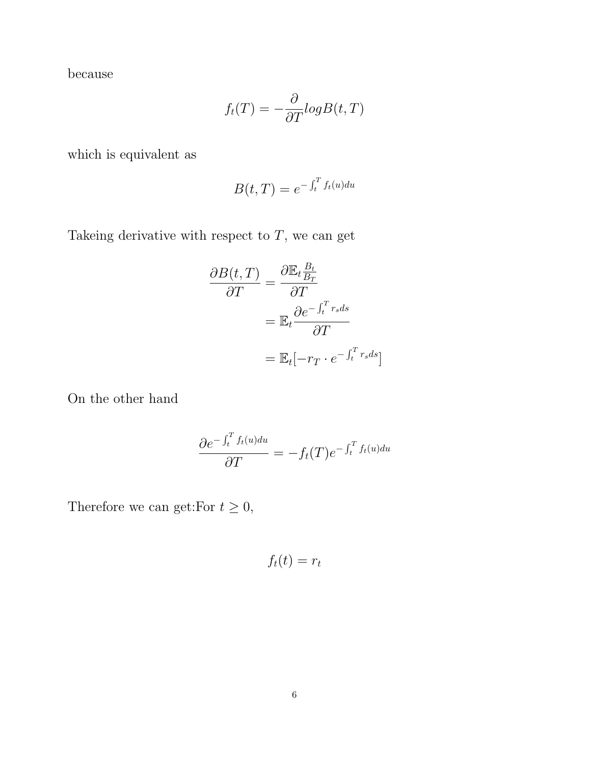because

$$f_t(T) = -\frac{\partial}{\partial T} log B(t,T)$$

which is equivalent as

$$B(t,T) = e^{-\int_t^T f_t(u)du}$$

Takeing derivative with respect to $T$, we can get

$$\begin{aligned}
\frac{\partial B(t,T)}{\partial T} &= \frac{\partial \mathbb{E}_t \frac{B_t}{B_T}}{\partial T} \\
&= \mathbb{E}_t \frac{\partial e^{-\int_t^T r_s ds}}{\partial T} \\
&= \mathbb{E}_t [-r_T \cdot e^{-\int_t^T r_s ds}]
\end{aligned}$$

On the other hand

$$\frac{\partial e^{-\int_t^T f_t(u)du}}{\partial T} = -f_t(T) e^{-\int_t^T f_t(u)du}$$

Therefore we can get:For $t \geq 0$,

$$f_t(t) = r_t$$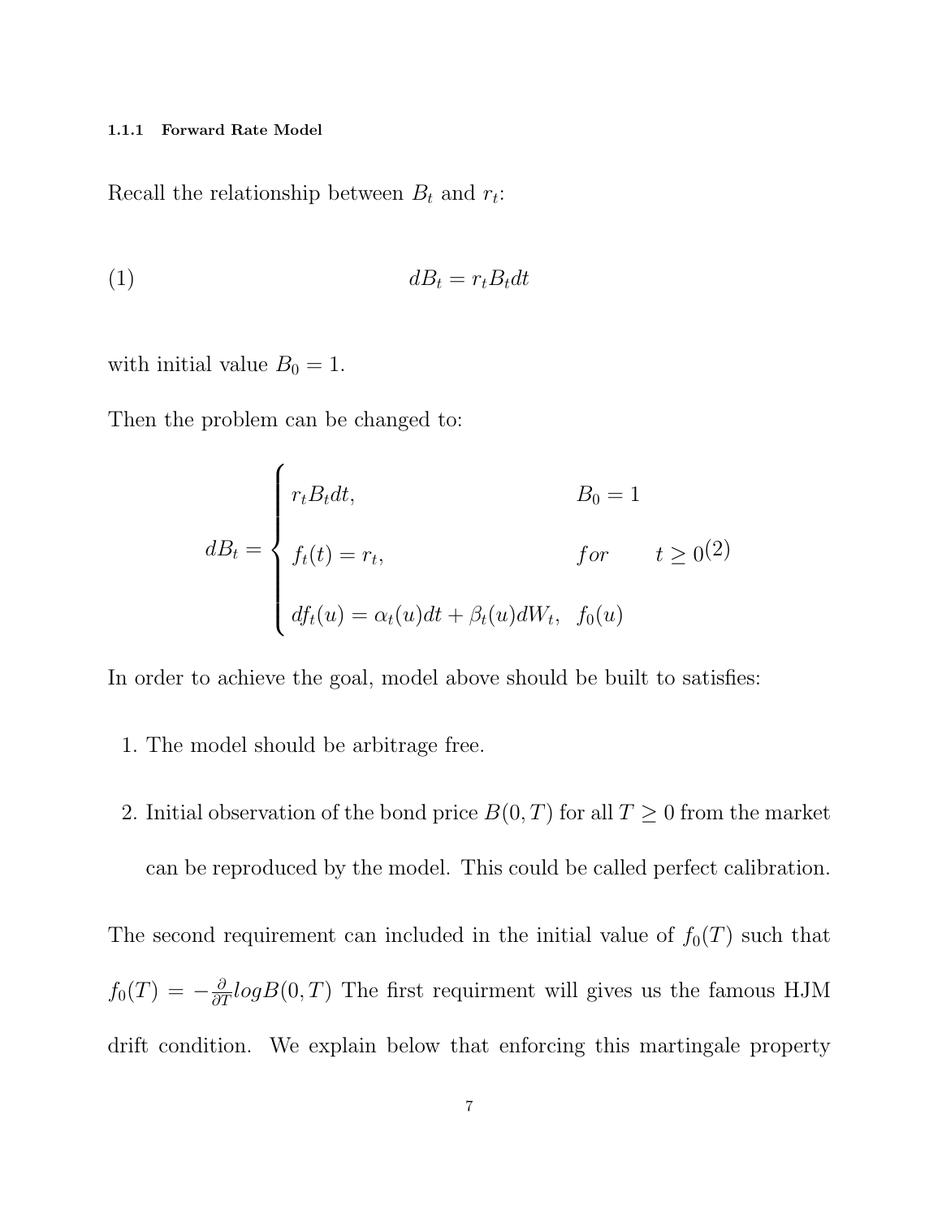#### 1.1.1 Forward Rate Model

Recall the relationship between $B_t$ and $r_t$:

$$dB_t = r_t B_t dt \tag{1}$$

with initial value $B_0 = 1$.

Then the problem can be changed to:

$$dB_t = \begin{cases} r_t B_t dt, & B_0 = 1 \\ f_t(t) = r_t, & for \quad t \geq 0 \\ df_t(u) = \alpha_t(u)dt + \beta_t(u)dW_t, & f_0(u) \end{cases} \tag{2}$$

In order to achieve the goal, model above should be built to satisfies:

1. The model should be arbitrage free.
2. Initial observation of the bond price $B(0,T)$ for all $T \geq 0$ from the market can be reproduced by the model. This could be called perfect calibration.

The second requirement can included in the initial value of $f_0(T)$ such that $f_0(T) = -\frac{\partial}{\partial T} log B(0,T)$ The first requirment will gives us the famous HJM drift condition. We explain below that enforcing this martingale property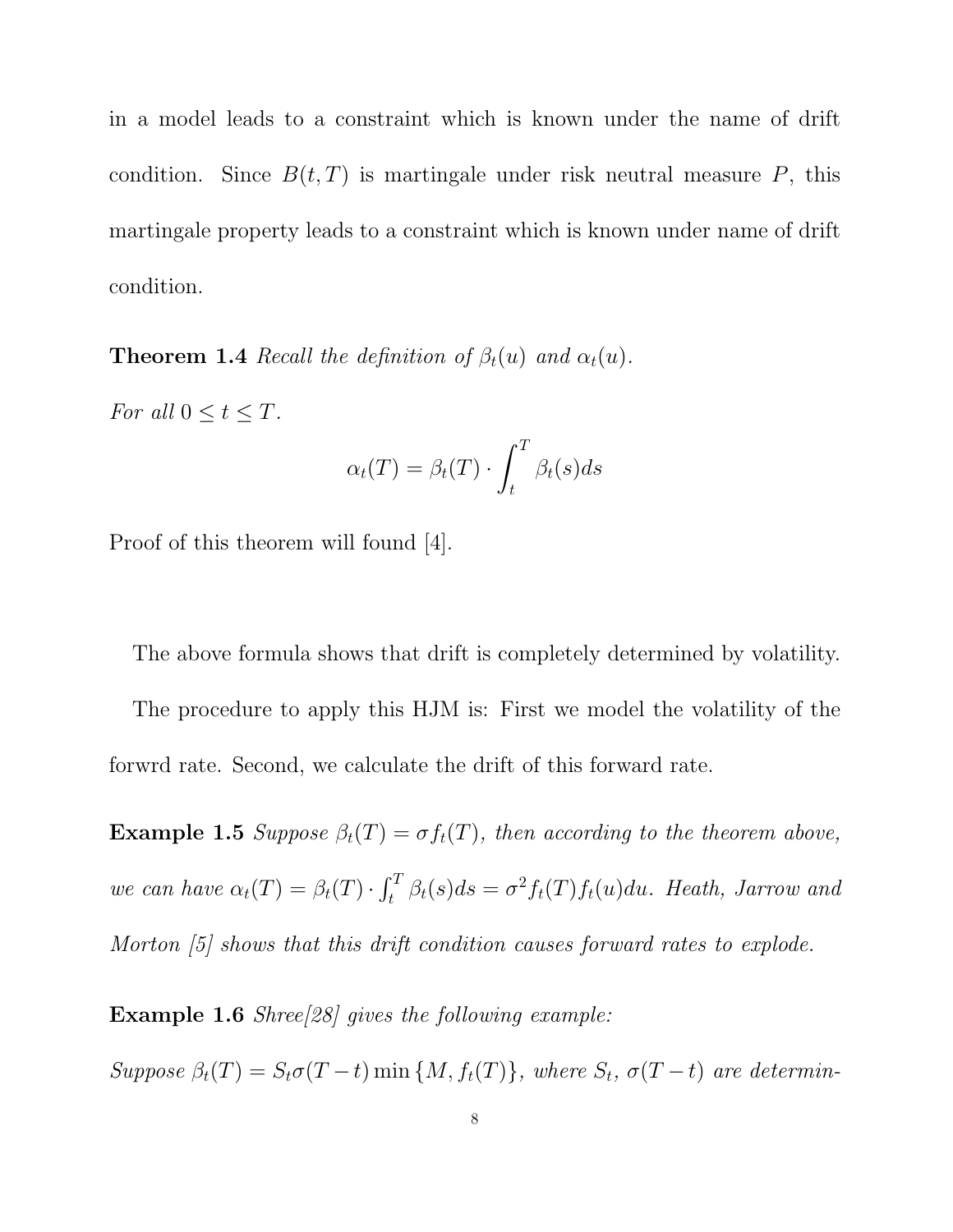in a model leads to a constraint which is known under the name of drift condition. Since $B(t,T)$ is martingale under risk neutral measure $P$, this martingale property leads to a constraint which is known under name of drift condition.

**Theorem 1.4** *Recall the definition of $\beta_t(u)$ and $\alpha_t(u)$.*

*For all $0 \leq t \leq T$.*

$$\alpha_t(T) = \beta_t(T) \cdot \int_t^T \beta_t(s)ds$$

Proof of this theorem will found [4].

The above formula shows that drift is completely determined by volatility.

The procedure to apply this HJM is: First we model the volatility of the forwrd rate. Second, we calculate the drift of this forward rate.

**Example 1.5** *Suppose $\beta_t(T) = \sigma f_t(T)$, then according to the theorem above, we can have $\alpha_t(T) = \beta_t(T) \cdot \int_t^T \beta_t(s)ds = \sigma^2 f_t(T) f_t(u)du$. Heath, Jarrow and Morton [5] shows that this drift condition causes forward rates to explode.*

**Example 1.6** *Shree[28] gives the following example:*

*Suppose $\beta_t(T) = S_t\sigma(T-t)\min\{M, f_t(T)\}$, where $S_t$, $\sigma(T-t)$ are determin-*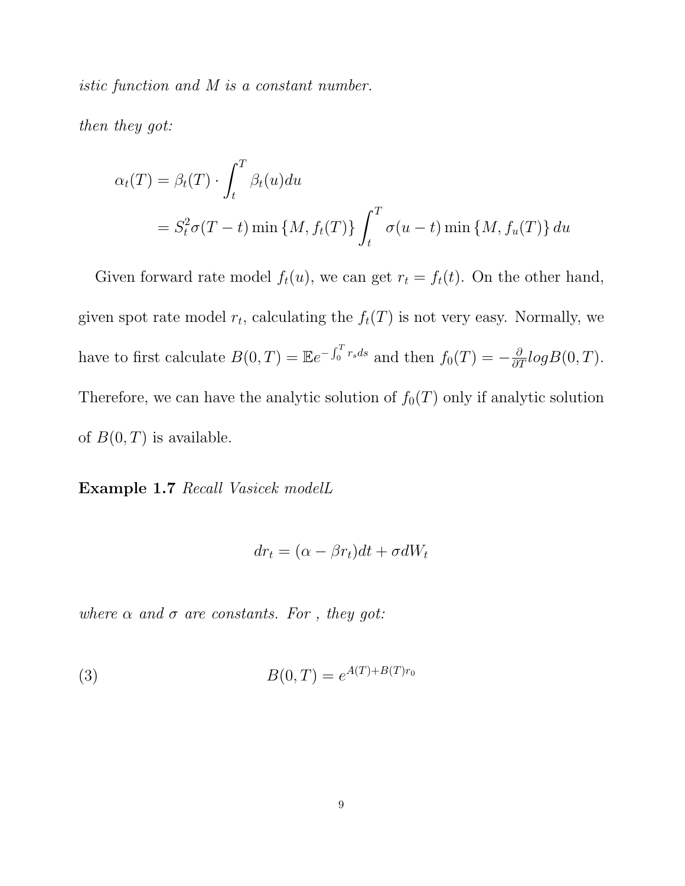*istic function and M is a constant number.*

*then they got:*

$$
\begin{aligned}
\alpha_t(T) &= \beta_t(T) \cdot \int_t^T \beta_t(u)du \\
&= S_t^2 \sigma(T-t) \min\{M, f_t(T)\} \int_t^T \sigma(u-t) \min\{M, f_u(T)\} du
\end{aligned}
$$

Given forward rate model $f_t(u)$, we can get $r_t = f_t(t)$. On the other hand, given spot rate model $r_t$, calculating the $f_t(T)$ is not very easy. Normally, we have to first calculate $B(0,T) = \mathbb{E}e^{-\int_0^T r_s ds}$ and then $f_0(T) = -\frac{\partial}{\partial T} log B(0,T)$. Therefore, we can have the analytic solution of $f_0(T)$ only if analytic solution of $B(0,T)$ is available.

**Example 1.7** *Recall Vasicek modelL*

$$
dr_t = (\alpha - \beta r_t)dt + \sigma dW_t
$$

*where $\alpha$ and $\sigma$ are constants. For , they got:*

$$
B(0,T) = e^{A(T)+B(T)r_0} \tag{3}
$$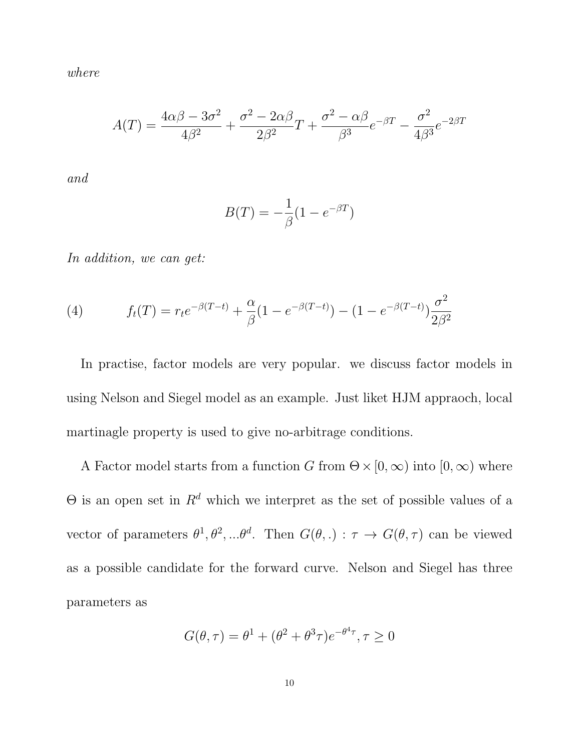*where*

$$A(T) = \frac{4\alpha\beta - 3\sigma^2}{4\beta^2} + \frac{\sigma^2 - 2\alpha\beta}{2\beta^2}T + \frac{\sigma^2 - \alpha\beta}{\beta^3}e^{-\beta T} - \frac{\sigma^2}{4\beta^3}e^{-2\beta T}$$

*and*

$$B(T) = -\frac{1}{\beta}(1 - e^{-\beta T})$$

*In addition, we can get:*

$$f_t(T) = r_t e^{-\beta(T-t)} + \frac{\alpha}{\beta}(1 - e^{-\beta(T-t)}) - (1 - e^{-\beta(T-t)})\frac{\sigma^2}{2\beta^2} \tag{4}$$

In practise, factor models are very popular. we discuss factor models in using Nelson and Siegel model as an example. Just liket HJM appraoch, local martinagle property is used to give no-arbitrage conditions.

A Factor model starts from a function $G$ from $\Theta \times [0, \infty)$ into $[0, \infty)$ where $\Theta$ is an open set in $R^d$ which we interpret as the set of possible values of a vector of parameters $\theta^1, \theta^2, ...\theta^d$. Then $G(\theta, .) : \tau \to G(\theta, \tau)$ can be viewed as a possible candidate for the forward curve. Nelson and Siegel has three parameters as

$$G(\theta, \tau) = \theta^1 + (\theta^2 + \theta^3\tau)e^{-\theta^4\tau}, \tau \geq 0$$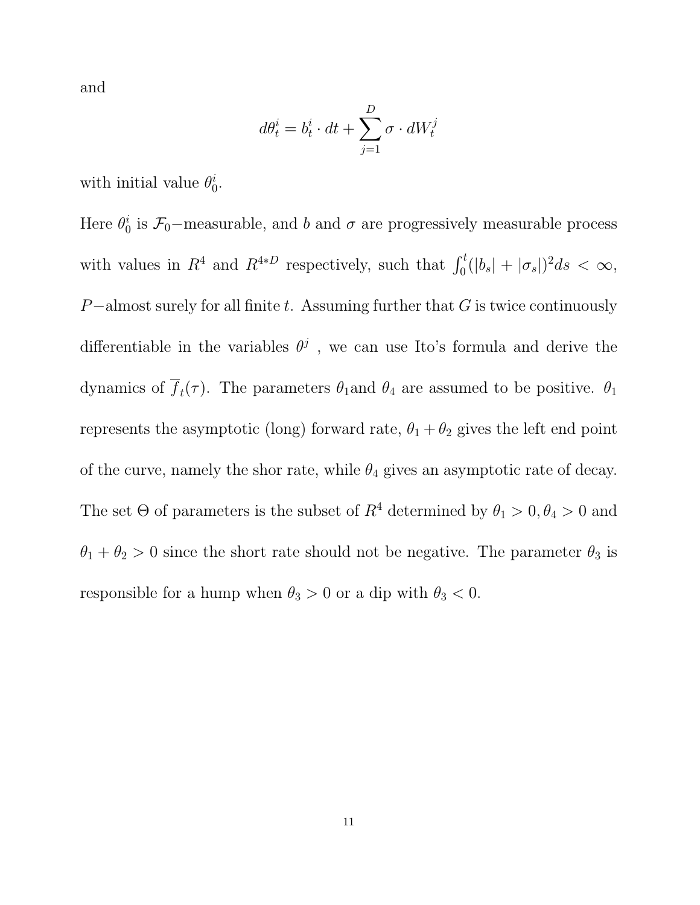and

$$d\theta_t^i = b_t^i \cdot dt + \sum_{j=1}^{D} \sigma \cdot dW_t^j$$

with initial value $\theta_0^i$.

Here $\theta_0^i$ is $\mathcal{F}_0-$measurable, and $b$ and $\sigma$ are progressively measurable process with values in $R^4$ and $R^{4*D}$ respectively, such that $\int_0^t (|b_s| + |\sigma_s|)^2 ds < \infty$, $P-$almost surely for all finite $t$. Assuming further that $G$ is twice continuously differentiable in the variables $\theta^j$ , we can use Ito's formula and derive the dynamics of $\overline{f}_t(\tau)$. The parameters $\theta_1$and $\theta_4$ are assumed to be positive. $\theta_1$ represents the asymptotic (long) forward rate, $\theta_1 + \theta_2$ gives the left end point of the curve, namely the shor rate, while $\theta_4$ gives an asymptotic rate of decay. The set $\Theta$ of parameters is the subset of $R^4$ determined by $\theta_1 > 0, \theta_4 > 0$ and $\theta_1 + \theta_2 > 0$ since the short rate should not be negative. The parameter $\theta_3$ is responsible for a hump when $\theta_3 > 0$ or a dip with $\theta_3 < 0$.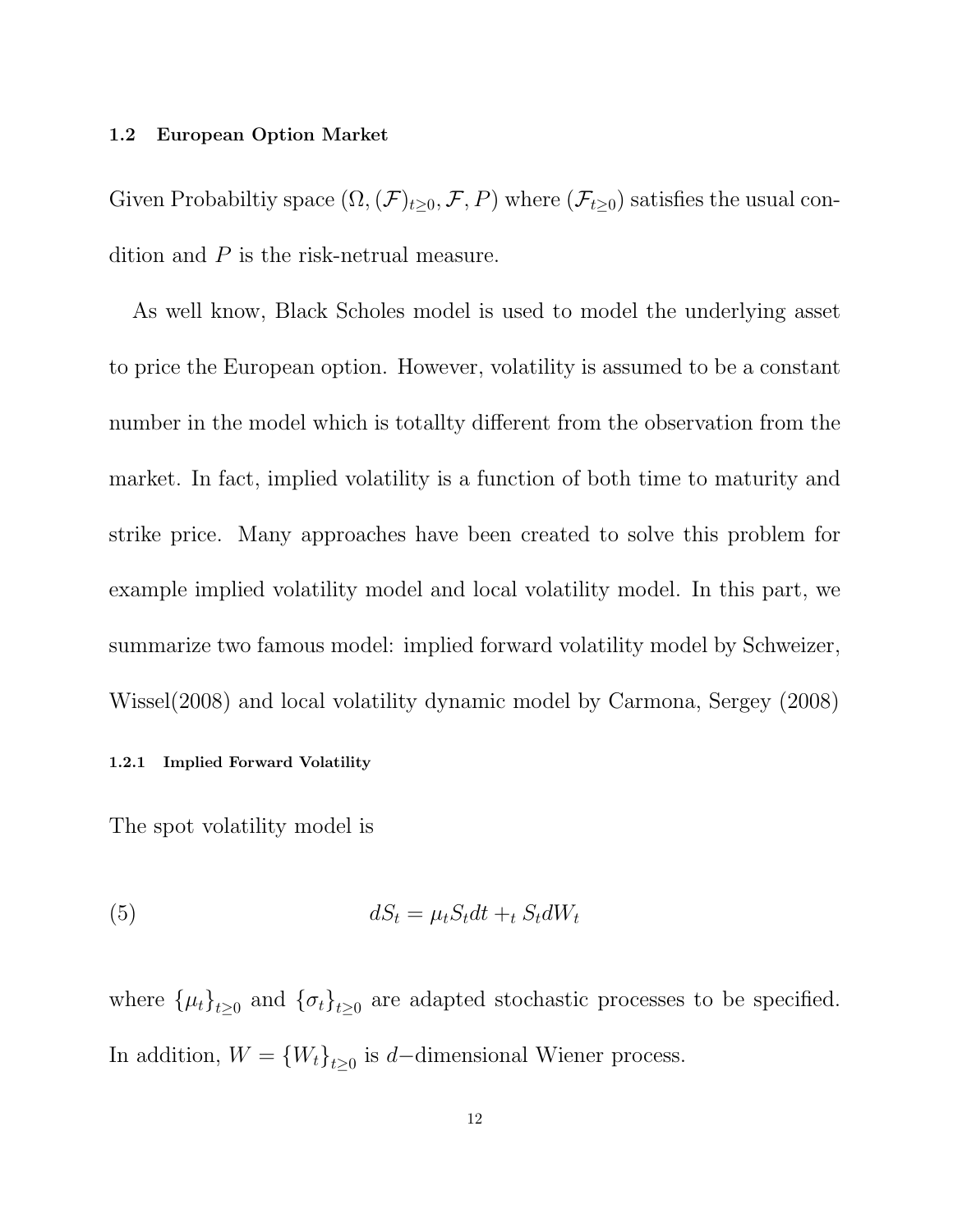### 1.2 European Option Market

Given Probabiltiy space $(\Omega, (\mathcal{F})_{t\geq 0}, \mathcal{F}, P)$ where $(\mathcal{F}_{t\geq 0})$ satisfies the usual condition and $P$ is the risk-netrual measure.

As well know, Black Scholes model is used to model the underlying asset to price the European option. However, volatility is assumed to be a constant number in the model which is totallty different from the observation from the market. In fact, implied volatility is a function of both time to maturity and strike price. Many approaches have been created to solve this problem for example implied volatility model and local volatility model. In this part, we summarize two famous model: implied forward volatility model by Schweizer, Wissel(2008) and local volatility dynamic model by Carmona, Sergey (2008)

#### 1.2.1 Implied Forward Volatility

The spot volatility model is

$$dS_t = \mu_t S_t dt +_t S_t dW_t \tag{5}$$

where $\{\mu_t\}_{t\geq 0}$ and $\{\sigma_t\}_{t\geq 0}$ are adapted stochastic processes to be specified. In addition, $W = \{W_t\}_{t\geq 0}$ is $d-$dimensional Wiener process.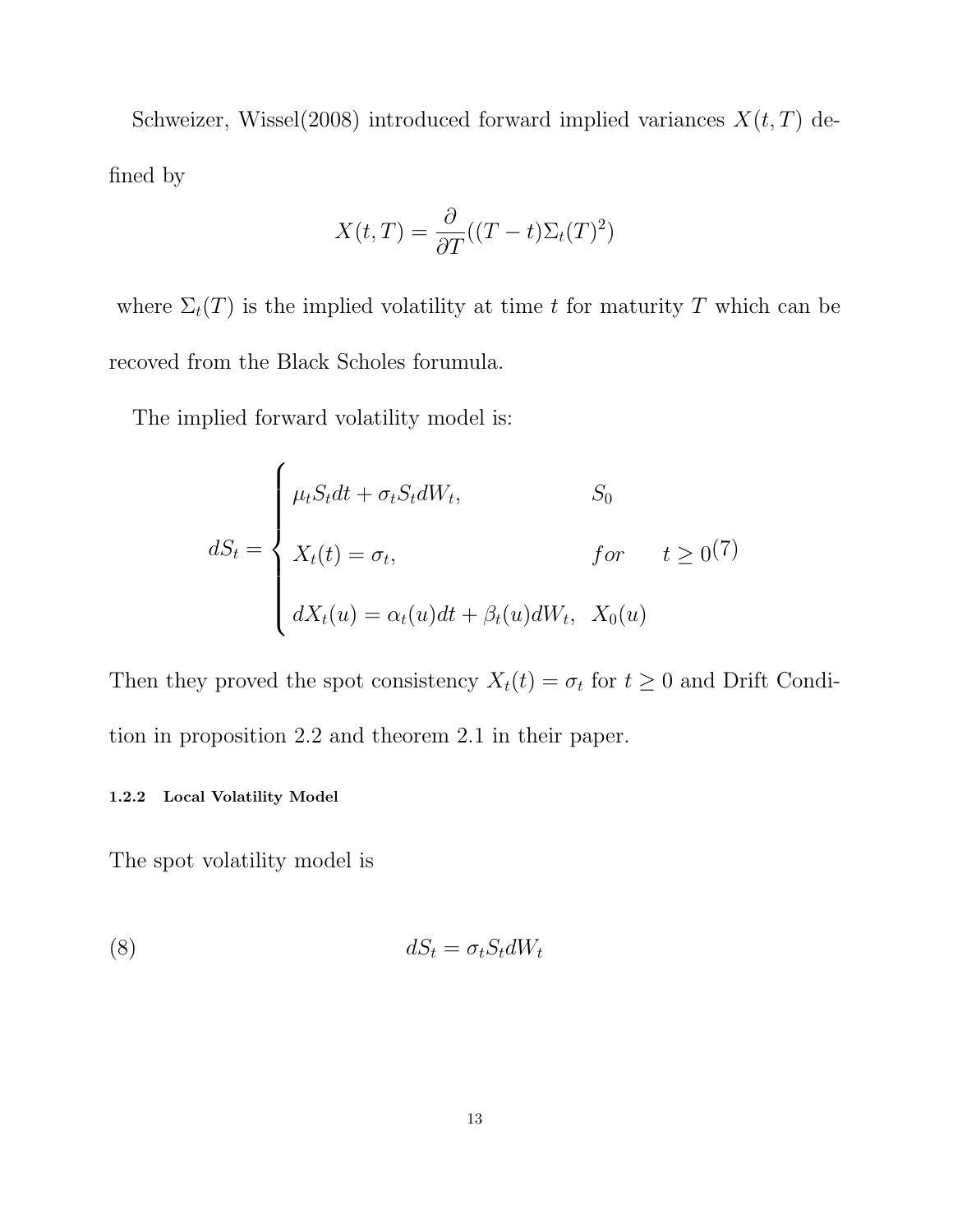Schweizer, Wissel(2008) introduced forward implied variances $X(t,T)$ defined by

$$X(t,T) = \frac{\partial}{\partial T}((T-t)\Sigma_t(T)^2)$$

where $\Sigma_t(T)$ is the implied volatility at time $t$ for maturity $T$ which can be recoved from the Black Scholes forumula.

The implied forward volatility model is:

$$dS_t = \begin{cases} \mu_t S_t dt + \sigma_t S_t dW_t, & S_0 \\ X_t(t) = \sigma_t, & for \quad t \geq 0 \\ dX_t(u) = \alpha_t(u)dt + \beta_t(u)dW_t, & X_0(u) \end{cases} \tag{7}$$

Then they proved the spot consistency $X_t(t) = \sigma_t$ for $t \geq 0$ and Drift Condition in proposition 2.2 and theorem 2.1 in their paper.

#### 1.2.2 Local Volatility Model

The spot volatility model is

$$dS_t = \sigma_t S_t dW_t \tag{8}$$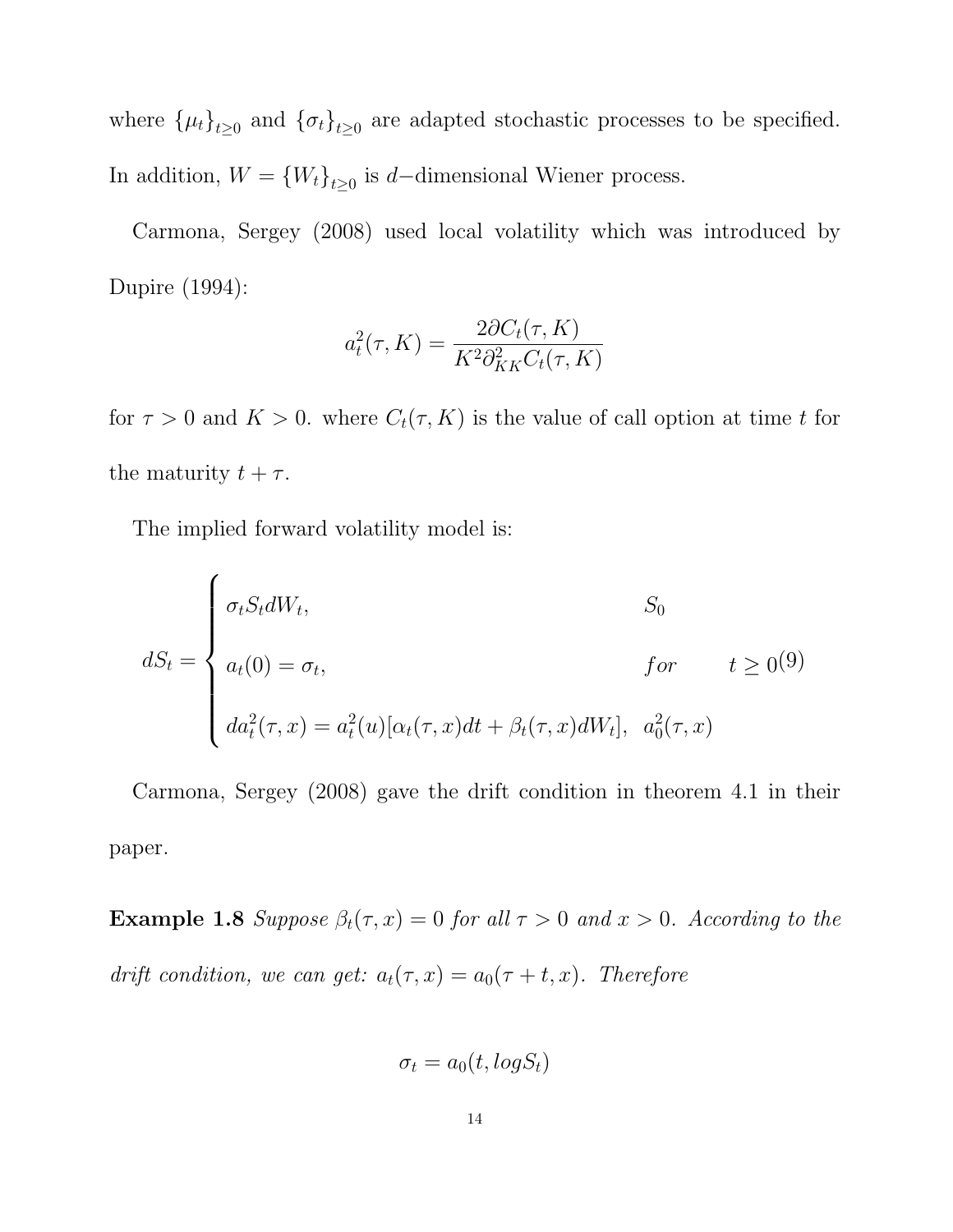where $\{\mu_t\}_{t\geq 0}$ and $\{\sigma_t\}_{t\geq 0}$ are adapted stochastic processes to be specified. In addition, $W = \{W_t\}_{t\geq 0}$ is $d-$dimensional Wiener process.

Carmona, Sergey (2008) used local volatility which was introduced by Dupire (1994):

$$a_t^2(\tau, K) = \frac{2\partial C_t(\tau, K)}{K^2 \partial_{KK}^2 C_t(\tau, K)}$$

for $\tau > 0$ and $K > 0$. where $C_t(\tau, K)$ is the value of call option at time $t$ for the maturity $t + \tau$.

The implied forward volatility model is:

$$dS_t = \begin{cases} \sigma_t S_t dW_t, & S_0 \\ a_t(0) = \sigma_t, & for \qquad t \geq 0 \\ da_t^2(\tau, x) = a_t^2(u)[\alpha_t(\tau, x)dt + \beta_t(\tau, x)dW_t], & a_0^2(\tau, x) \end{cases} \quad (9)$$

Carmona, Sergey (2008) gave the drift condition in theorem 4.1 in their paper.

**Example 1.8** *Suppose $\beta_t(\tau, x) = 0$ for all $\tau > 0$ and $x > 0$. According to the drift condition, we can get: $a_t(\tau, x) = a_0(\tau + t, x)$. Therefore*

$$\sigma_t = a_0(t, logS_t)$$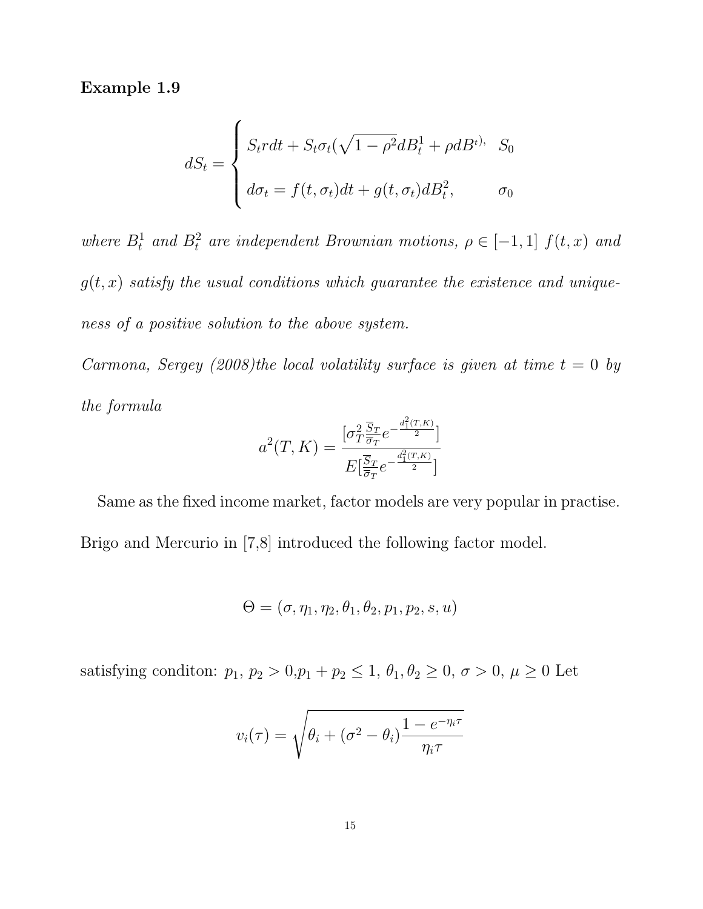**Example 1.9**

$$
dS_t = \begin{cases} S_t r dt + S_t \sigma_t (\sqrt{1-\rho^2} dB_t^1 + \rho dB^{t)}, & S_0 \\ d\sigma_t = f(t, \sigma_t) dt + g(t, \sigma_t) dB_t^2, & \sigma_0 \end{cases}
$$

*where $B_t^1$ and $B_t^2$ are independent Brownian motions, $\rho \in [-1, 1]$ $f(t, x)$ and $g(t, x)$ satisfy the usual conditions which guarantee the existence and uniqueness of a positive solution to the above system.*

*Carmona, Sergey (2008)the local volatility surface is given at time $t = 0$ by the formula*

$$
a^2(T, K) = \frac{[\sigma_T^2 \frac{\overline{S}_T}{\overline{\sigma}_T} e^{-\frac{d_1^2(T,K)}{2}}]}{E[\frac{\overline{S}_T}{\overline{\sigma}_T} e^{-\frac{d_1^2(T,K)}{2}}]}
$$

Same as the fixed income market, factor models are very popular in practise. Brigo and Mercurio in [7,8] introduced the following factor model.

$$
\Theta = (\sigma, \eta_1, \eta_2, \theta_1, \theta_2, p_1, p_2, s, u)
$$

satisfying conditon: $p_1$, $p_2 > 0$,$p_1 + p_2 \leq 1$, $\theta_1, \theta_2 \geq 0$, $\sigma > 0$, $\mu \geq 0$ Let

$$
v_i(\tau) = \sqrt{\theta_i + (\sigma^2 - \theta_i) \frac{1 - e^{-\eta_i \tau}}{\eta_i \tau}}
$$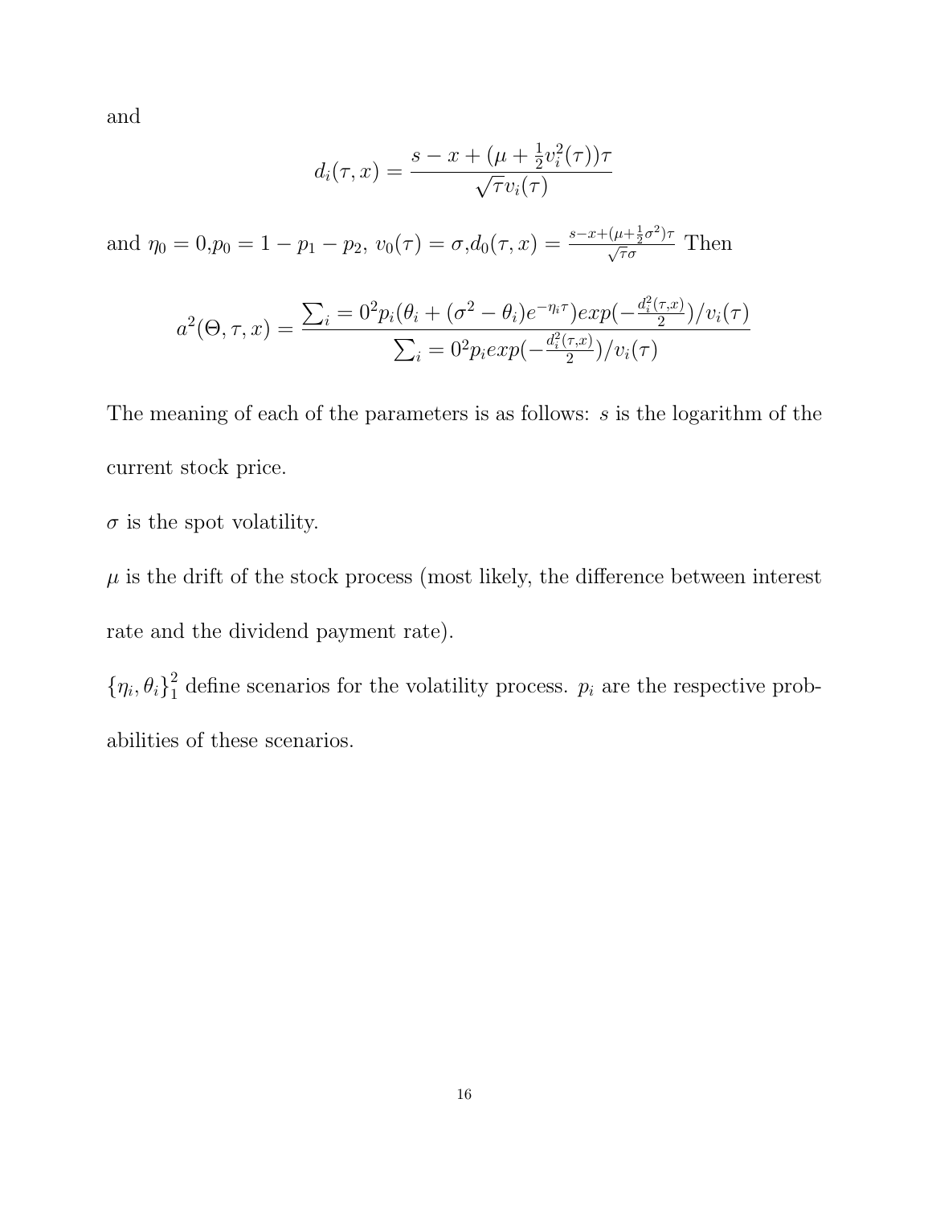and

$$d_i(\tau, x) = \frac{s - x + (\mu + \frac{1}{2}v_i^2(\tau))\tau}{\sqrt{\tau}v_i(\tau)}$$

and $\eta_0 = 0$,$p_0 = 1 - p_1 - p_2$, $v_0(\tau) = \sigma$,$d_0(\tau, x) = \frac{s-x+(\mu+\frac{1}{2}\sigma^2)\tau}{\sqrt{\tau}\sigma}$ Then

$$a^2(\Theta, \tau, x) = \frac{\sum_i = 0^2 p_i(\theta_i + (\sigma^2 - \theta_i)e^{-\eta_i\tau})exp(-\frac{d_i^2(\tau,x)}{2})/v_i(\tau)}{\sum_i = 0^2 p_i exp(-\frac{d_i^2(\tau,x)}{2})/v_i(\tau)}$$

The meaning of each of the parameters is as follows: $s$ is the logarithm of the current stock price.

$\sigma$ is the spot volatility.

$\mu$ is the drift of the stock process (most likely, the difference between interest rate and the dividend payment rate).

$\{\eta_i, \theta_i\}_1^2$ define scenarios for the volatility process. $p_i$ are the respective probabilities of these scenarios.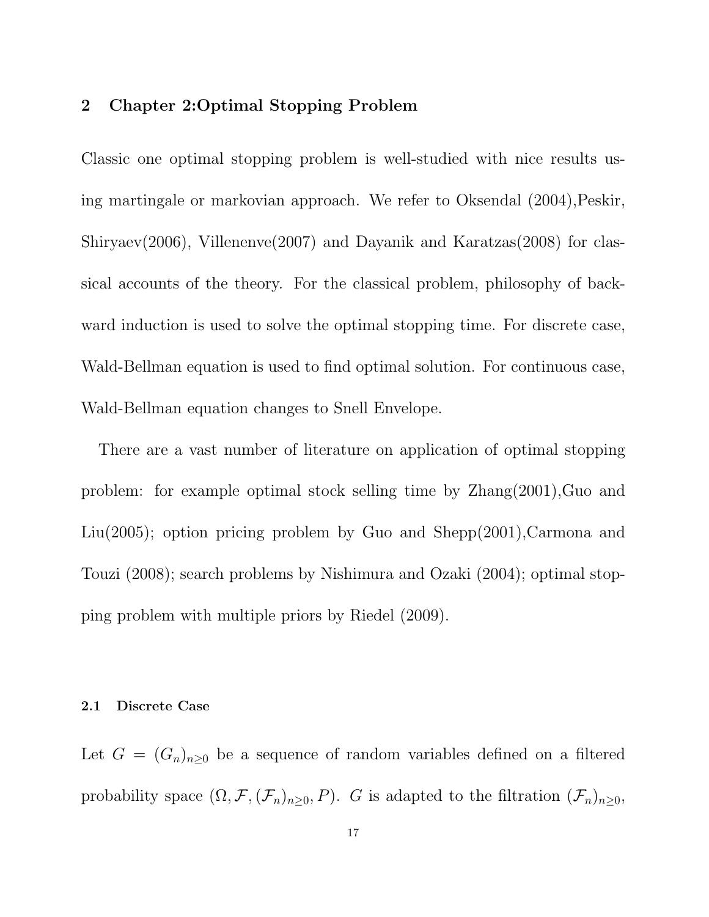## 2 Chapter 2:Optimal Stopping Problem

Classic one optimal stopping problem is well-studied with nice results using martingale or markovian approach. We refer to Oksendal (2004),Peskir, Shiryaev(2006), Villenenve(2007) and Dayanik and Karatzas(2008) for classical accounts of the theory. For the classical problem, philosophy of backward induction is used to solve the optimal stopping time. For discrete case, Wald-Bellman equation is used to find optimal solution. For continuous case, Wald-Bellman equation changes to Snell Envelope.

There are a vast number of literature on application of optimal stopping problem: for example optimal stock selling time by Zhang(2001),Guo and Liu(2005); option pricing problem by Guo and Shepp(2001),Carmona and Touzi (2008); search problems by Nishimura and Ozaki (2004); optimal stopping problem with multiple priors by Riedel (2009).

### 2.1 Discrete Case

Let $G = (G_n)_{n\geq 0}$ be a sequence of random variables defined on a filtered probability space $(\Omega, \mathcal{F}, (\mathcal{F}_n)_{n\geq 0}, P)$. $G$ is adapted to the filtration $(\mathcal{F}_n)_{n\geq 0}$,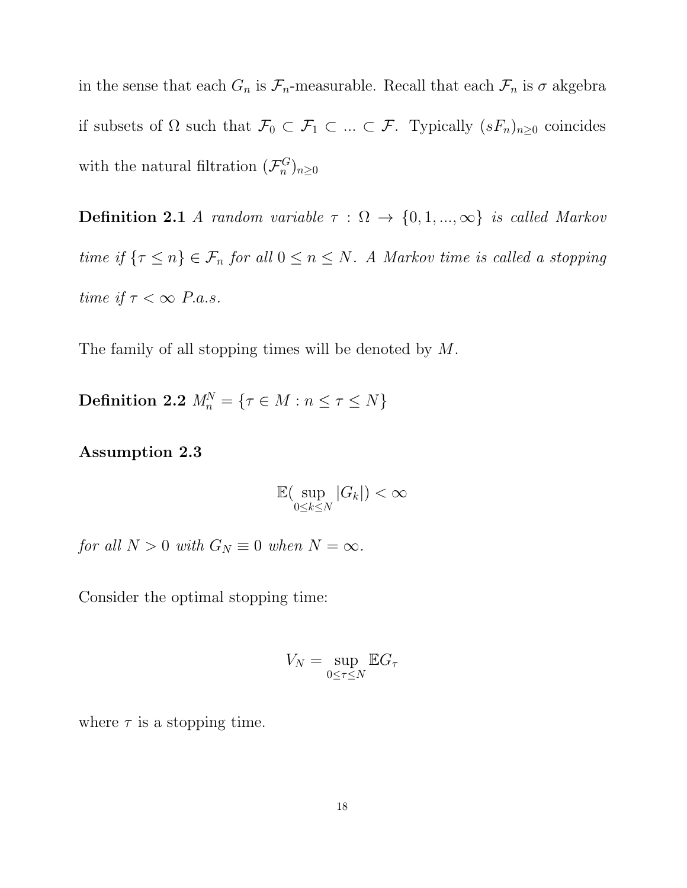in the sense that each $G_n$ is $\mathcal{F}_n$-measurable. Recall that each $\mathcal{F}_n$ is $\sigma$ akgebra if subsets of $\Omega$ such that $\mathcal{F}_0 \subset \mathcal{F}_1 \subset ... \subset \mathcal{F}$. Typically $(sF_n)_{n\geq 0}$ coincides with the natural filtration $(\mathcal{F}_n^G)_{n\geq 0}$

**Definition 2.1** *A random variable $\tau : \Omega \to \{0, 1, ..., \infty\}$ is called Markov time if $\{\tau \leq n\} \in \mathcal{F}_n$ for all $0 \leq n \leq N$. A Markov time is called a stopping time if $\tau < \infty$ P.a.s.*

The family of all stopping times will be denoted by $M$.

**Definition 2.2** $M_n^N = \{\tau \in M : n \leq \tau \leq N\}$

**Assumption 2.3**

$$\mathbb{E}(\sup_{0\leq k\leq N} |G_k|) < \infty$$

*for all $N > 0$ with $G_N \equiv 0$ when $N = \infty$.*

Consider the optimal stopping time:

$$V_N = \sup_{0\leq \tau\leq N} \mathbb{E}G_\tau$$

where $\tau$ is a stopping time.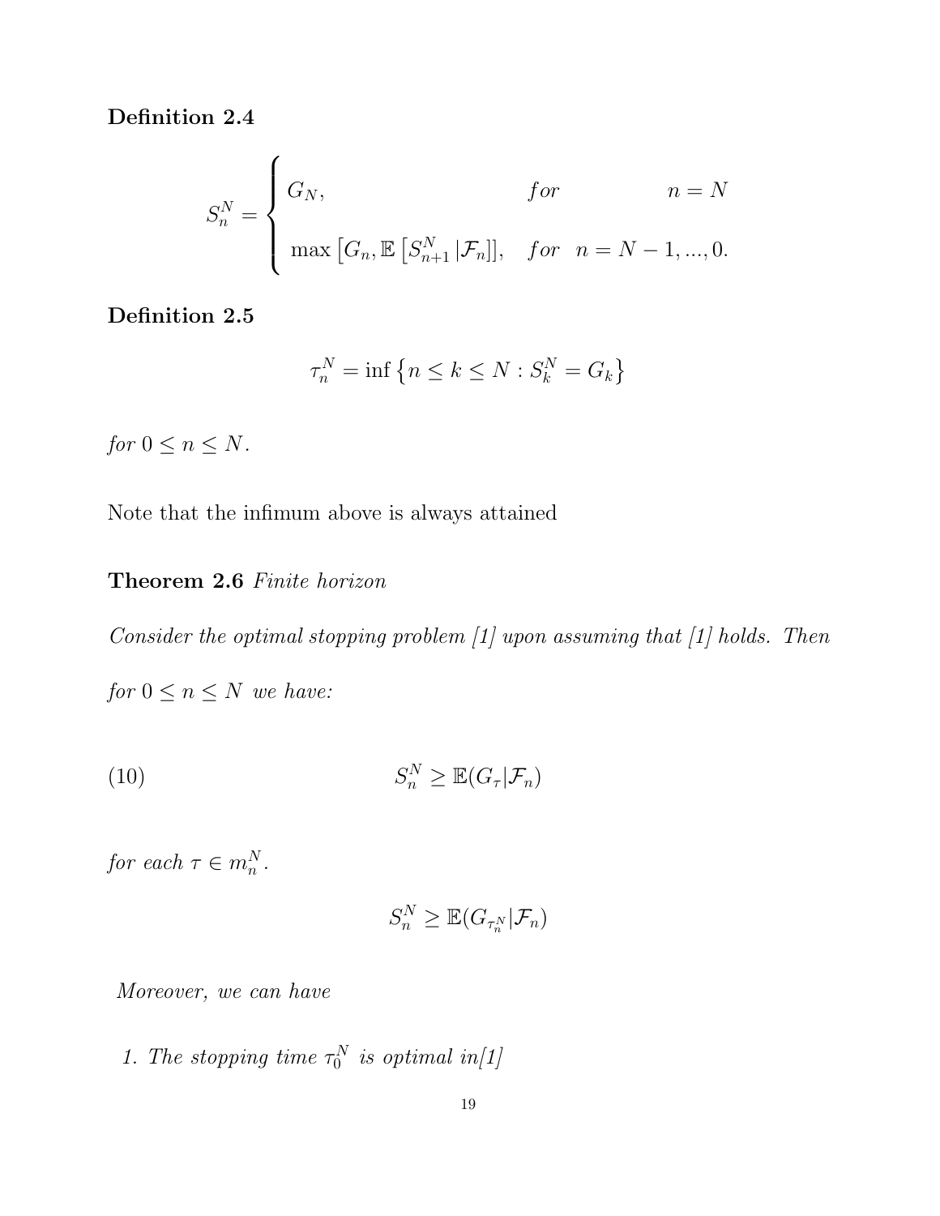**Definition 2.4**

$$
S_n^N = \begin{cases} G_N, & for \qquad n = N \\ \max\left[G_n, \mathbb{E}\left[S_{n+1}^N \,|\mathcal{F}_n\right]\right], & for \quad n = N-1, ..., 0. \end{cases}
$$

**Definition 2.5**

$$
\tau_n^N = \inf\left\{n \leq k \leq N : S_k^N = G_k\right\}
$$

*for* $0 \leq n \leq N$.

Note that the infimum above is always attained

**Theorem 2.6** *Finite horizon*

*Consider the optimal stopping problem [1] upon assuming that [1] holds. Then for* $0 \leq n \leq N$ *we have:*

$$
S_n^N \geq \mathbb{E}(G_\tau | \mathcal{F}_n) \tag{10}
$$

*for each* $\tau \in m_n^N$.

$$
S_n^N \geq \mathbb{E}(G_{\tau_n^N} | \mathcal{F}_n)
$$

*Moreover, we can have*

1. *The stopping time* $\tau_0^N$ *is optimal in[1]*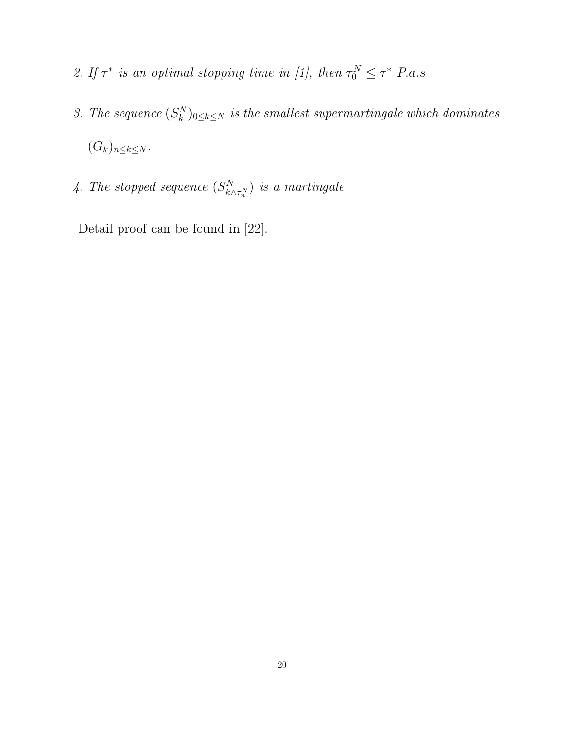2. *If $\tau^*$ is an optimal stopping time in [1], then $\tau_0^N \leq \tau^*$ P.a.s*

3. *The sequence $(S_k^N)_{0 \leq k \leq N}$ is the smallest supermartingale which dominates $(G_k)_{n \leq k \leq N}$.*

4. *The stopped sequence $(S_{k \wedge \tau_n^N}^N)$ is a martingale*

Detail proof can be found in [22].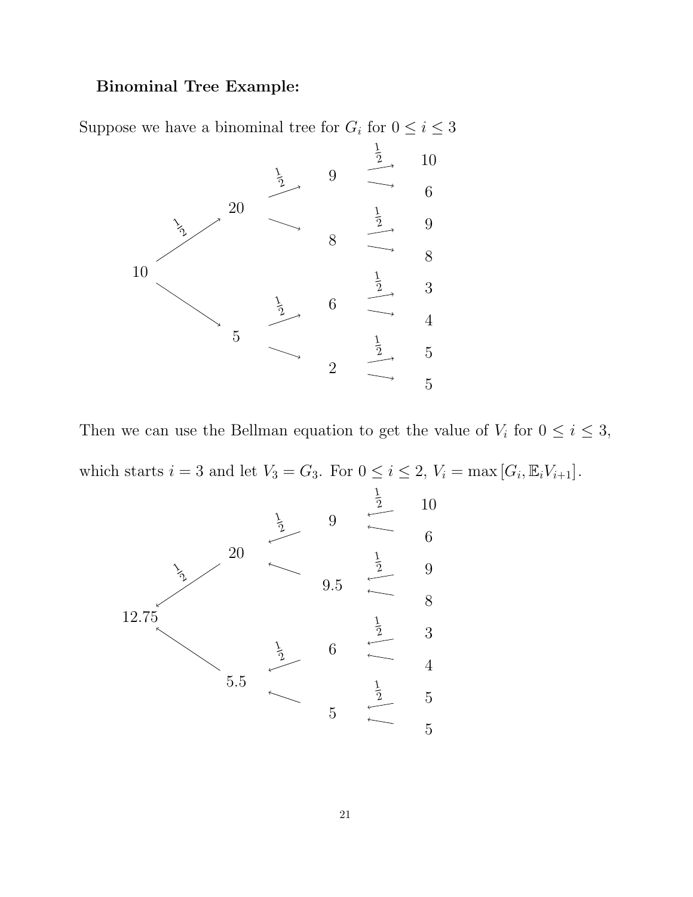**Binominal Tree Example:**

Suppose we have a binominal tree for $G_i$ for $0 \le i \le 3$

```
                                   1/2
                          1/2   9  --->  10
                         --->      --->   6
              20                   1/2
       1/2               --->   8  --->   9
      --->                         --->   8
10                                 1/2
      --->               1/2    6  --->   3
              5          --->      --->   4
                                   1/2
                         --->   2  --->   5
                                   --->   5
```

Then we can use the Bellman equation to get the value of $V_i$ for $0 \le i \le 3$, which starts $i = 3$ and let $V_3 = G_3$. For $0 \le i \le 2$, $V_i = \max\left[G_i, \mathbb{E}_i V_{i+1}\right]$.

```
                                    1/2
                           1/2   9   <---  10
                          <---       <---   6
                20                  1/2
       1/2                <---  9.5  <---   9
      <---                           <---   8
12.75                               1/2
      <---                 1/2   6   <---   3
                5.5       <---       <---   4
                                    1/2
                          <---   5   <---   5
                                     <---   5
```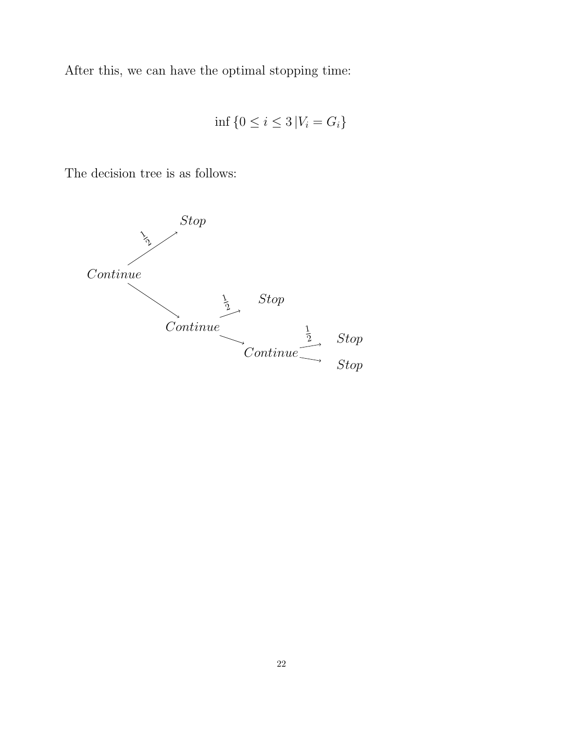After this, we can have the optimal stopping time:

$$\inf \{0 \leq i \leq 3 \,|V_i = G_i\}$$

The decision tree is as follows:

*Continue* $\xrightarrow{\frac{1}{2}}$ *Stop*

*Continue* $\rightarrow$ *Continue* $\xrightarrow{\frac{1}{2}}$ *Stop*

*Continue* $\rightarrow$ *Continue* $\rightarrow$ *Continue* $\xrightarrow{\frac{1}{2}}$ *Stop*

*Continue* $\rightarrow$ *Continue* $\rightarrow$ *Continue* $\rightarrow$ *Stop*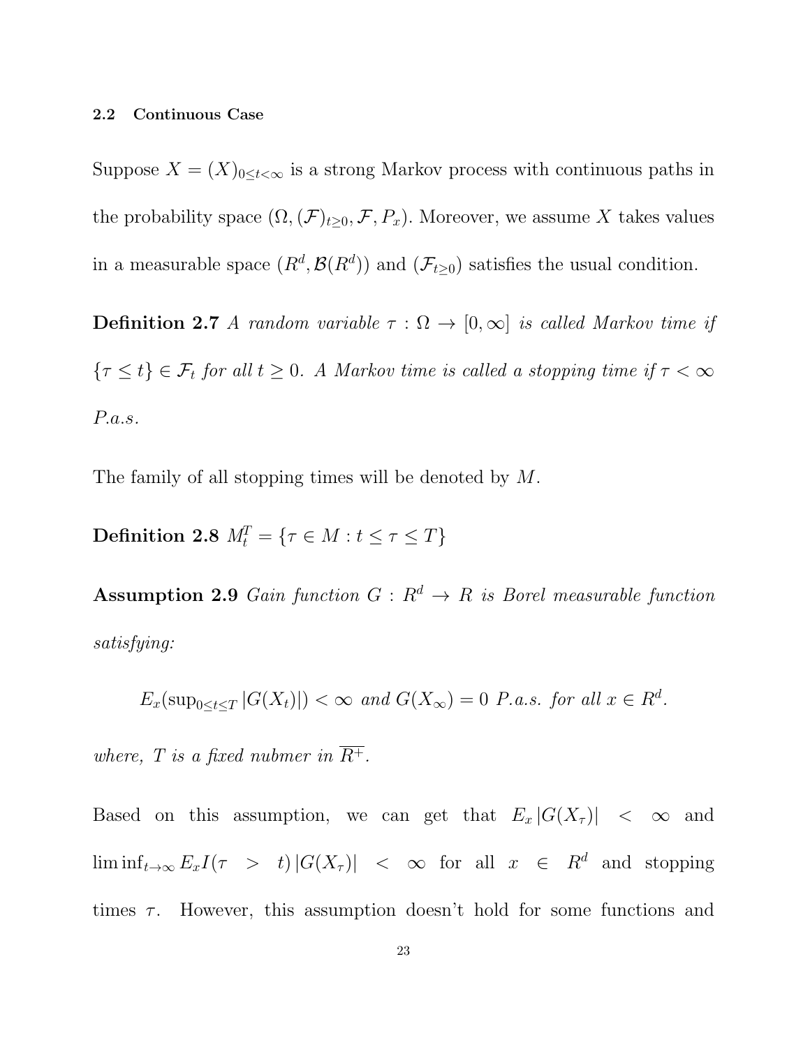### 2.2 Continuous Case

Suppose $X = (X)_{0 \le t < \infty}$ is a strong Markov process with continuous paths in the probability space $(\Omega, (\mathcal{F})_{t \ge 0}, \mathcal{F}, P_x)$. Moreover, we assume $X$ takes values in a measurable space $(R^d, \mathcal{B}(R^d))$ and $(\mathcal{F}_{t \ge 0})$ satisfies the usual condition.

**Definition 2.7** *A random variable $\tau : \Omega \to [0, \infty]$ is called Markov time if $\{\tau \le t\} \in \mathcal{F}_t$ for all $t \ge 0$. A Markov time is called a stopping time if $\tau < \infty$ P.a.s.*

The family of all stopping times will be denoted by $M$.

**Definition 2.8** $M_t^T = \{\tau \in M : t \le \tau \le T\}$

**Assumption 2.9** *Gain function $G : R^d \to R$ is Borel measurable function satisfying:*

$$E_x(\sup_{0 \le t \le T} |G(X_t)|) < \infty \text{ and } G(X_\infty) = 0 \text{ P.a.s. for all } x \in R^d.$$

*where, $T$ is a fixed nubmer in $\overline{R^+}$.*

Based on this assumption, we can get that $E_x |G(X_\tau)| < \infty$ and $\liminf_{t \to \infty} E_x I(\tau > t) |G(X_\tau)| < \infty$ for all $x \in R^d$ and stopping times $\tau$. However, this assumption doesn't hold for some functions and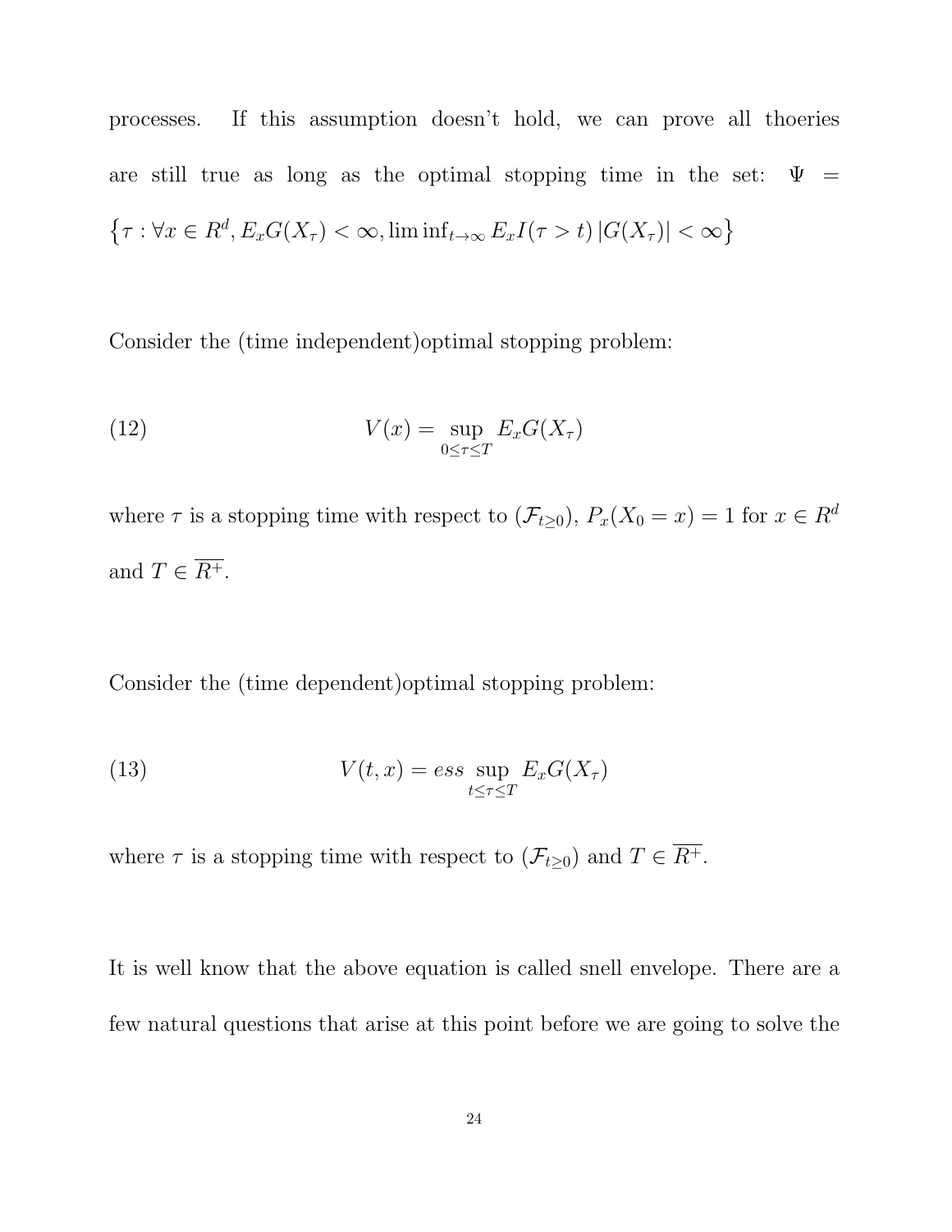processes. If this assumption doesn't hold, we can prove all thoeries are still true as long as the optimal stopping time in the set: $\Psi = \left\{\tau : \forall x \in R^d, E_x G(X_\tau) < \infty, \liminf_{t\to\infty} E_x I(\tau > t) \left|G(X_\tau)\right| < \infty\right\}$

Consider the (time independent)optimal stopping problem:

$$V(x) = \sup_{0\leq\tau\leq T} E_x G(X_\tau) \tag{12}$$

where $\tau$ is a stopping time with respect to $(\mathcal{F}_{t\geq 0})$, $P_x(X_0 = x) = 1$ for $x \in R^d$ and $T \in \overline{R^+}$.

Consider the (time dependent)optimal stopping problem:

$$V(t, x) = ess \sup_{t\leq\tau\leq T} E_x G(X_\tau) \tag{13}$$

where $\tau$ is a stopping time with respect to $(\mathcal{F}_{t\geq 0})$ and $T \in \overline{R^+}$.

It is well know that the above equation is called snell envelope. There are a few natural questions that arise at this point before we are going to solve the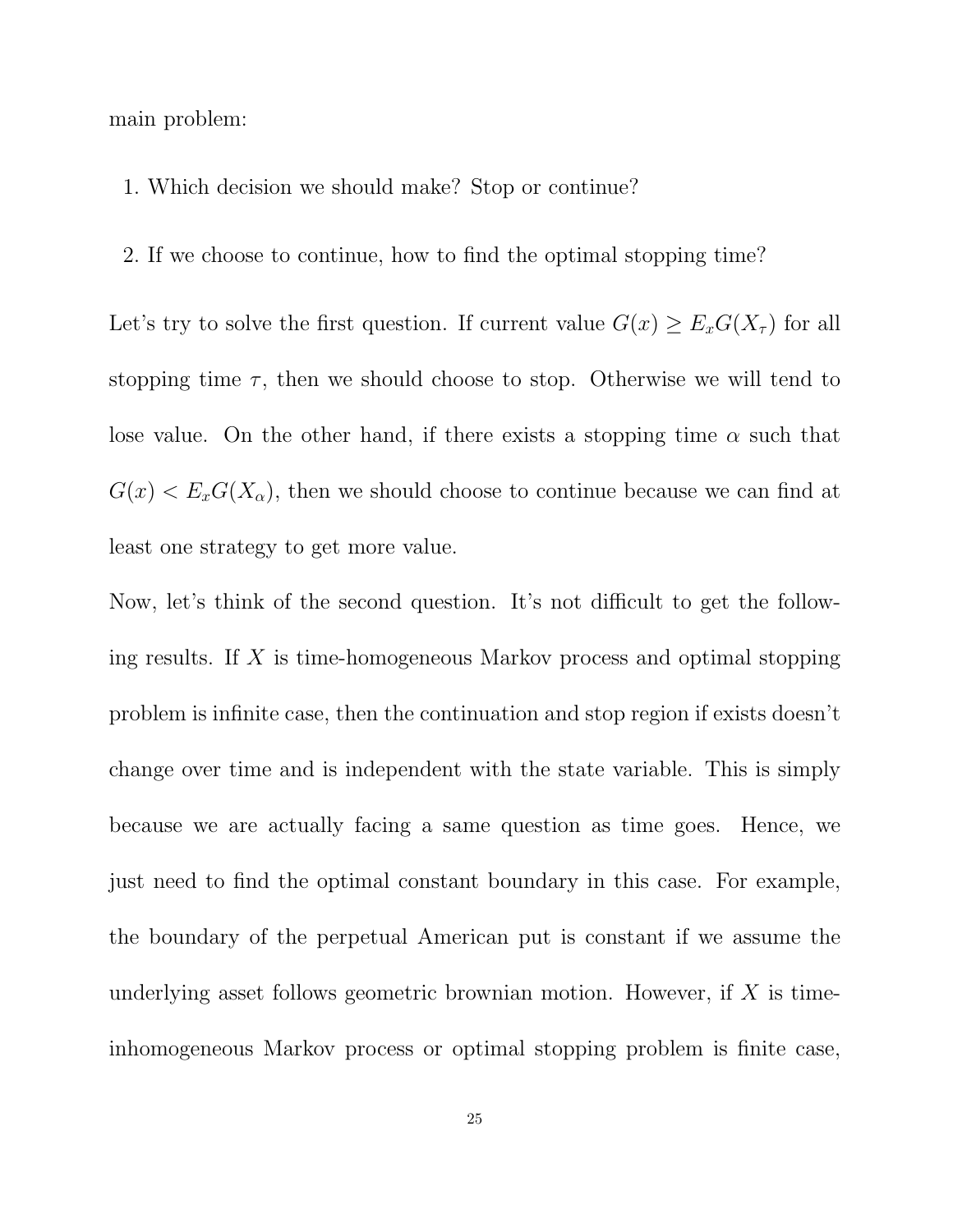main problem:

1. Which decision we should make? Stop or continue?

2. If we choose to continue, how to find the optimal stopping time?

Let's try to solve the first question. If current value $G(x) \geq E_x G(X_\tau)$ for all stopping time $\tau$, then we should choose to stop. Otherwise we will tend to lose value. On the other hand, if there exists a stopping time $\alpha$ such that $G(x) < E_x G(X_\alpha)$, then we should choose to continue because we can find at least one strategy to get more value.

Now, let's think of the second question. It's not difficult to get the following results. If $X$ is time-homogeneous Markov process and optimal stopping problem is infinite case, then the continuation and stop region if exists doesn't change over time and is independent with the state variable. This is simply because we are actually facing a same question as time goes. Hence, we just need to find the optimal constant boundary in this case. For example, the boundary of the perpetual American put is constant if we assume the underlying asset follows geometric brownian motion. However, if $X$ is time-inhomogeneous Markov process or optimal stopping problem is finite case,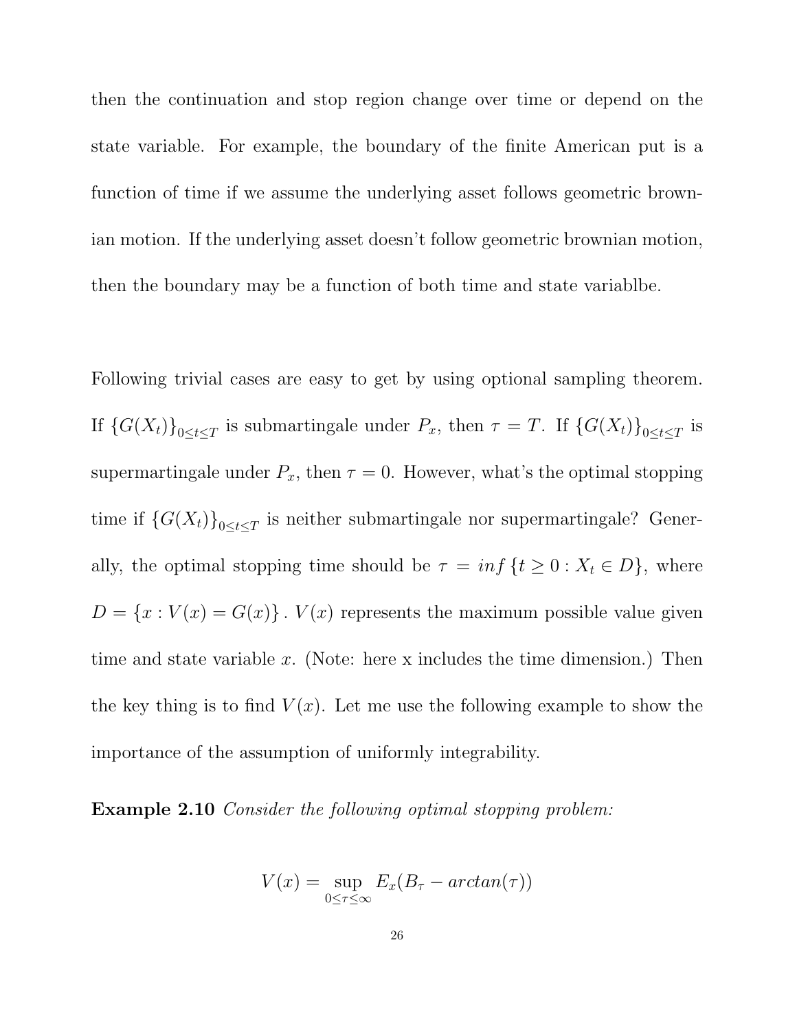then the continuation and stop region change over time or depend on the state variable. For example, the boundary of the finite American put is a function of time if we assume the underlying asset follows geometric brownian motion. If the underlying asset doesn't follow geometric brownian motion, then the boundary may be a function of both time and state variablbe.

Following trivial cases are easy to get by using optional sampling theorem. If $\{G(X_t)\}_{0 \le t \le T}$ is submartingale under $P_x$, then $\tau = T$. If $\{G(X_t)\}_{0 \le t \le T}$ is supermartingale under $P_x$, then $\tau = 0$. However, what's the optimal stopping time if $\{G(X_t)\}_{0 \le t \le T}$ is neither submartingale nor supermartingale? Generally, the optimal stopping time should be $\tau = inf \{t \ge 0 : X_t \in D\}$, where $D = \{x : V(x) = G(x)\}$ . $V(x)$ represents the maximum possible value given time and state variable $x$. (Note: here x includes the time dimension.) Then the key thing is to find $V(x)$. Let me use the following example to show the importance of the assumption of uniformly integrability.

**Example 2.10** *Consider the following optimal stopping problem:*

$$V(x) = \sup_{0 \le \tau \le \infty} E_x(B_\tau - arctan(\tau))$$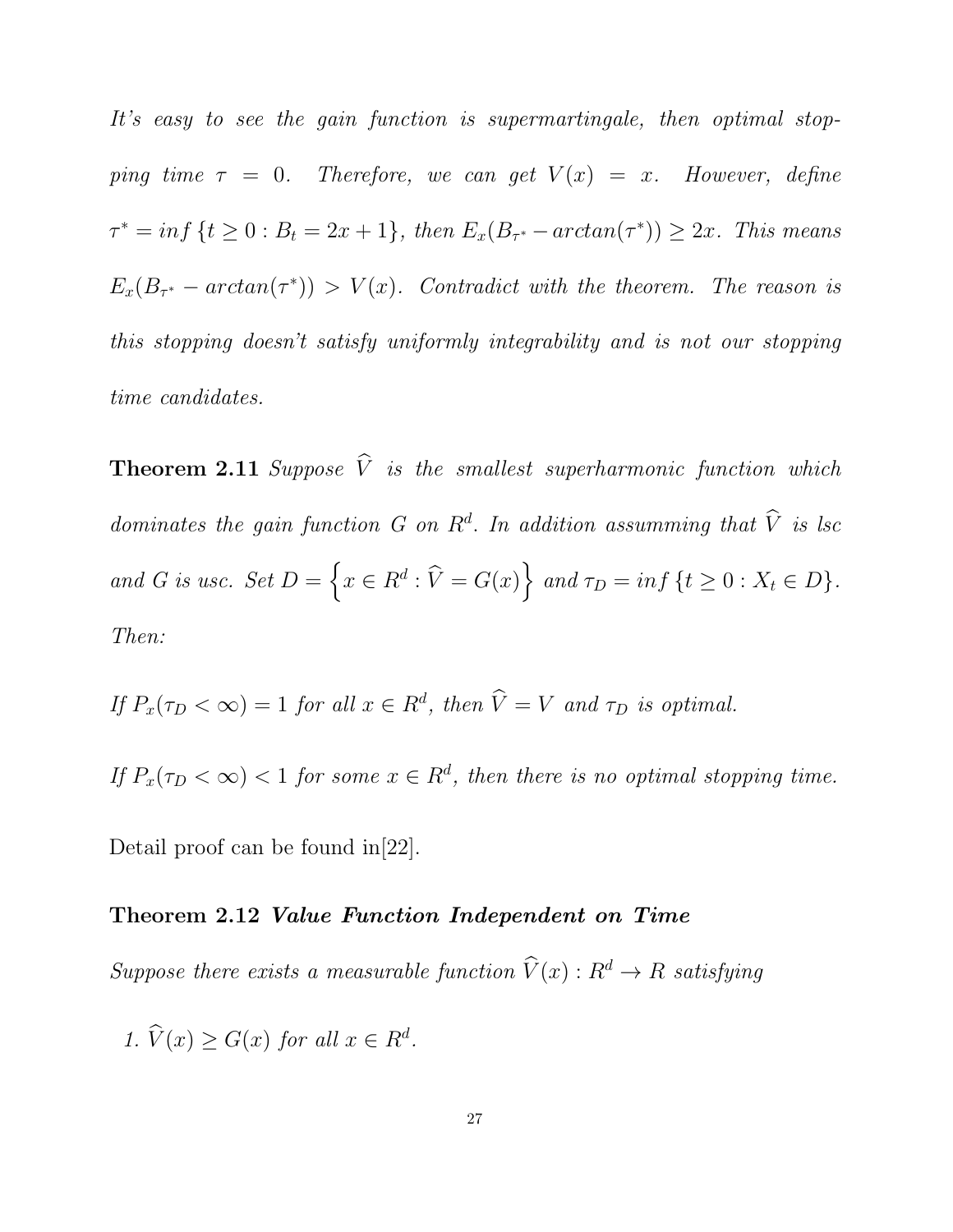*It's easy to see the gain function is supermartingale, then optimal stopping time $\tau = 0$. Therefore, we can get $V(x) = x$. However, define $\tau^* = inf\{t \geq 0 : B_t = 2x + 1\}$, then $E_x(B_{\tau^*} - arctan(\tau^*)) \geq 2x$. This means $E_x(B_{\tau^*} - arctan(\tau^*)) > V(x)$. Contradict with the theorem. The reason is this stopping doesn't satisfy uniformly integrability and is not our stopping time candidates.*

**Theorem 2.11** *Suppose $\widehat{V}$ is the smallest superharmonic function which dominates the gain function $G$ on $R^d$. In addition assumming that $\widehat{V}$ is lsc and $G$ is usc. Set $D = \left\{x \in R^d : \widehat{V} = G(x)\right\}$ and $\tau_D = inf\{t \geq 0 : X_t \in D\}$. Then:*

*If $P_x(\tau_D < \infty) = 1$ for all $x \in R^d$, then $\widehat{V} = V$ and $\tau_D$ is optimal.*

*If $P_x(\tau_D < \infty) < 1$ for some $x \in R^d$, then there is no optimal stopping time.*

Detail proof can be found in[22].

**Theorem 2.12** ***Value Function Independent on Time***

*Suppose there exists a measurable function $\widehat{V}(x) : R^d \to R$ satisfying*

1. *$\widehat{V}(x) \geq G(x)$ for all $x \in R^d$.*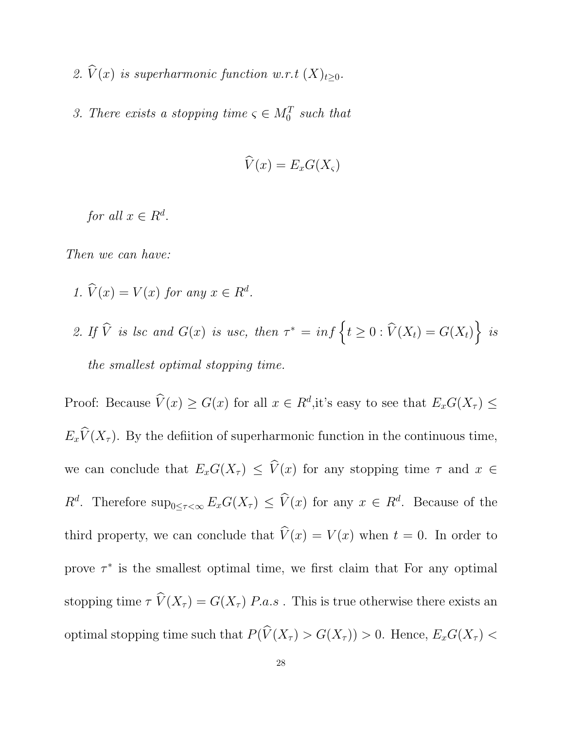2. $\widehat{V}(x)$ *is superharmonic function w.r.t* $(X)_{t\geq 0}$.

3. *There exists a stopping time* $\varsigma \in M_0^T$ *such that*

$$\widehat{V}(x) = E_x G(X_\varsigma)$$

*for all* $x \in R^d$.

*Then we can have:*

1. $\widehat{V}(x) = V(x)$ *for any* $x \in R^d$.

2. *If* $\widehat{V}$ *is lsc and* $G(x)$ *is usc, then* $\tau^* = inf\left\{t \geq 0 : \widehat{V}(X_t) = G(X_t)\right\}$ *is the smallest optimal stopping time.*

Proof: Because $\widehat{V}(x) \geq G(x)$ for all $x \in R^d$,it's easy to see that $E_x G(X_\tau) \leq E_x \widehat{V}(X_\tau)$. By the defiition of superharmonic function in the continuous time, we can conclude that $E_x G(X_\tau) \leq \widehat{V}(x)$ for any stopping time $\tau$ and $x \in R^d$. Therefore $\sup_{0\leq\tau<\infty} E_x G(X_\tau) \leq \widehat{V}(x)$ for any $x \in R^d$. Because of the third property, we can conclude that $\widehat{V}(x) = V(x)$ when $t = 0$. In order to prove $\tau^*$ is the smallest optimal time, we first claim that For any optimal stopping time $\tau$ $\widehat{V}(X_\tau) = G(X_\tau)$ $P.a.s$ . This is true otherwise there exists an optimal stopping time such that $P(\widehat{V}(X_\tau) > G(X_\tau)) > 0$. Hence, $E_x G(X_\tau) <$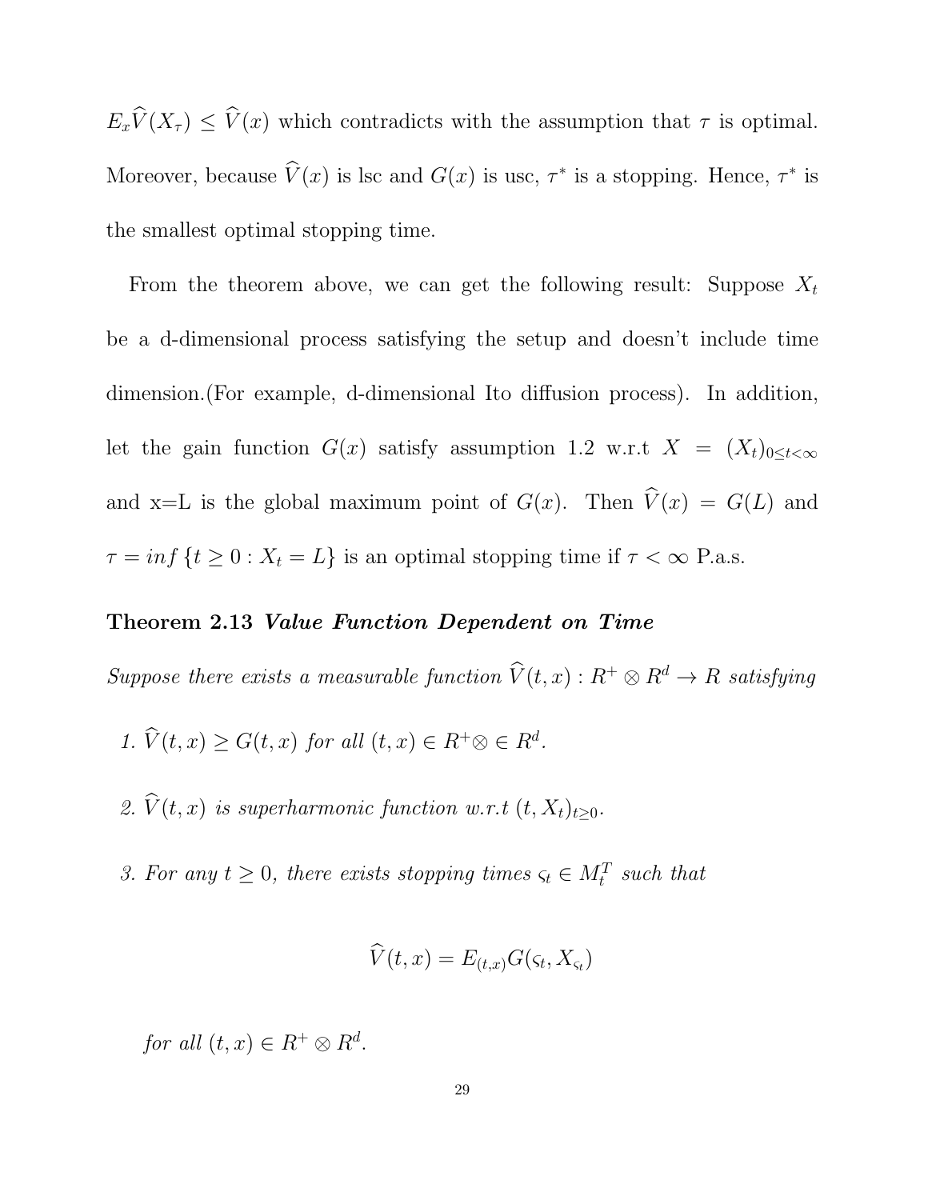$E_x\widehat{V}(X_\tau) \leq \widehat{V}(x)$ which contradicts with the assumption that $\tau$ is optimal. Moreover, because $\widehat{V}(x)$ is lsc and $G(x)$ is usc, $\tau^*$ is a stopping. Hence, $\tau^*$ is the smallest optimal stopping time.

From the theorem above, we can get the following result: Suppose $X_t$ be a d-dimensional process satisfying the setup and doesn't include time dimension.(For example, d-dimensional Ito diffusion process). In addition, let the gain function $G(x)$ satisfy assumption 1.2 w.r.t $X = (X_t)_{0\leq t<\infty}$ and x=L is the global maximum point of $G(x)$. Then $\widehat{V}(x) = G(L)$ and $\tau = inf\{t \geq 0 : X_t = L\}$ is an optimal stopping time if $\tau < \infty$ P.a.s.

**Theorem 2.13** ***Value Function Dependent on Time***

*Suppose there exists a measurable function $\widehat{V}(t, x) : R^+ \otimes R^d \to R$ satisfying*

1. *$\widehat{V}(t, x) \geq G(t, x)$ for all $(t, x) \in R^+ \otimes \in R^d$.*
2. *$\widehat{V}(t, x)$ is superharmonic function w.r.t $(t, X_t)_{t\geq 0}$.*
3. *For any $t \geq 0$, there exists stopping times $\varsigma_t \in M_t^T$ such that*

$$\widehat{V}(t, x) = E_{(t,x)}G(\varsigma_t, X_{\varsigma_t})$$

*for all $(t, x) \in R^+ \otimes R^d$.*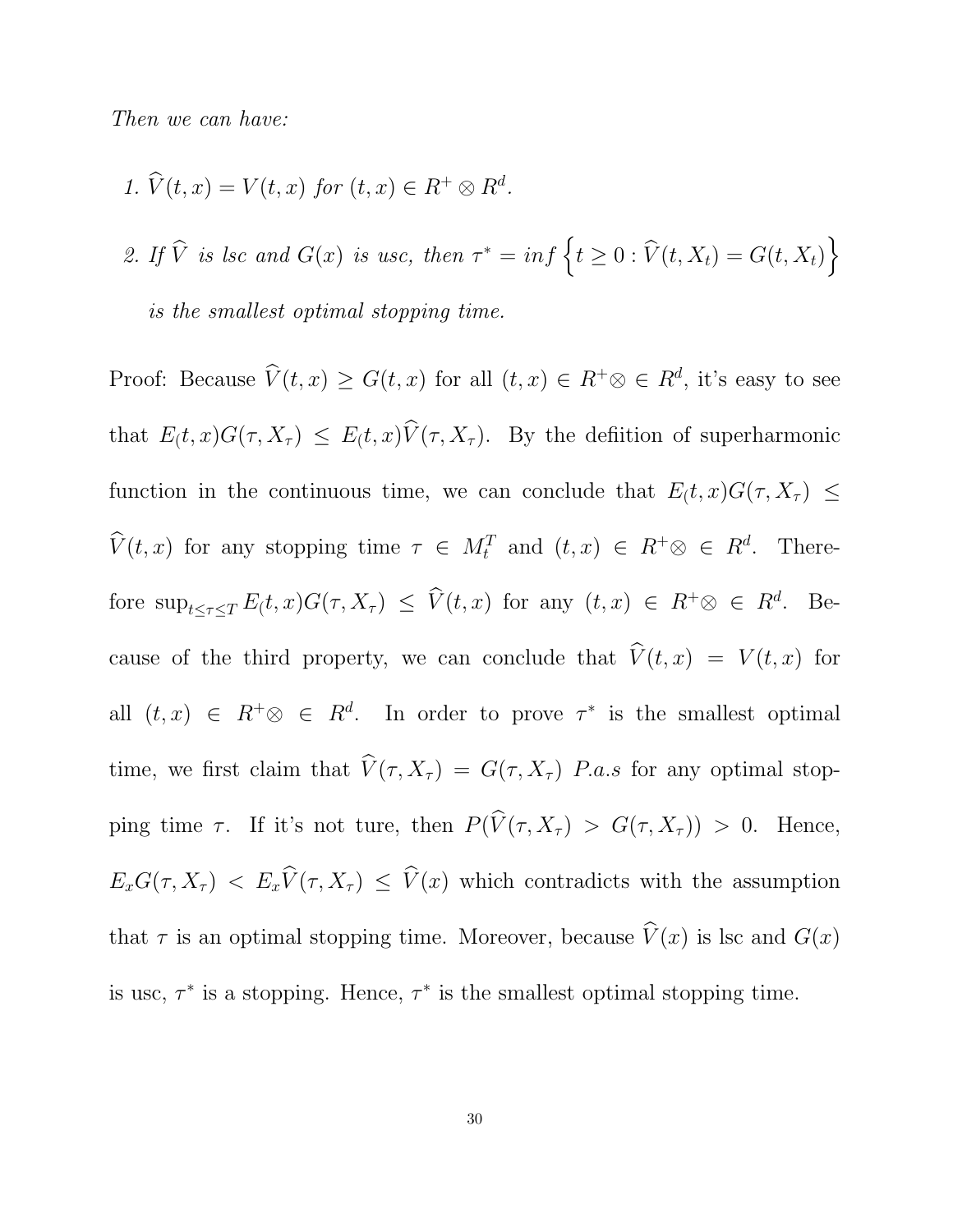*Then we can have:*

1. $\widehat{V}(t,x) = V(t,x)$ *for* $(t,x) \in R^+ \otimes R^d$.

2. *If* $\widehat{V}$ *is lsc and* $G(x)$ *is usc, then* $\tau^* = inf\left\{t \geq 0 : \widehat{V}(t, X_t) = G(t, X_t)\right\}$ *is the smallest optimal stopping time.*

Proof: Because $\widehat{V}(t,x) \geq G(t,x)$ for all $(t,x) \in R^+ \otimes \in R^d$, it's easy to see that $E_(t,x)G(\tau, X_\tau) \leq E_(t,x)\widehat{V}(\tau, X_\tau)$. By the defiition of superharmonic function in the continuous time, we can conclude that $E_(t,x)G(\tau, X_\tau) \leq \widehat{V}(t,x)$ for any stopping time $\tau \in M_t^T$ and $(t,x) \in R^+ \otimes \in R^d$. Therefore $\sup_{t \leq \tau \leq T} E_(t,x)G(\tau, X_\tau) \leq \widehat{V}(t,x)$ for any $(t,x) \in R^+ \otimes \in R^d$. Because of the third property, we can conclude that $\widehat{V}(t,x) = V(t,x)$ for all $(t,x) \in R^+ \otimes \in R^d$. In order to prove $\tau^*$ is the smallest optimal time, we first claim that $\widehat{V}(\tau, X_\tau) = G(\tau, X_\tau)$ $P.a.s$ for any optimal stopping time $\tau$. If it's not ture, then $P(\widehat{V}(\tau, X_\tau) > G(\tau, X_\tau)) > 0$. Hence, $E_x G(\tau, X_\tau) < E_x \widehat{V}(\tau, X_\tau) \leq \widehat{V}(x)$ which contradicts with the assumption that $\tau$ is an optimal stopping time. Moreover, because $\widehat{V}(x)$ is lsc and $G(x)$ is usc, $\tau^*$ is a stopping. Hence, $\tau^*$ is the smallest optimal stopping time.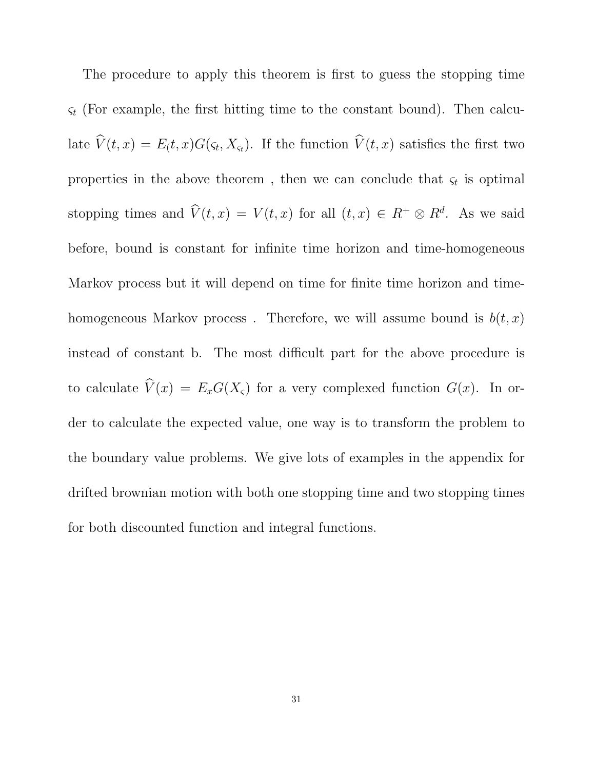The procedure to apply this theorem is first to guess the stopping time $\varsigma_t$ (For example, the first hitting time to the constant bound). Then calculate $\widehat{V}(t,x) = E_(t,x)G(\varsigma_t, X_{\varsigma_t})$. If the function $\widehat{V}(t,x)$ satisfies the first two properties in the above theorem , then we can conclude that $\varsigma_t$ is optimal stopping times and $\widehat{V}(t,x) = V(t,x)$ for all $(t,x) \in R^+ \otimes R^d$. As we said before, bound is constant for infinite time horizon and time-homogeneous Markov process but it will depend on time for finite time horizon and time-homogeneous Markov process . Therefore, we will assume bound is $b(t,x)$ instead of constant b. The most difficult part for the above procedure is to calculate $\widehat{V}(x) = E_x G(X_\varsigma)$ for a very complexed function $G(x)$. In order to calculate the expected value, one way is to transform the problem to the boundary value problems. We give lots of examples in the appendix for drifted brownian motion with both one stopping time and two stopping times for both discounted function and integral functions.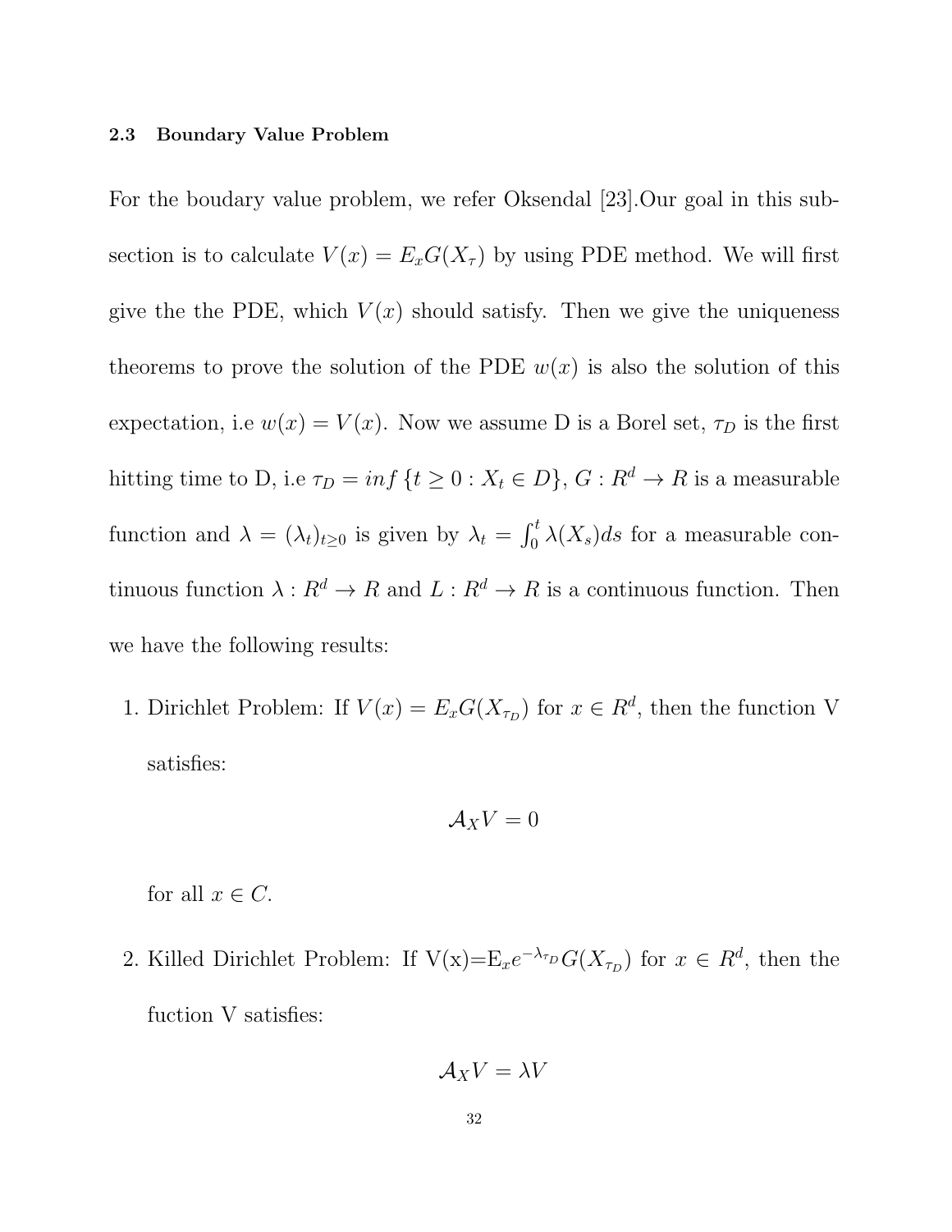### 2.3 Boundary Value Problem

For the boudary value problem, we refer Oksendal [23].Our goal in this subsection is to calculate $V(x) = E_x G(X_\tau)$ by using PDE method. We will first give the the PDE, which $V(x)$ should satisfy. Then we give the uniqueness theorems to prove the solution of the PDE $w(x)$ is also the solution of this expectation, i.e $w(x) = V(x)$. Now we assume D is a Borel set, $\tau_D$ is the first hitting time to D, i.e $\tau_D = inf\{t \geq 0 : X_t \in D\}$, $G : R^d \to R$ is a measurable function and $\lambda = (\lambda_t)_{t\geq 0}$ is given by $\lambda_t = \int_0^t \lambda(X_s)ds$ for a measurable continuous function $\lambda : R^d \to R$ and $L : R^d \to R$ is a continuous function. Then we have the following results:

1. Dirichlet Problem: If $V(x) = E_x G(X_{\tau_D})$ for $x \in R^d$, then the function V satisfies:

$$\mathcal{A}_X V = 0$$

   for all $x \in C$.

2. Killed Dirichlet Problem: If V(x)=$E_x e^{-\lambda_{\tau_D}} G(X_{\tau_D})$ for $x \in R^d$, then the fuction V satisfies:

$$\mathcal{A}_X V = \lambda V$$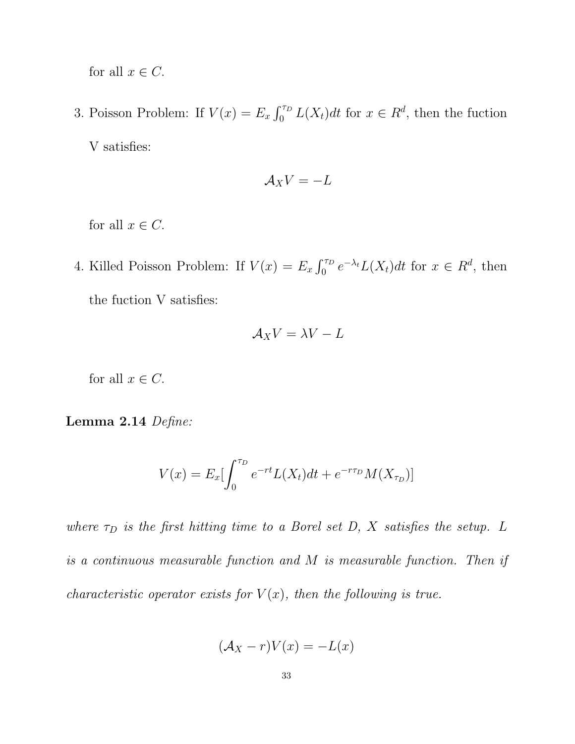for all $x \in C$.

3. Poisson Problem: If $V(x) = E_x \int_0^{\tau_D} L(X_t)dt$ for $x \in R^d$, then the fuction V satisfies:

$$\mathcal{A}_X V = -L$$

for all $x \in C$.

4. Killed Poisson Problem: If $V(x) = E_x \int_0^{\tau_D} e^{-\lambda_t} L(X_t)dt$ for $x \in R^d$, then the fuction V satisfies:

$$\mathcal{A}_X V = \lambda V - L$$

for all $x \in C$.

**Lemma 2.14** *Define:*

$$V(x) = E_x[\int_0^{\tau_D} e^{-rt} L(X_t)dt + e^{-r\tau_D} M(X_{\tau_D})]$$

*where $\tau_D$ is the first hitting time to a Borel set D, X satisfies the setup. L is a continuous measurable function and M is measurable function. Then if characteristic operator exists for $V(x)$, then the following is true.*

$$(\mathcal{A}_X - r)V(x) = -L(x)$$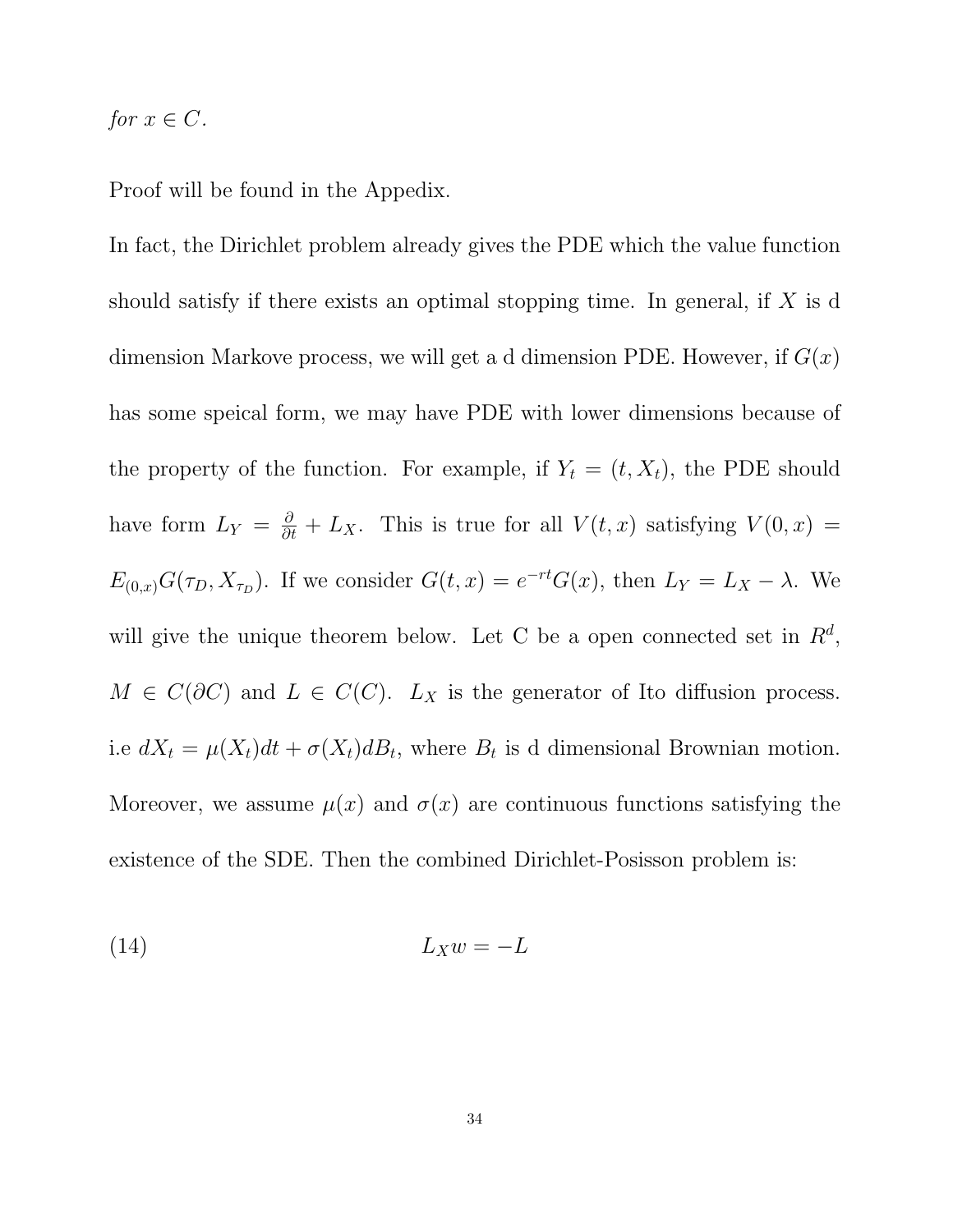*for* $x \in C$.

Proof will be found in the Appedix.

In fact, the Dirichlet problem already gives the PDE which the value function should satisfy if there exists an optimal stopping time. In general, if $X$ is d dimension Markove process, we will get a d dimension PDE. However, if $G(x)$ has some speical form, we may have PDE with lower dimensions because of the property of the function. For example, if $Y_t = (t, X_t)$, the PDE should have form $L_Y = \frac{\partial}{\partial t} + L_X$. This is true for all $V(t,x)$ satisfying $V(0,x) = E_{(0,x)}G(\tau_D, X_{\tau_D})$. If we consider $G(t,x) = e^{-rt}G(x)$, then $L_Y = L_X - \lambda$. We will give the unique theorem below. Let C be a open connected set in $R^d$, $M \in C(\partial C)$ and $L \in C(C)$. $L_X$ is the generator of Ito diffusion process. i.e $dX_t = \mu(X_t)dt + \sigma(X_t)dB_t$, where $B_t$ is d dimensional Brownian motion. Moreover, we assume $\mu(x)$ and $\sigma(x)$ are continuous functions satisfying the existence of the SDE. Then the combined Dirichlet-Posisson problem is:

$$L_X w = -L \tag{14}$$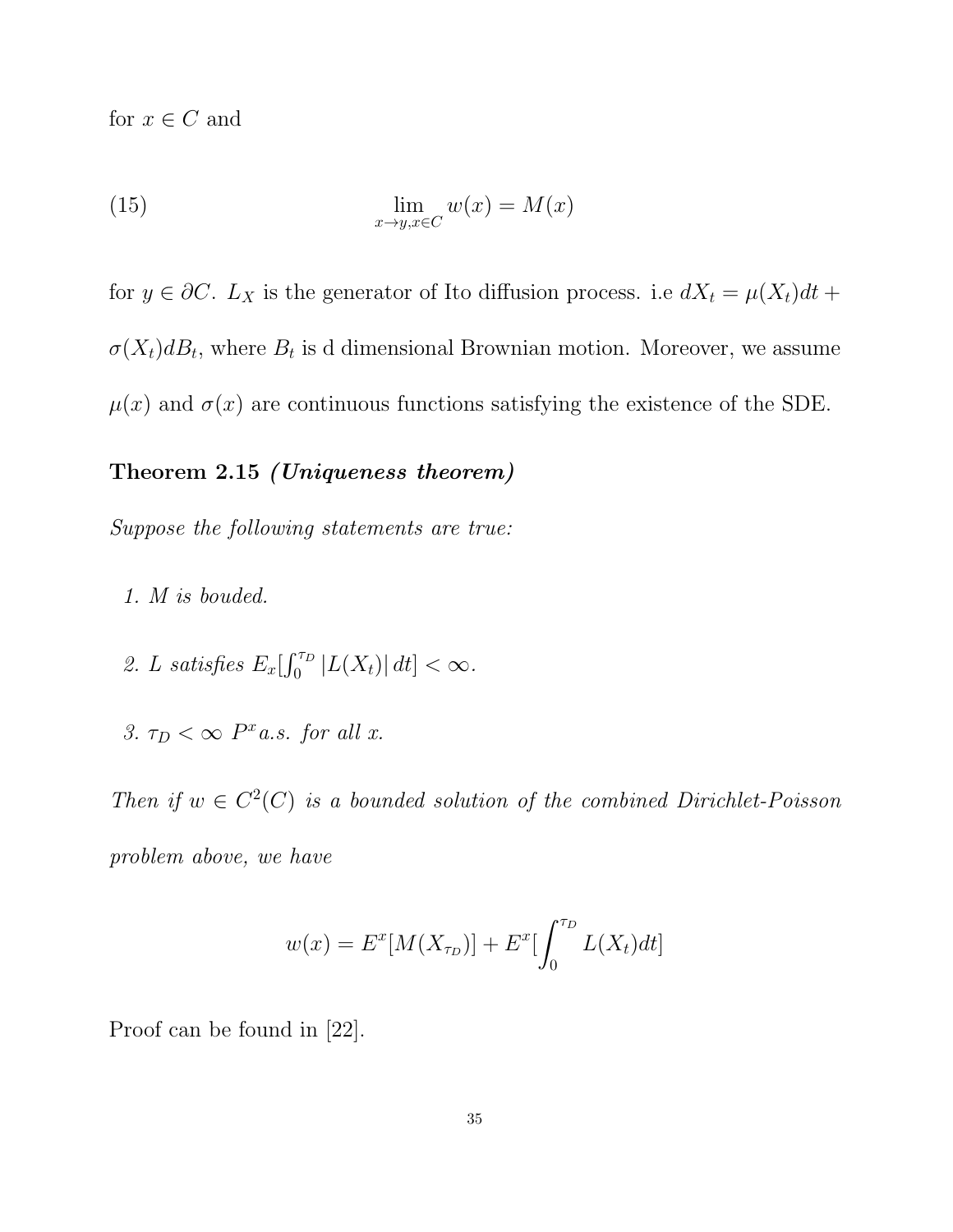for $x \in C$ and

$$\lim_{x \to y, x \in C} w(x) = M(x) \tag{15}$$

for $y \in \partial C$. $L_X$ is the generator of Ito diffusion process. i.e $dX_t = \mu(X_t)dt + \sigma(X_t)dB_t$, where $B_t$ is d dimensional Brownian motion. Moreover, we assume $\mu(x)$ and $\sigma(x)$ are continuous functions satisfying the existence of the SDE.

**Theorem 2.15** ***(Uniqueness theorem)***

*Suppose the following statements are true:*

1. *M is bouded.*
2. *L satisfies $E_x[\int_0^{\tau_D} |L(X_t)| \, dt] < \infty$.*
3. *$\tau_D < \infty$ $P^x$ a.s. for all x.*

*Then if $w \in C^2(C)$ is a bounded solution of the combined Dirichlet-Poisson problem above, we have*

$$w(x) = E^x[M(X_{\tau_D})] + E^x[\int_0^{\tau_D} L(X_t)dt]$$

Proof can be found in [22].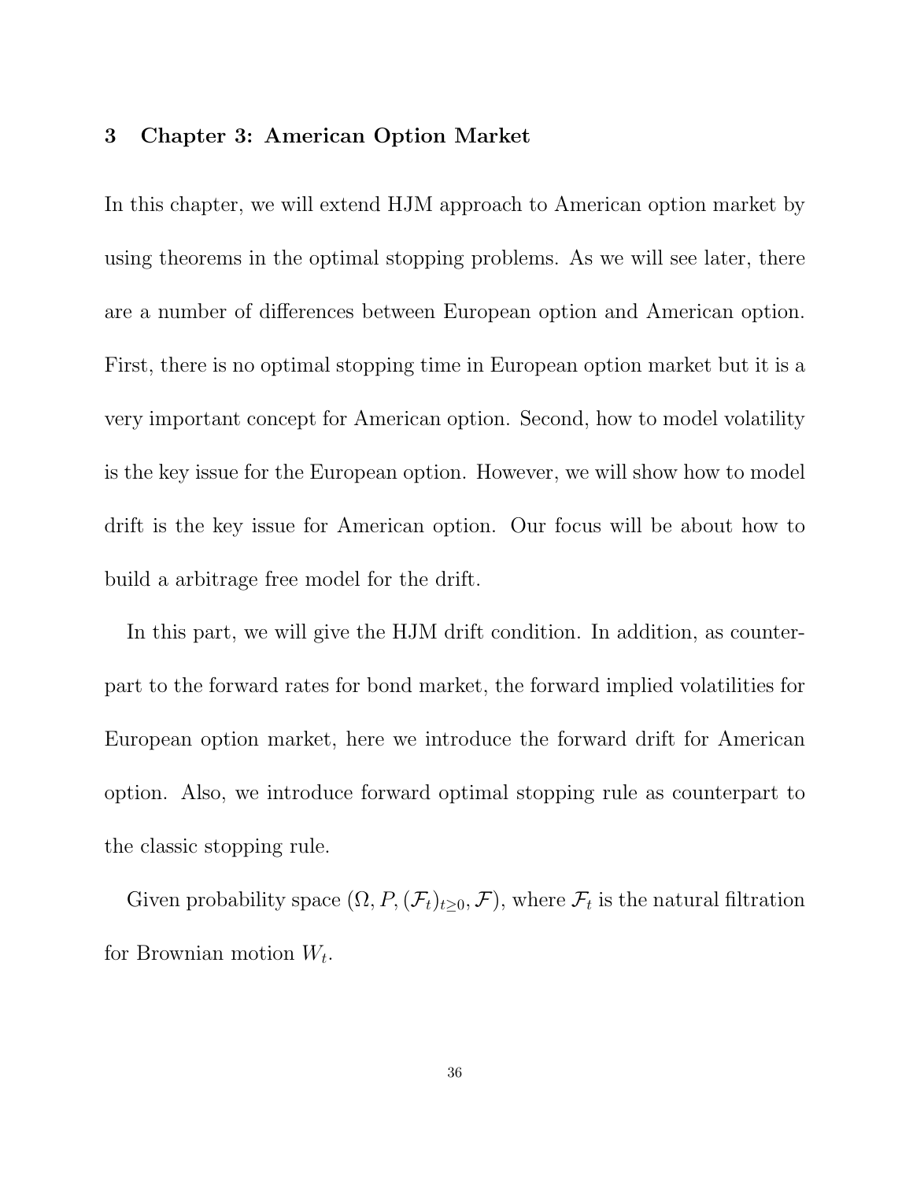# 3 Chapter 3: American Option Market

In this chapter, we will extend HJM approach to American option market by using theorems in the optimal stopping problems. As we will see later, there are a number of differences between European option and American option. First, there is no optimal stopping time in European option market but it is a very important concept for American option. Second, how to model volatility is the key issue for the European option. However, we will show how to model drift is the key issue for American option. Our focus will be about how to build a arbitrage free model for the drift.

In this part, we will give the HJM drift condition. In addition, as counterpart to the forward rates for bond market, the forward implied volatilities for European option market, here we introduce the forward drift for American option. Also, we introduce forward optimal stopping rule as counterpart to the classic stopping rule.

Given probability space $(\Omega, P, (\mathcal{F}_t)_{t\geq 0}, \mathcal{F})$, where $\mathcal{F}_t$ is the natural filtration for Brownian motion $W_t$.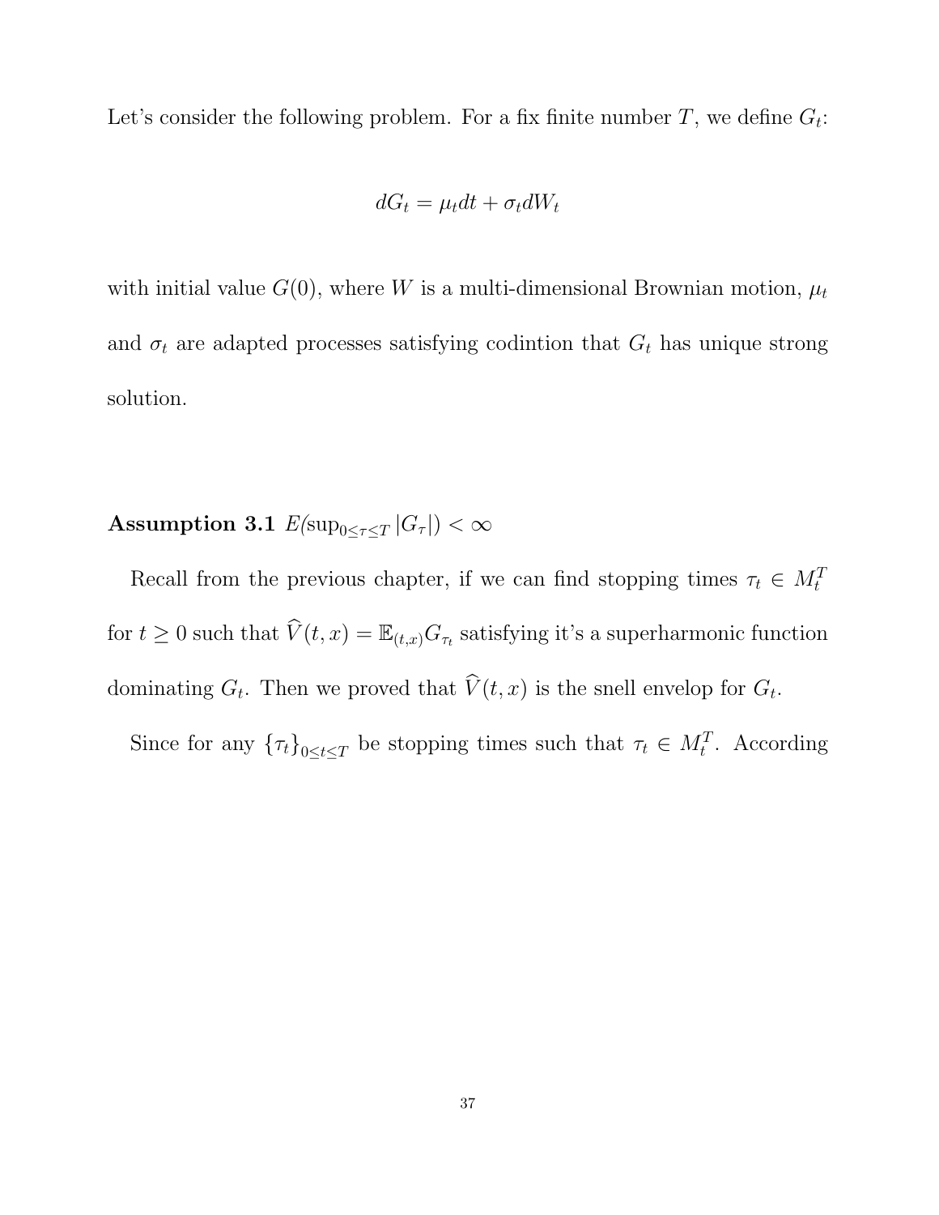Let's consider the following problem. For a fix finite number $T$, we define $G_t$:

$$dG_t = \mu_t dt + \sigma_t dW_t$$

with initial value $G(0)$, where $W$ is a multi-dimensional Brownian motion, $\mu_t$ and $\sigma_t$ are adapted processes satisfying codintion that $G_t$ has unique strong solution.

**Assumption 3.1** $E(\sup_{0 \leq \tau \leq T} |G_\tau|) < \infty$

Recall from the previous chapter, if we can find stopping times $\tau_t \in M_t^T$ for $t \geq 0$ such that $\widehat{V}(t,x) = \mathbb{E}_{(t,x)} G_{\tau_t}$ satisfying it's a superharmonic function dominating $G_t$. Then we proved that $\widehat{V}(t,x)$ is the snell envelop for $G_t$.

Since for any $\{\tau_t\}_{0 \leq t \leq T}$ be stopping times such that $\tau_t \in M_t^T$. According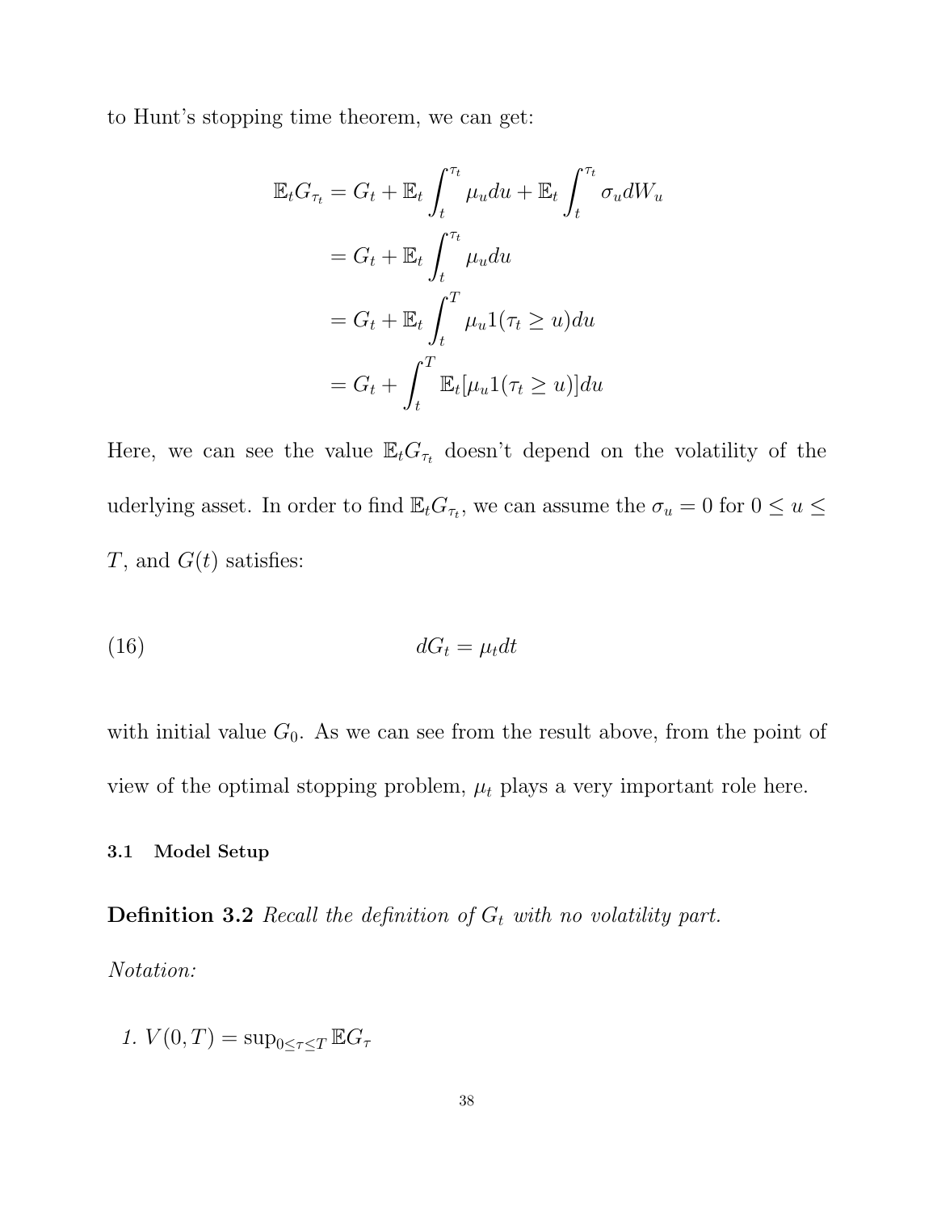to Hunt's stopping time theorem, we can get:

$$
\begin{aligned}
\mathbb{E}_t G_{\tau_t} &= G_t + \mathbb{E}_t \int_t^{\tau_t} \mu_u du + \mathbb{E}_t \int_t^{\tau_t} \sigma_u dW_u \\
&= G_t + \mathbb{E}_t \int_t^{\tau_t} \mu_u du \\
&= G_t + \mathbb{E}_t \int_t^{T} \mu_u 1(\tau_t \geq u) du \\
&= G_t + \int_t^{T} \mathbb{E}_t[\mu_u 1(\tau_t \geq u)] du
\end{aligned}
$$

Here, we can see the value $\mathbb{E}_t G_{\tau_t}$ doesn't depend on the volatility of the uderlying asset. In order to find $\mathbb{E}_t G_{\tau_t}$, we can assume the $\sigma_u = 0$ for $0 \leq u \leq T$, and $G(t)$ satisfies:

$$
dG_t = \mu_t dt \tag{16}
$$

with initial value $G_0$. As we can see from the result above, from the point of view of the optimal stopping problem, $\mu_t$ plays a very important role here.

### 3.1 Model Setup

**Definition 3.2** *Recall the definition of $G_t$ with no volatility part.*

*Notation:*

1. $V(0, T) = \sup_{0 \leq \tau \leq T} \mathbb{E} G_\tau$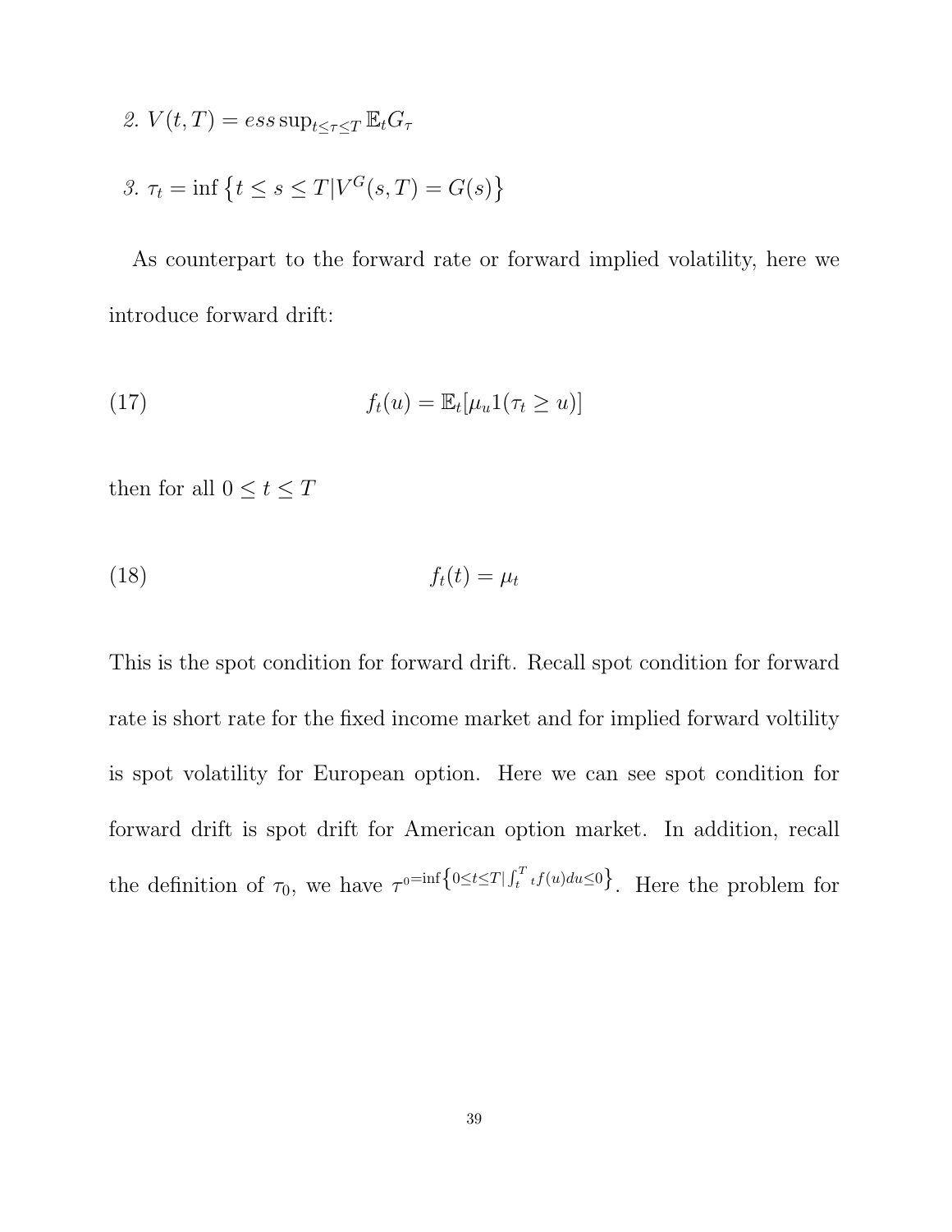2. $V(t,T) = ess\sup_{t \le \tau \le T} \mathbb{E}_t G_\tau$

3. $\tau_t = \inf\left\{t \le s \le T | V^G(s,T) = G(s)\right\}$

As counterpart to the forward rate or forward implied volatility, here we introduce forward drift:

$$f_t(u) = \mathbb{E}_t[\mu_u 1(\tau_t \ge u)] \tag{17}$$

then for all $0 \le t \le T$

$$f_t(t) = \mu_t \tag{18}$$

This is the spot condition for forward drift. Recall spot condition for forward rate is short rate for the fixed income market and for implied forward voltility is spot volatility for European option. Here we can see spot condition for forward drift is spot drift for American option market. In addition, recall the definition of $\tau_0$, we have $\tau^{0 = \inf\left\{0 \le t \le T | \int_t^T {}_t f(u) du \le 0\right\}}$. Here the problem for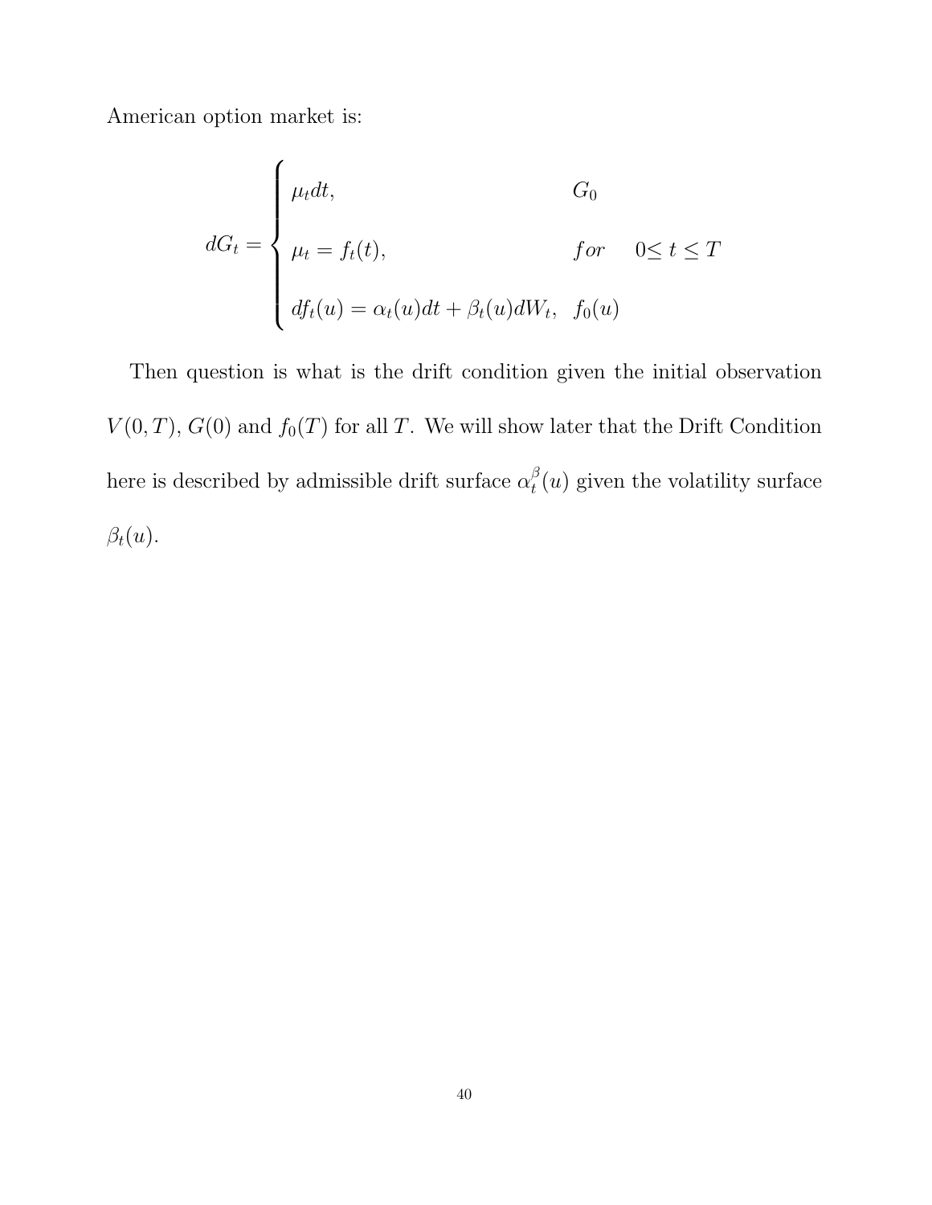American option market is:

$$
dG_t = \begin{cases} \mu_t dt, & G_0 \\ \mu_t = f_t(t), & for \quad 0 \leq t \leq T \\ df_t(u) = \alpha_t(u)dt + \beta_t(u)dW_t, & f_0(u) \end{cases}
$$

Then question is what is the drift condition given the initial observation $V(0,T)$, $G(0)$ and $f_0(T)$ for all $T$. We will show later that the Drift Condition here is described by admissible drift surface $\alpha_t^{\beta}(u)$ given the volatility surface $\beta_t(u)$.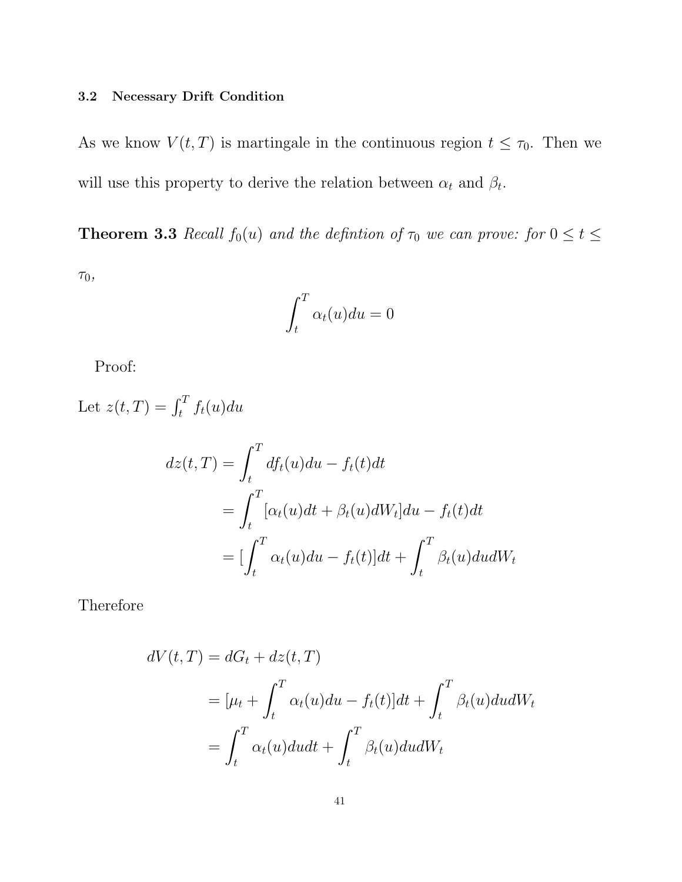### 3.2 Necessary Drift Condition

As we know $V(t,T)$ is martingale in the continuous region $t \leq \tau_0$. Then we will use this property to derive the relation between $\alpha_t$ and $\beta_t$.

**Theorem 3.3** *Recall $f_0(u)$ and the defintion of $\tau_0$ we can prove: for $0 \leq t \leq \tau_0$,*

$$\int_t^T \alpha_t(u)du = 0$$

Proof:

Let $z(t,T) = \int_t^T f_t(u)du$

$$\begin{aligned}
dz(t,T) &= \int_t^T df_t(u)du - f_t(t)dt \\
&= \int_t^T [\alpha_t(u)dt + \beta_t(u)dW_t]du - f_t(t)dt \\
&= [\int_t^T \alpha_t(u)du - f_t(t)]dt + \int_t^T \beta_t(u)dudW_t
\end{aligned}$$

Therefore

$$\begin{aligned}
dV(t,T) &= dG_t + dz(t,T) \\
&= [\mu_t + \int_t^T \alpha_t(u)du - f_t(t)]dt + \int_t^T \beta_t(u)dudW_t \\
&= \int_t^T \alpha_t(u)dudt + \int_t^T \beta_t(u)dudW_t
\end{aligned}$$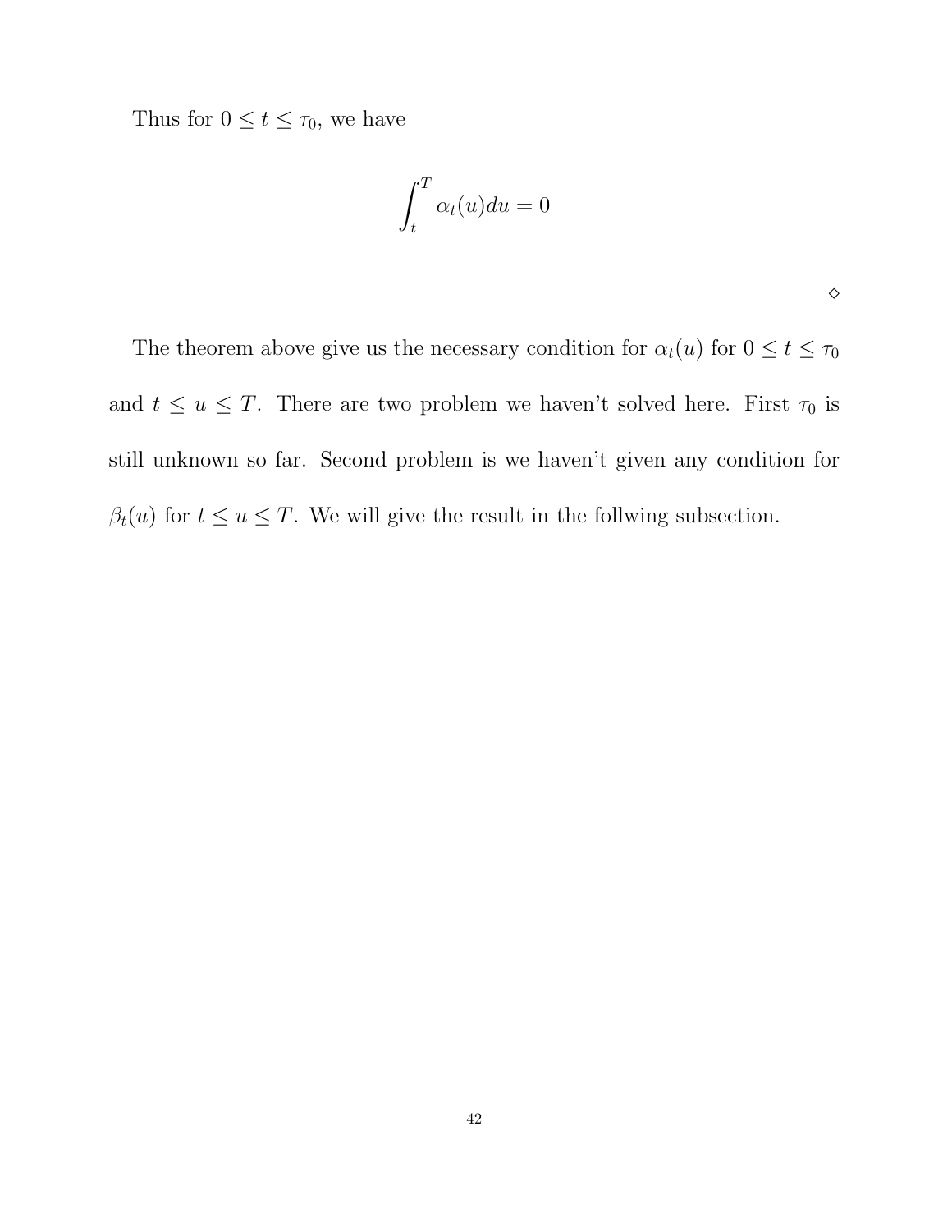Thus for $0 \leq t \leq \tau_0$, we have

$$\int_t^T \alpha_t(u)du = 0$$

$\diamond$

The theorem above give us the necessary condition for $\alpha_t(u)$ for $0 \leq t \leq \tau_0$ and $t \leq u \leq T$. There are two problem we haven't solved here. First $\tau_0$ is still unknown so far. Second problem is we haven't given any condition for $\beta_t(u)$ for $t \leq u \leq T$. We will give the result in the follwing subsection.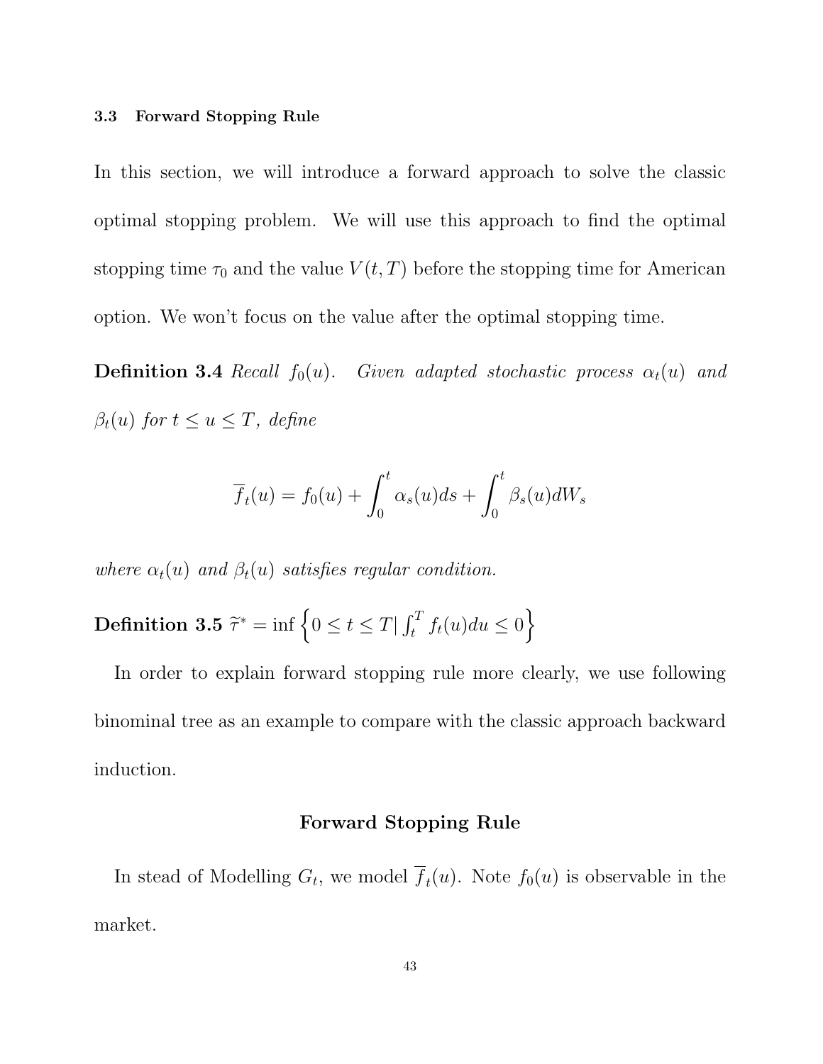### 3.3 Forward Stopping Rule

In this section, we will introduce a forward approach to solve the classic optimal stopping problem. We will use this approach to find the optimal stopping time $\tau_0$ and the value $V(t,T)$ before the stopping time for American option. We won't focus on the value after the optimal stopping time.

**Definition 3.4** *Recall $f_0(u)$. Given adapted stochastic process $\alpha_t(u)$ and $\beta_t(u)$ for $t \leq u \leq T$, define*

$$\overline{f}_t(u) = f_0(u) + \int_0^t \alpha_s(u)ds + \int_0^t \beta_s(u)dW_s$$

*where $\alpha_t(u)$ and $\beta_t(u)$ satisfies regular condition.*

**Definition 3.5** $\widetilde{\tau}^* = \inf \left\{ 0 \leq t \leq T | \int_t^T f_t(u)du \leq 0 \right\}$

In order to explain forward stopping rule more clearly, we use following binominal tree as an example to compare with the classic approach backward induction.

**Forward Stopping Rule**

In stead of Modelling $G_t$, we model $\overline{f}_t(u)$. Note $f_0(u)$ is observable in the market.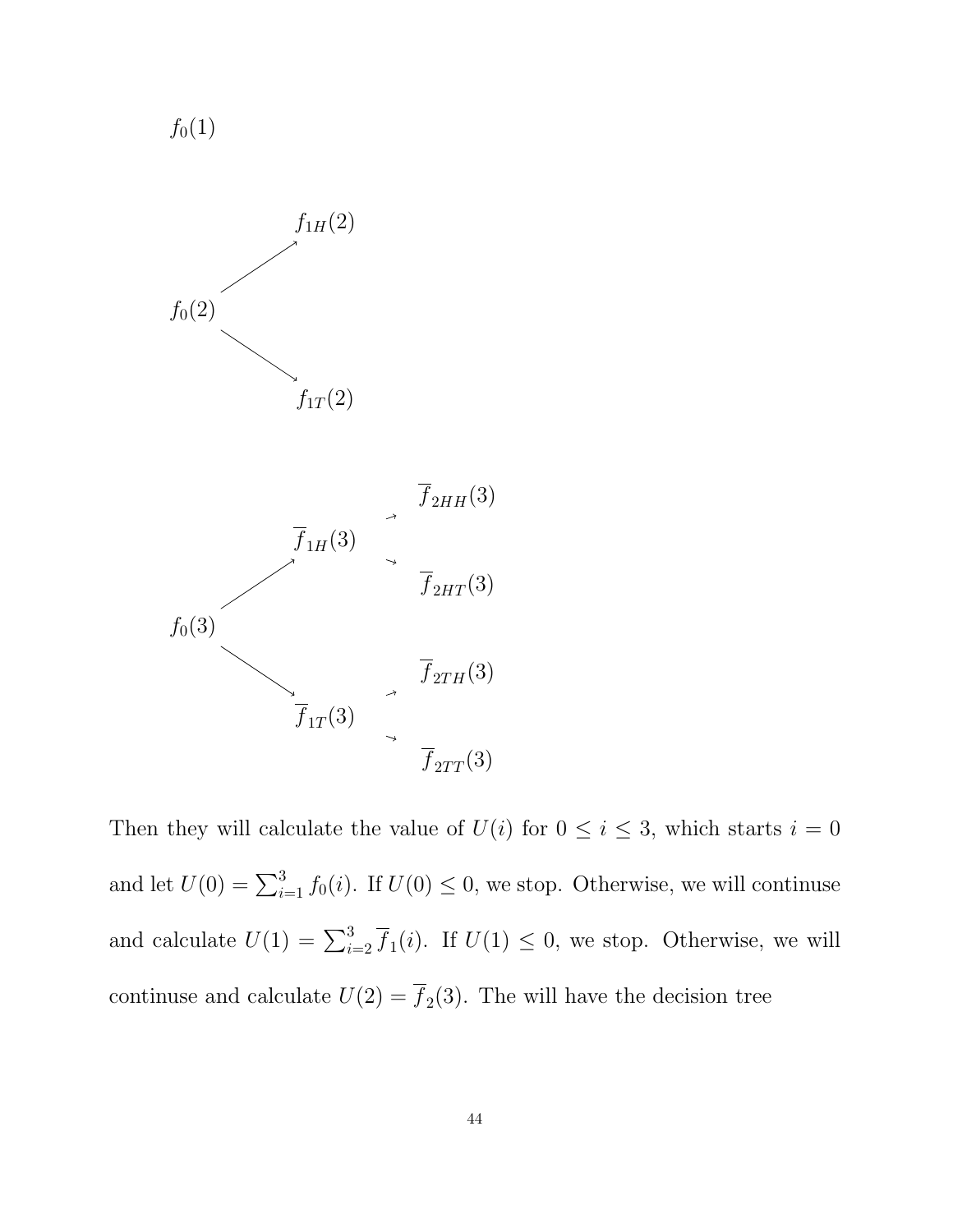$f_0(1)$

$f_{1H}(2)$

$f_0(2)$

$f_{1T}(2)$

$\overline{f}_{2HH}(3)$

$\overline{f}_{1H}(3)$

$\overline{f}_{2HT}(3)$

$f_0(3)$

$\overline{f}_{2TH}(3)$

$\overline{f}_{1T}(3)$

$\overline{f}_{2TT}(3)$

Then they will calculate the value of $U(i)$ for $0 \leq i \leq 3$, which starts $i = 0$ and let $U(0) = \sum_{i=1}^{3} f_0(i)$. If $U(0) \leq 0$, we stop. Otherwise, we will continuse and calculate $U(1) = \sum_{i=2}^{3} \overline{f}_1(i)$. If $U(1) \leq 0$, we stop. Otherwise, we will continuse and calculate $U(2) = \overline{f}_2(3)$. The will have the decision tree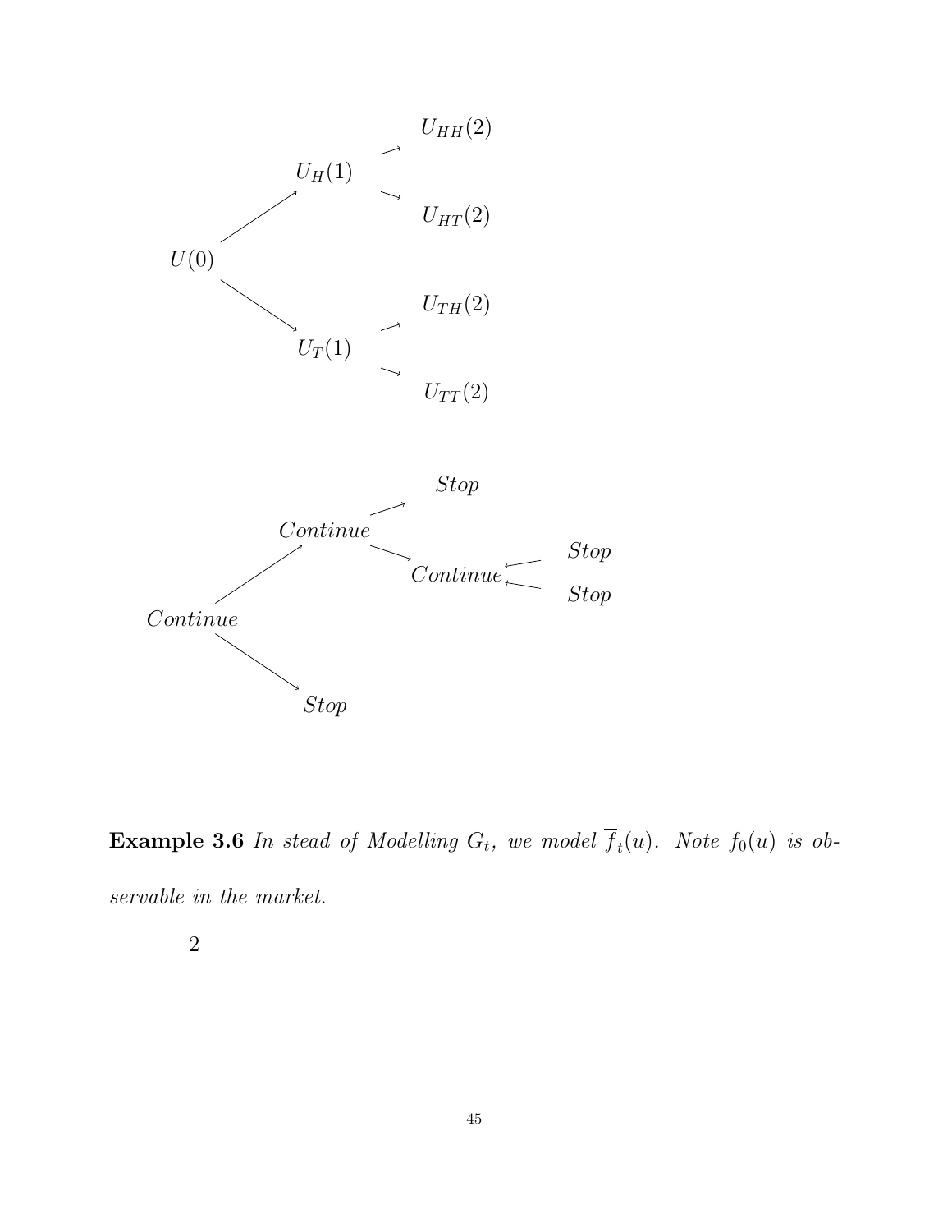$U_{HH}(2)$

$U_H(1)$

$U_{HT}(2)$

$U(0)$

$U_{TH}(2)$

$U_T(1)$

$U_{TT}(2)$

*Stop*

*Continue*

*Stop*

*Continue*

*Stop*

*Continue*

*Stop*

*Stop*

**Example 3.6** *In stead of Modelling $G_t$, we model $\overline{f}_t(u)$. Note $f_0(u)$ is observable in the market.*

2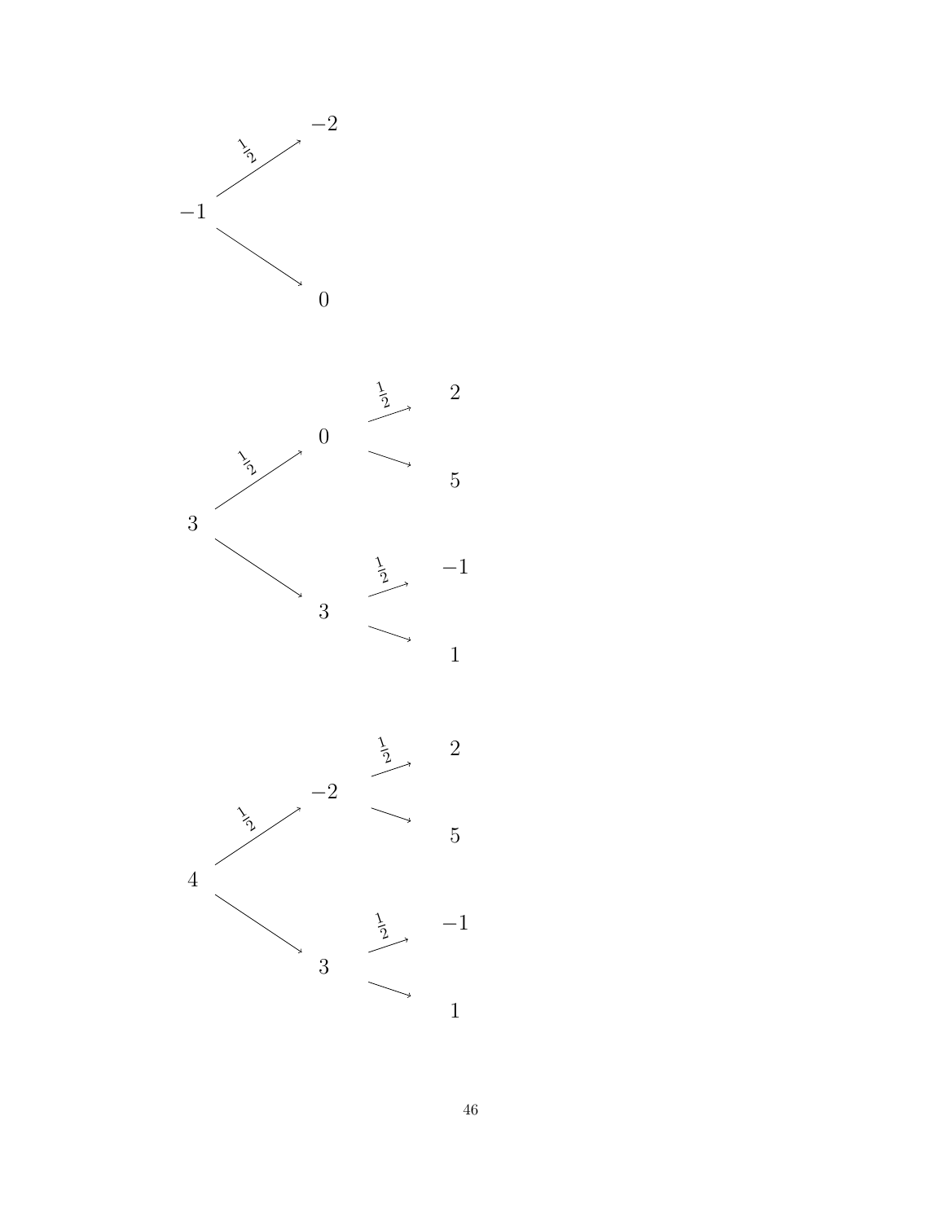- $-1$
  - $\frac{1}{2}$ → $-2$
  - → $0$

- $3$
  - $\frac{1}{2}$ → $0$
    - $\frac{1}{2}$ → $2$
    - → $5$
  - → $3$
    - $\frac{1}{2}$ → $-1$
    - → $1$

- $4$
  - $\frac{1}{2}$ → $-2$
    - $\frac{1}{2}$ → $2$
    - → $5$
  - → $3$
    - $\frac{1}{2}$ → $-1$
    - → $1$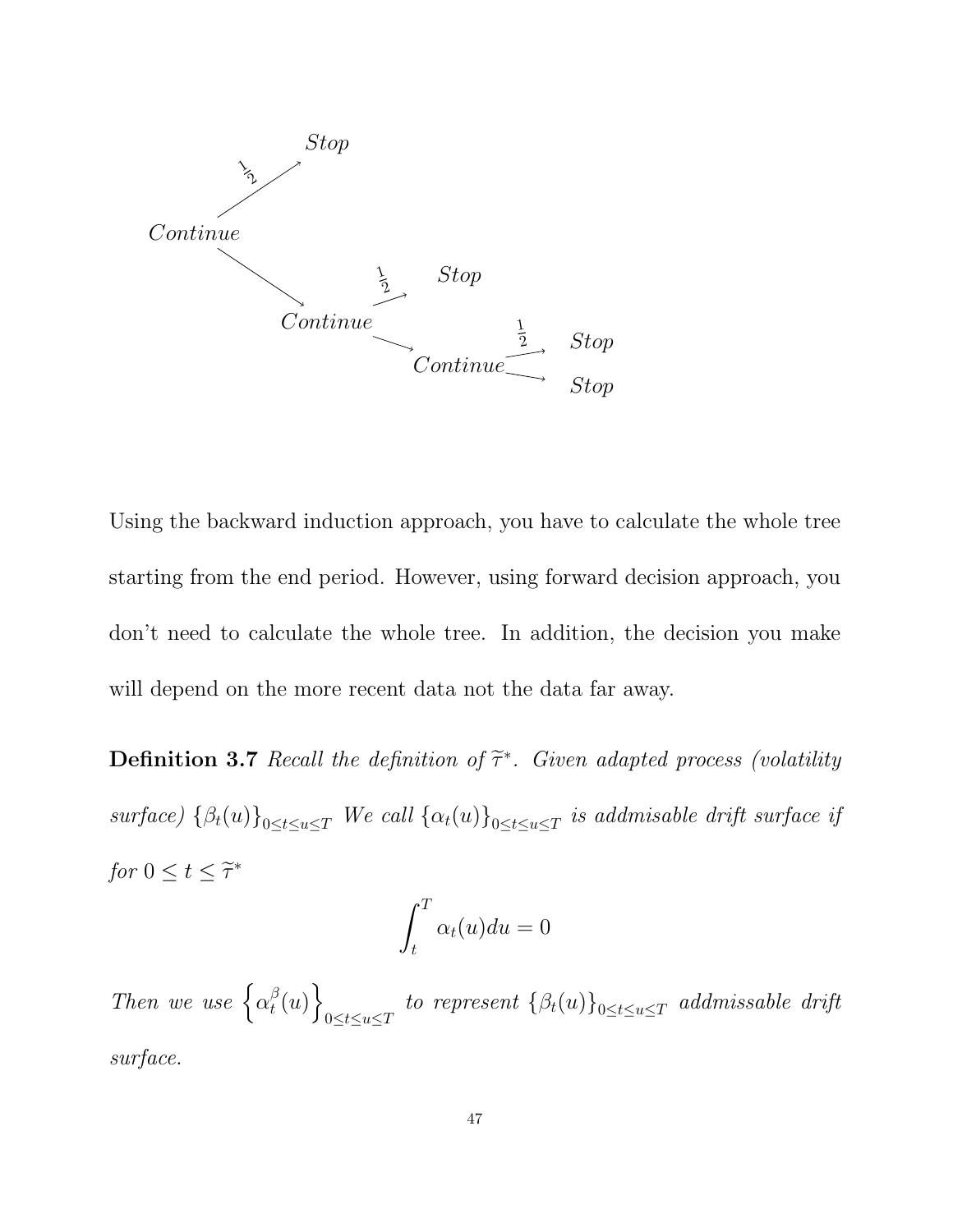```
                    Stop
              1/2 ↗
Continue
          ↘
                          1/2 ↗  Stop
            Continue
                      ↘            1/2 ↗  Stop
                        Continue
                                   ↘      Stop
```

Using the backward induction approach, you have to calculate the whole tree starting from the end period. However, using forward decision approach, you don't need to calculate the whole tree. In addition, the decision you make will depend on the more recent data not the data far away.

**Definition 3.7** *Recall the definition of $\widetilde{\tau}^*$. Given adapted process (volatility surface) $\{\beta_t(u)\}_{0\leq t\leq u\leq T}$ We call $\{\alpha_t(u)\}_{0\leq t\leq u\leq T}$ is addmisable drift surface if for $0 \leq t \leq \widetilde{\tau}^*$*

$$\int_t^T \alpha_t(u)du = 0$$

*Then we use $\left\{\alpha_t^{\beta}(u)\right\}_{0\leq t\leq u\leq T}$ to represent $\{\beta_t(u)\}_{0\leq t\leq u\leq T}$ addmissable drift surface.*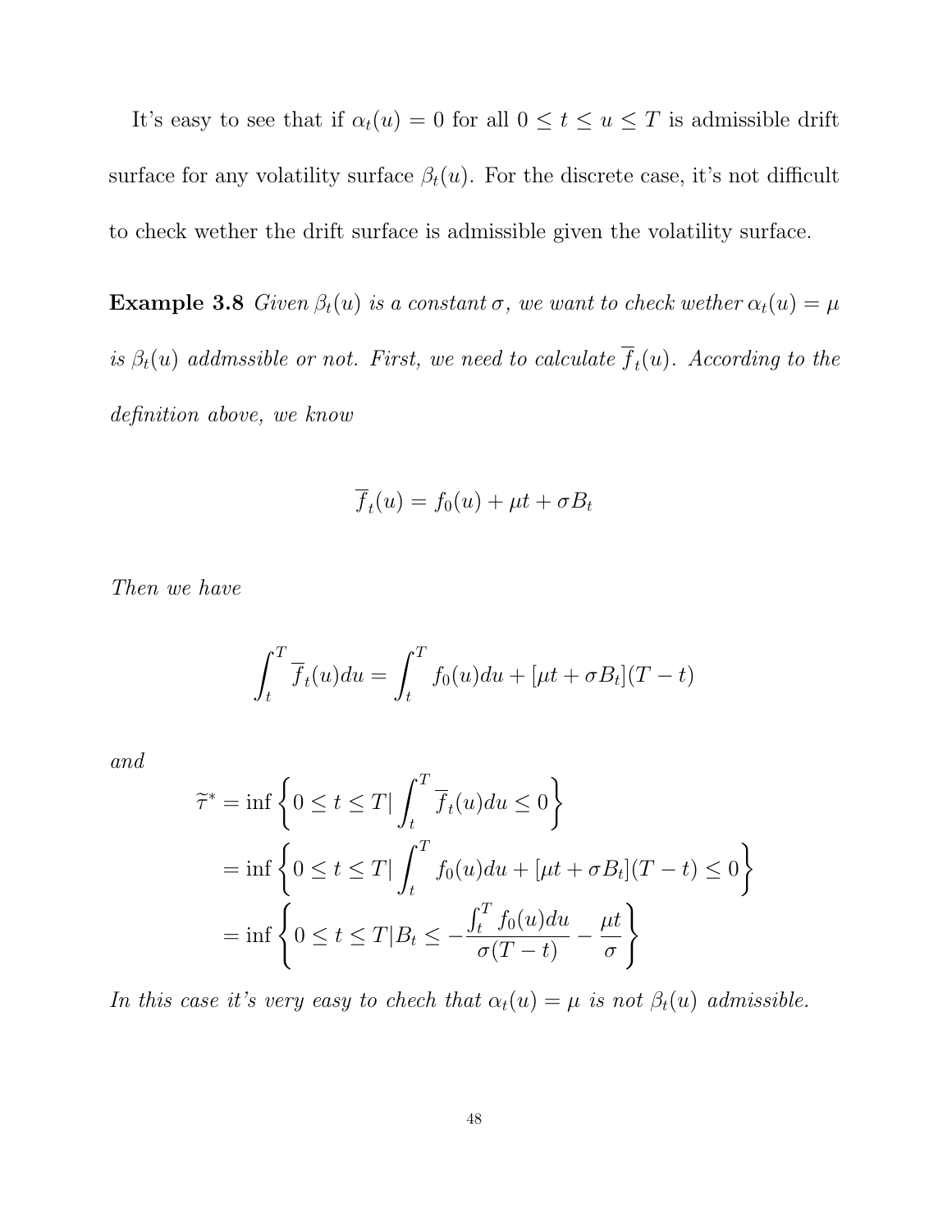It's easy to see that if $\alpha_t(u) = 0$ for all $0 \leq t \leq u \leq T$ is admissible drift surface for any volatility surface $\beta_t(u)$. For the discrete case, it's not difficult to check wether the drift surface is admissible given the volatility surface.

**Example 3.8** *Given $\beta_t(u)$ is a constant $\sigma$, we want to check wether $\alpha_t(u) = \mu$ is $\beta_t(u)$ addmssible or not. First, we need to calculate $\overline{f}_t(u)$. According to the definition above, we know*

$$\overline{f}_t(u) = f_0(u) + \mu t + \sigma B_t$$

*Then we have*

$$\int_t^T \overline{f}_t(u)du = \int_t^T f_0(u)du + [\mu t + \sigma B_t](T-t)$$

*and*

$$\begin{aligned}
\widetilde{\tau}^* &= \inf\left\{0 \leq t \leq T | \int_t^T \overline{f}_t(u)du \leq 0\right\} \\
&= \inf\left\{0 \leq t \leq T | \int_t^T f_0(u)du + [\mu t + \sigma B_t](T-t) \leq 0\right\} \\
&= \inf\left\{0 \leq t \leq T | B_t \leq -\frac{\int_t^T f_0(u)du}{\sigma(T-t)} - \frac{\mu t}{\sigma}\right\}
\end{aligned}$$

*In this case it's very easy to chech that $\alpha_t(u) = \mu$ is not $\beta_t(u)$ admissible.*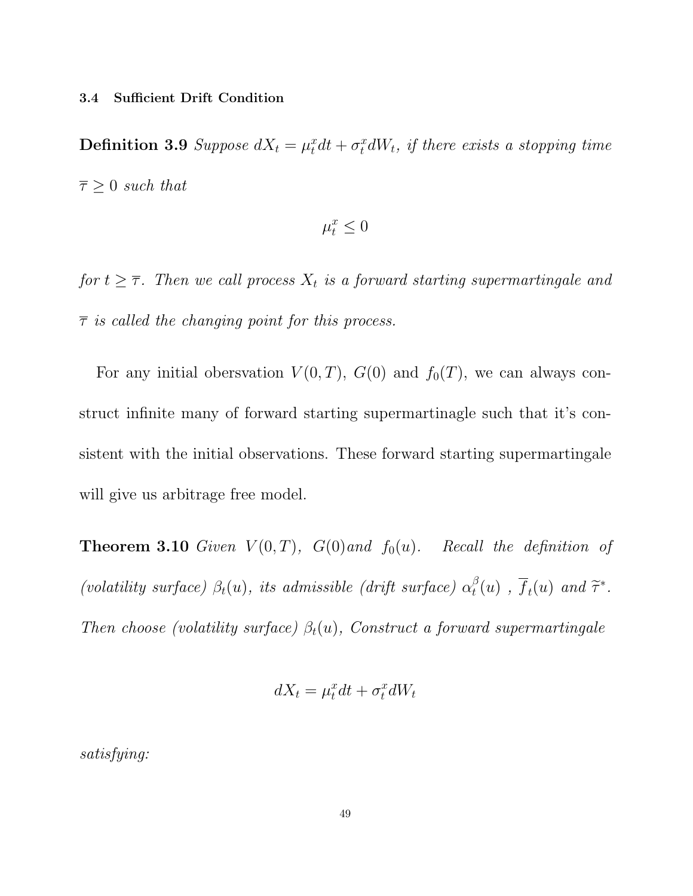### 3.4 Sufficient Drift Condition

**Definition 3.9** *Suppose $dX_t = \mu_t^x dt + \sigma_t^x dW_t$, if there exists a stopping time $\overline{\tau} \geq 0$ such that*

$$\mu_t^x \leq 0$$

*for $t \geq \overline{\tau}$. Then we call process $X_t$ is a forward starting supermartingale and $\overline{\tau}$ is called the changing point for this process.*

For any initial obersvation $V(0,T)$, $G(0)$ and $f_0(T)$, we can always construct infinite many of forward starting supermartinagle such that it's consistent with the initial observations. These forward starting supermartingale will give us arbitrage free model.

**Theorem 3.10** *Given $V(0,T)$, $G(0)$and $f_0(u)$. Recall the definition of (volatility surface) $\beta_t(u)$, its admissible (drift surface) $\alpha_t^\beta(u)$ , $\overline{f}_t(u)$ and $\widetilde{\tau}^*$. Then choose (volatility surface) $\beta_t(u)$, Construct a forward supermartingale*

$$dX_t = \mu_t^x dt + \sigma_t^x dW_t$$

*satisfying:*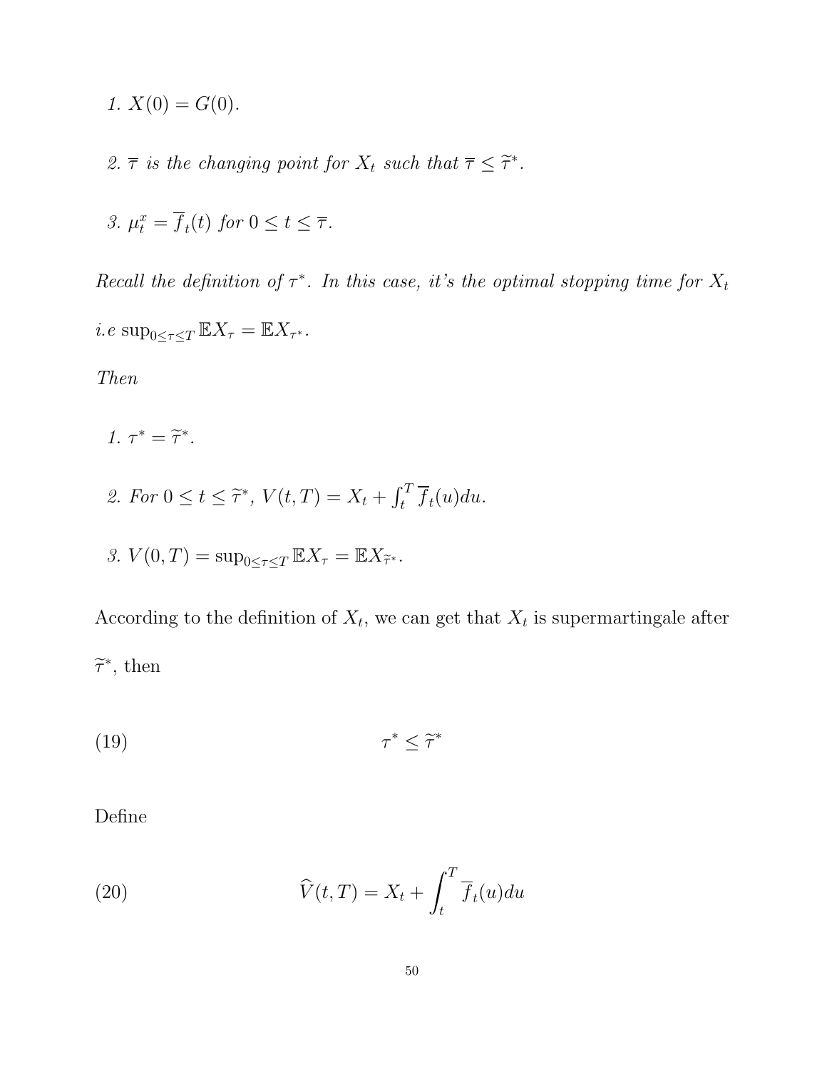1. $X(0) = G(0)$.

2. $\overline{\tau}$ *is the changing point for* $X_t$ *such that* $\overline{\tau} \leq \widetilde{\tau}^*$.

3. $\mu_t^x = \overline{f}_t(t)$ *for* $0 \leq t \leq \overline{\tau}$.

*Recall the definition of* $\tau^*$. *In this case, it's the optimal stopping time for* $X_t$ *i.e* $\sup_{0 \leq \tau \leq T} \mathbb{E} X_\tau = \mathbb{E} X_{\tau^*}$.

*Then*

1. $\tau^* = \widetilde{\tau}^*$.

2. *For* $0 \leq t \leq \widetilde{\tau}^*$, $V(t,T) = X_t + \int_t^T \overline{f}_t(u) du$.

3. $V(0,T) = \sup_{0 \leq \tau \leq T} \mathbb{E} X_\tau = \mathbb{E} X_{\widetilde{\tau}^*}$.

According to the definition of $X_t$, we can get that $X_t$ is supermartingale after $\widetilde{\tau}^*$, then

$$\tau^* \leq \widetilde{\tau}^* \tag{19}$$

Define

$$\widehat{V}(t,T) = X_t + \int_t^T \overline{f}_t(u) du \tag{20}$$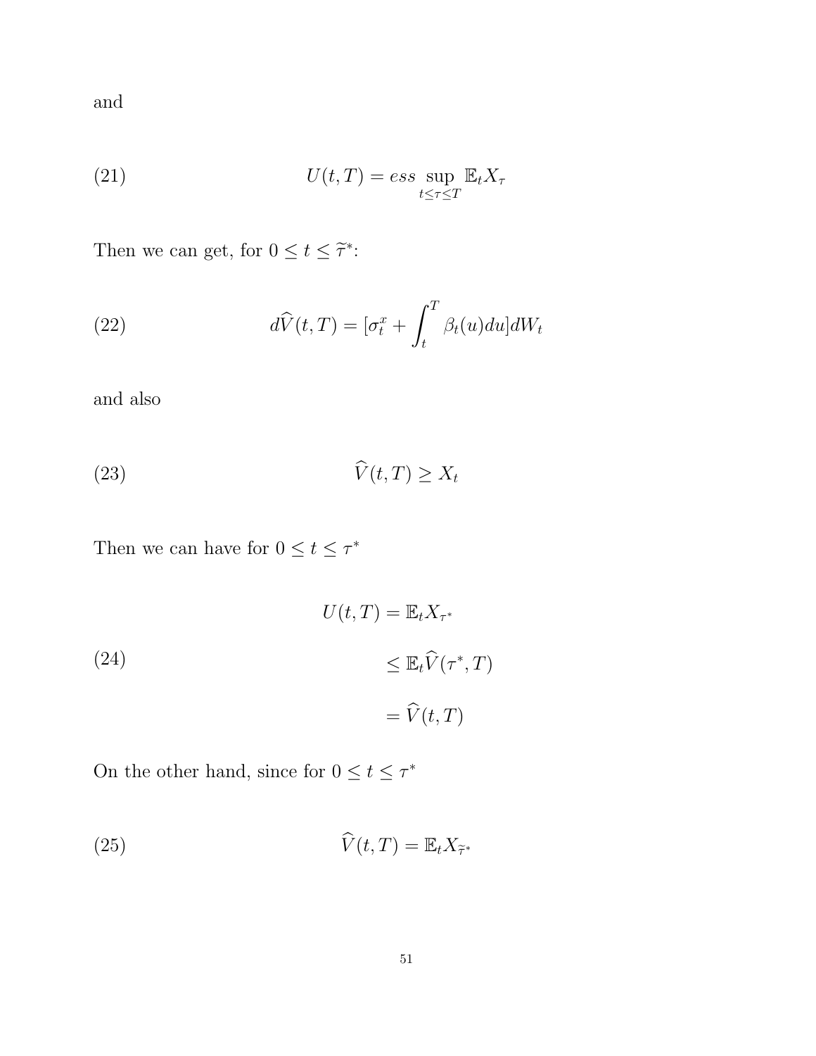and

$$U(t,T) = ess \sup_{t \leq \tau \leq T} \mathbb{E}_t X_\tau \tag{21}$$

Then we can get, for $0 \leq t \leq \widetilde{\tau}^*$:

$$d\widehat{V}(t,T) = [\sigma_t^x + \int_t^T \beta_t(u)du]dW_t \tag{22}$$

and also

$$\widehat{V}(t,T) \geq X_t \tag{23}$$

Then we can have for $0 \leq t \leq \tau^*$

$$\begin{aligned} U(t,T) &= \mathbb{E}_t X_{\tau^*} \\ &\leq \mathbb{E}_t \widehat{V}(\tau^*, T) \\ &= \widehat{V}(t,T) \end{aligned} \tag{24}$$

On the other hand, since for $0 \leq t \leq \tau^*$

$$\widehat{V}(t,T) = \mathbb{E}_t X_{\widetilde{\tau}^*} \tag{25}$$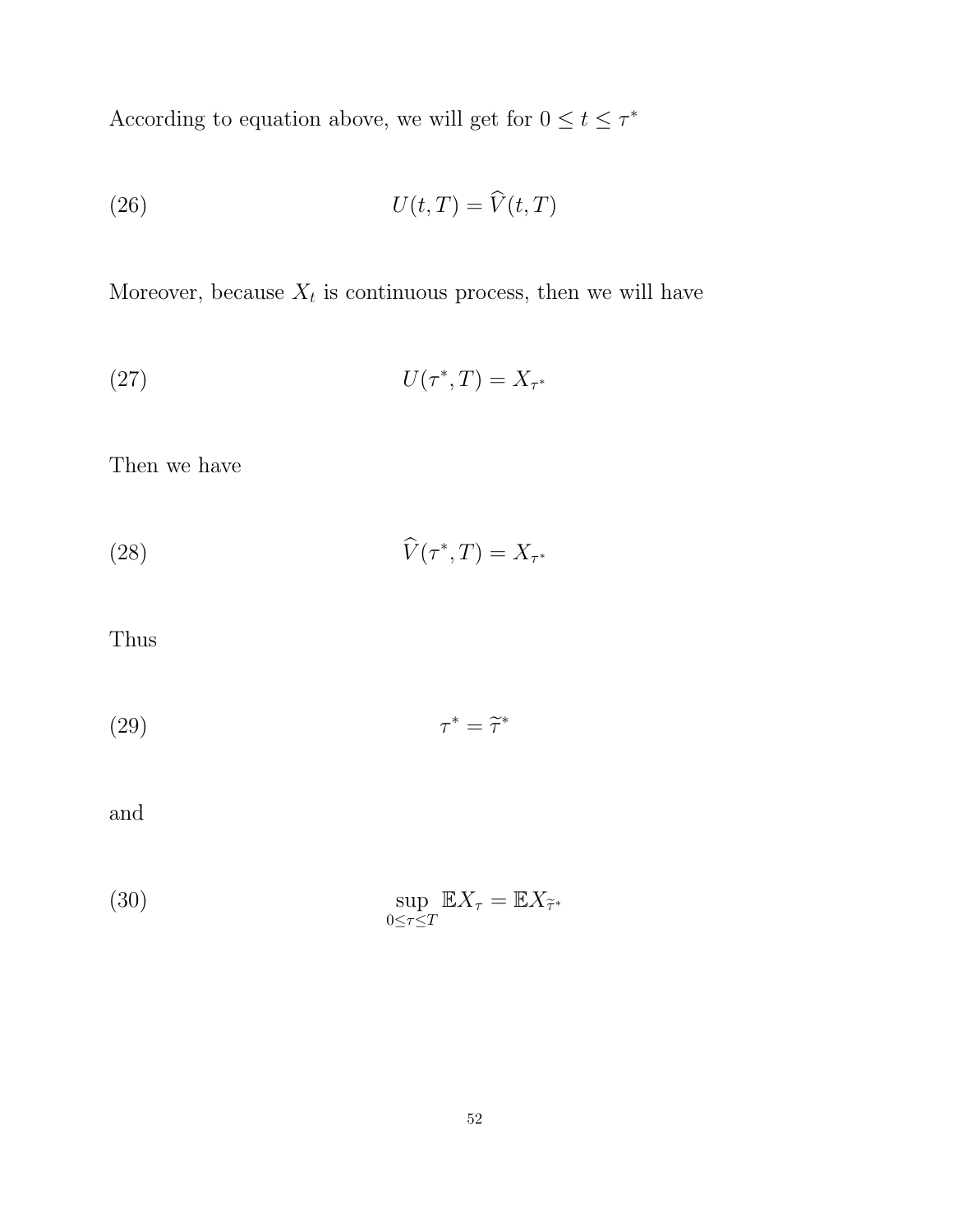According to equation above, we will get for $0 \leq t \leq \tau^*$

$$U(t,T) = \widehat{V}(t,T) \tag{26}$$

Moreover, because $X_t$ is continuous process, then we will have

$$U(\tau^*,T) = X_{\tau^*} \tag{27}$$

Then we have

$$\widehat{V}(\tau^*,T) = X_{\tau^*} \tag{28}$$

Thus

$$\tau^* = \widetilde{\tau}^* \tag{29}$$

and

$$\sup_{0 \leq \tau \leq T} \mathbb{E}X_\tau = \mathbb{E}X_{\widetilde{\tau}^*} \tag{30}$$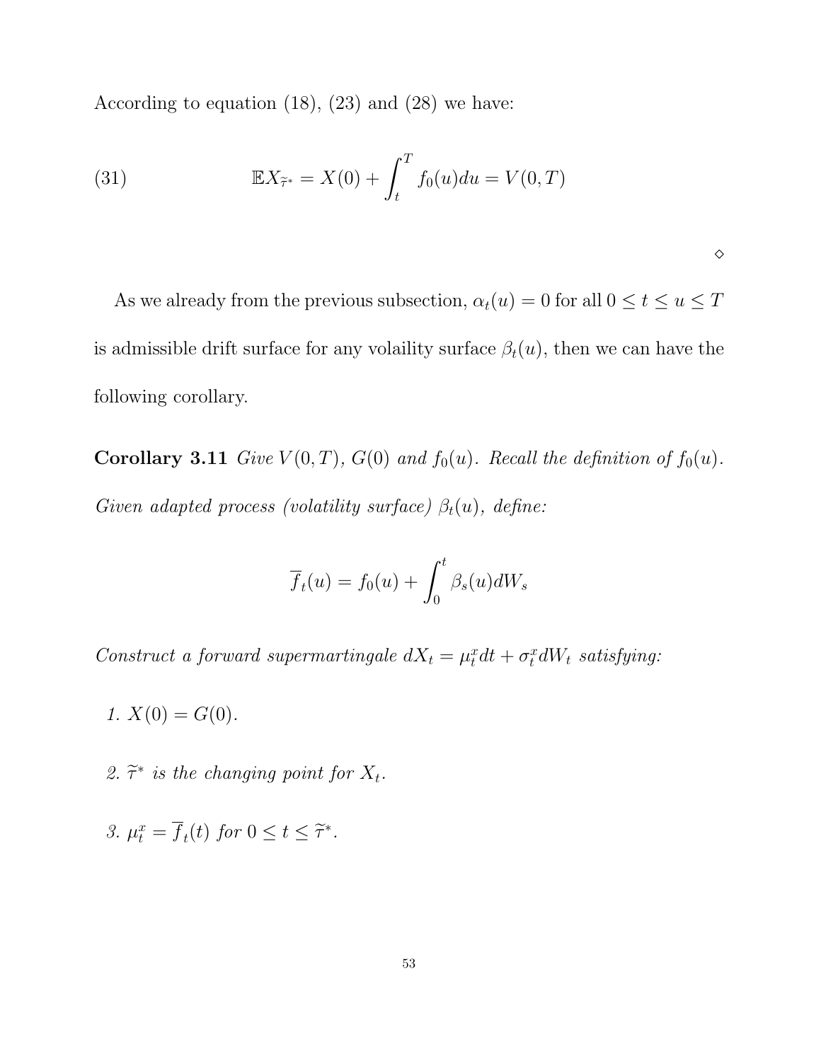According to equation (18), (23) and (28) we have:

$$
\mathbb{E}X_{\widetilde{\tau}^*} = X(0) + \int_t^T f_0(u)du = V(0,T) \tag{31}
$$

$\diamond$

As we already from the previous subsection, $\alpha_t(u) = 0$ for all $0 \leq t \leq u \leq T$ is admissible drift surface for any volaility surface $\beta_t(u)$, then we can have the following corollary.

**Corollary 3.11** *Give $V(0,T)$, $G(0)$ and $f_0(u)$. Recall the definition of $f_0(u)$. Given adapted process (volatility surface) $\beta_t(u)$, define:*

$$
\overline{f}_t(u) = f_0(u) + \int_0^t \beta_s(u)dW_s
$$

*Construct a forward supermartingale $dX_t = \mu_t^x dt + \sigma_t^x dW_t$ satisfying:*

1. *$X(0) = G(0)$.*

2. *$\widetilde{\tau}^*$ is the changing point for $X_t$.*

3. *$\mu_t^x = \overline{f}_t(t)$ for $0 \leq t \leq \widetilde{\tau}^*$.*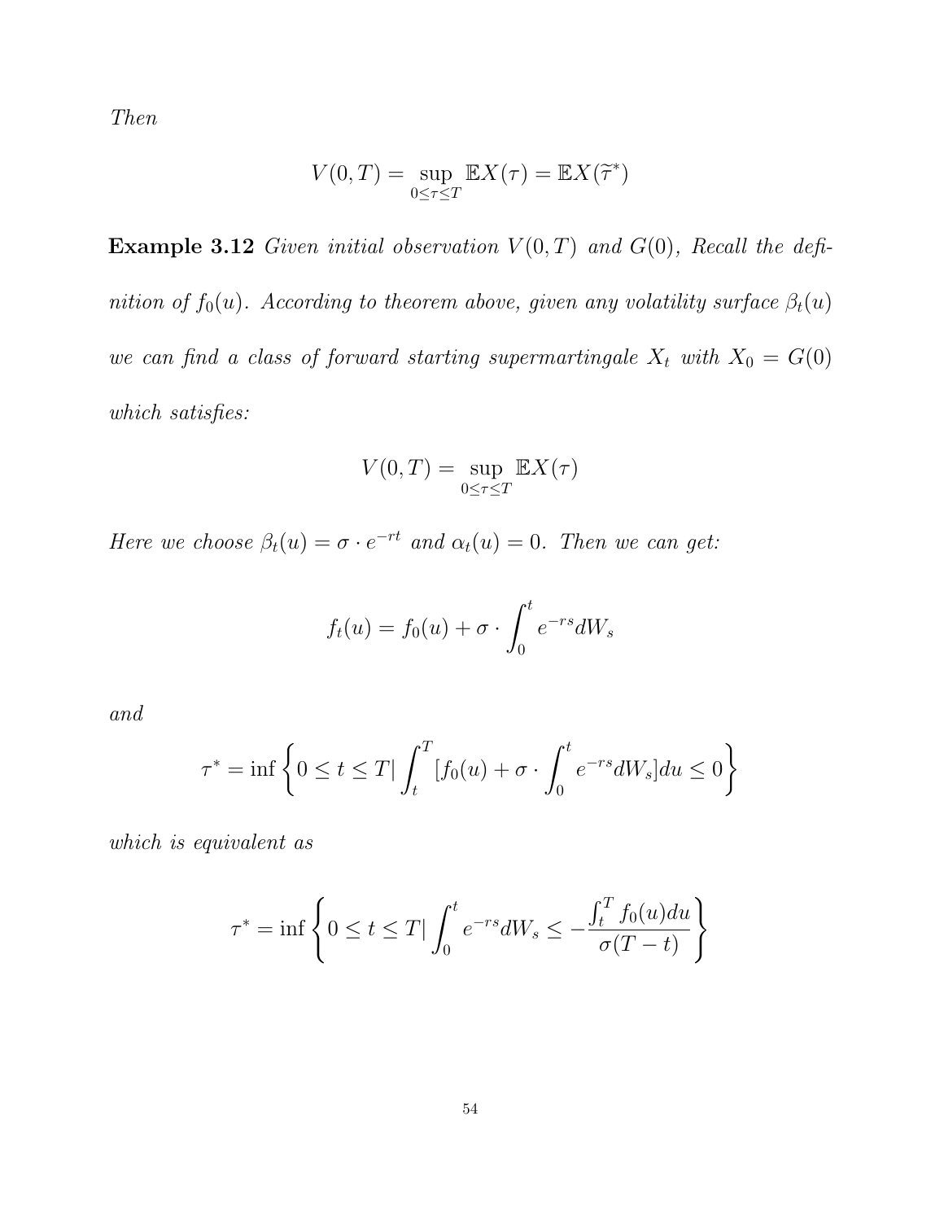*Then*

$$V(0,T) = \sup_{0 \le \tau \le T} \mathbb{E}X(\tau) = \mathbb{E}X(\widetilde{\tau}^*)$$

**Example 3.12** *Given initial observation $V(0,T)$ and $G(0)$, Recall the definition of $f_0(u)$. According to theorem above, given any volatility surface $\beta_t(u)$ we can find a class of forward starting supermartingale $X_t$ with $X_0 = G(0)$ which satisfies:*

$$V(0,T) = \sup_{0 \le \tau \le T} \mathbb{E}X(\tau)$$

*Here we choose $\beta_t(u) = \sigma \cdot e^{-rt}$ and $\alpha_t(u) = 0$. Then we can get:*

$$f_t(u) = f_0(u) + \sigma \cdot \int_0^t e^{-rs} dW_s$$

*and*

$$\tau^* = \inf \left\{ 0 \le t \le T | \int_t^T [f_0(u) + \sigma \cdot \int_0^t e^{-rs} dW_s] du \le 0 \right\}$$

*which is equivalent as*

$$\tau^* = \inf \left\{ 0 \le t \le T | \int_0^t e^{-rs} dW_s \le -\frac{\int_t^T f_0(u) du}{\sigma(T-t)} \right\}$$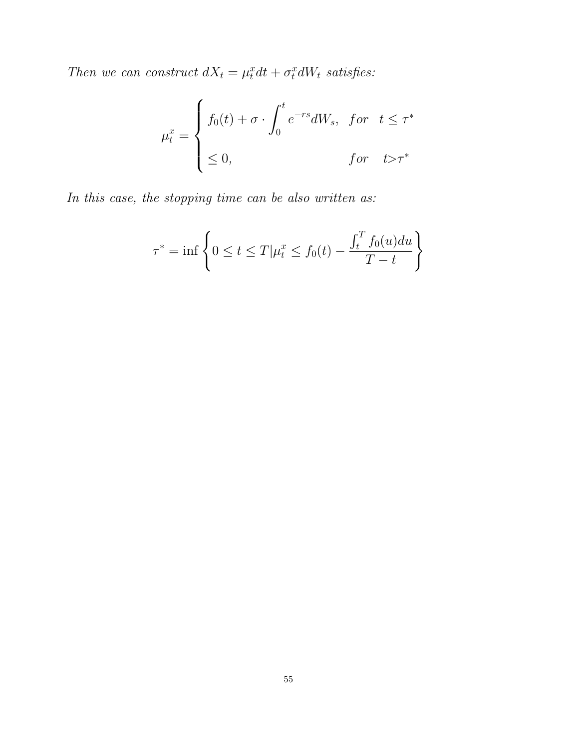*Then we can construct $dX_t = \mu_t^x dt + \sigma_t^x dW_t$ satisfies:*

$$\mu_t^x = \begin{cases} f_0(t) + \sigma \cdot \displaystyle\int_0^t e^{-rs} dW_s, & for \quad t \leq \tau^* \\ \leq 0, & for \quad t > \tau^* \end{cases}$$

*In this case, the stopping time can be also written as:*

$$\tau^* = \inf \left\{ 0 \leq t \leq T | \mu_t^x \leq f_0(t) - \frac{\int_t^T f_0(u) du}{T - t} \right\}$$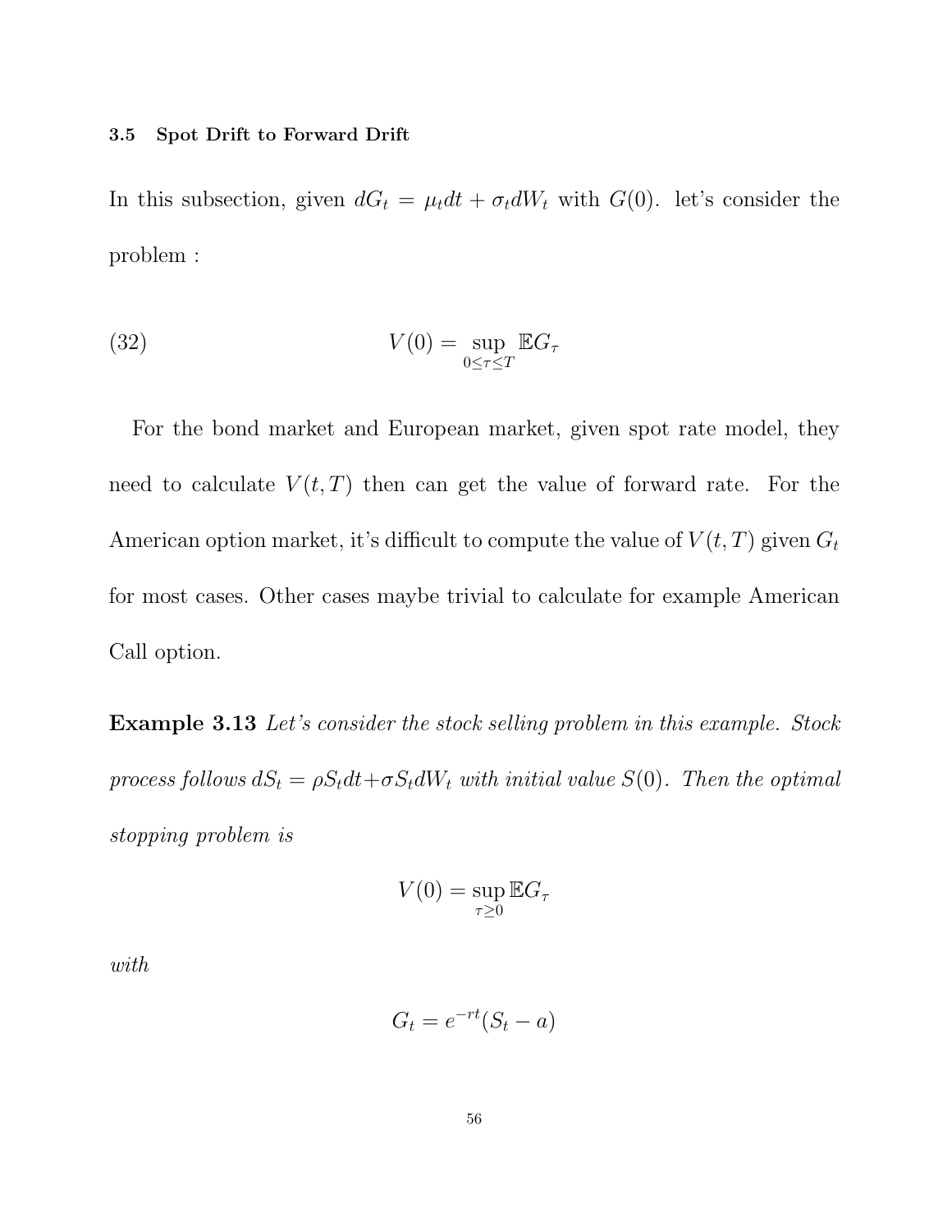### 3.5 Spot Drift to Forward Drift

In this subsection, given $dG_t = \mu_t dt + \sigma_t dW_t$ with $G(0)$. let's consider the problem :

$$V(0) = \sup_{0 \le \tau \le T} \mathbb{E} G_\tau \tag{32}$$

For the bond market and European market, given spot rate model, they need to calculate $V(t,T)$ then can get the value of forward rate. For the American option market, it's difficult to compute the value of $V(t,T)$ given $G_t$ for most cases. Other cases maybe trivial to calculate for example American Call option.

**Example 3.13** *Let's consider the stock selling problem in this example. Stock process follows $dS_t = \rho S_t dt + \sigma S_t dW_t$ with initial value $S(0)$. Then the optimal stopping problem is*

$$V(0) = \sup_{\tau \ge 0} \mathbb{E} G_\tau$$

*with*

$$G_t = e^{-rt}(S_t - a)$$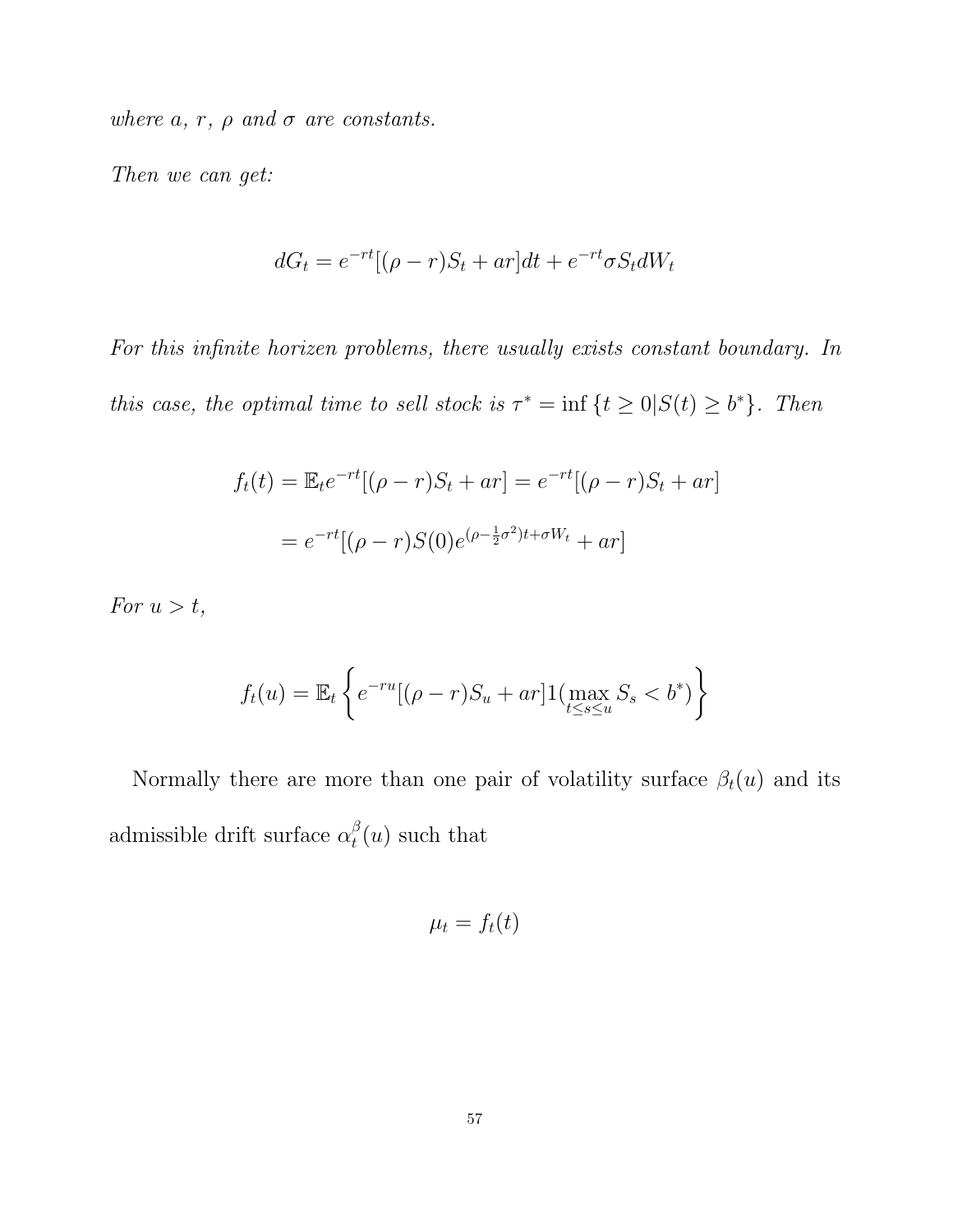*where $a$, $r$, $\rho$ and $\sigma$ are constants.*

*Then we can get:*

$$dG_t = e^{-rt}[(\rho - r)S_t + ar]dt + e^{-rt}\sigma S_t dW_t$$

*For this infinite horizen problems, there usually exists constant boundary. In this case, the optimal time to sell stock is $\tau^* = \inf\{t \geq 0 | S(t) \geq b^*\}$. Then*

$$f_t(t) = \mathbb{E}_t e^{-rt}[(\rho - r)S_t + ar] = e^{-rt}[(\rho - r)S_t + ar]$$

$$= e^{-rt}[(\rho - r)S(0)e^{(\rho - \frac{1}{2}\sigma^2)t + \sigma W_t} + ar]$$

*For $u > t$,*

$$f_t(u) = \mathbb{E}_t \left\{ e^{-ru}[(\rho - r)S_u + ar] 1(\max_{t \leq s \leq u} S_s < b^*) \right\}$$

Normally there are more than one pair of volatility surface $\beta_t(u)$ and its admissible drift surface $\alpha_t^{\beta}(u)$ such that

$$\mu_t = f_t(t)$$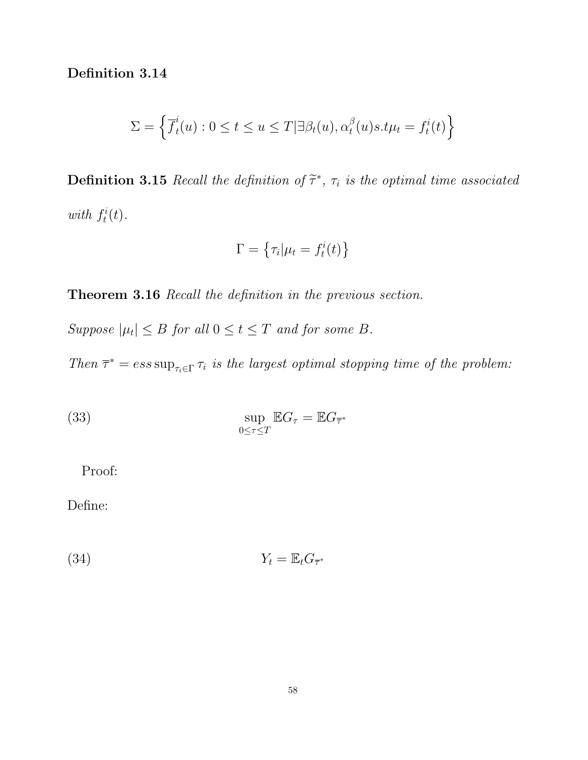**Definition 3.14**

$$\Sigma = \left\{ \overline{f}^i_t(u) : 0 \leq t \leq u \leq T | \exists \beta_t(u), \alpha^\beta_t(u) s.t \mu_t = f^i_t(t) \right\}$$

**Definition 3.15** *Recall the definition of $\widetilde{\tau}^*$, $\tau_i$ is the optimal time associated with $f^i_t(t)$.*

$$\Gamma = \left\{ \tau_i | \mu_t = f^i_t(t) \right\}$$

**Theorem 3.16** *Recall the definition in the previous section.*

*Suppose $|\mu_t| \leq B$ for all $0 \leq t \leq T$ and for some $B$.*

*Then $\overline{\tau}^* = ess \sup_{\tau_i \in \Gamma} \tau_i$ is the largest optimal stopping time of the problem:*

$$\sup_{0 \leq \tau \leq T} \mathbb{E} G_\tau = \mathbb{E} G_{\overline{\tau}^*} \tag{33}$$

Proof:

Define:

$$Y_t = \mathbb{E}_t G_{\overline{\tau}^*} \tag{34}$$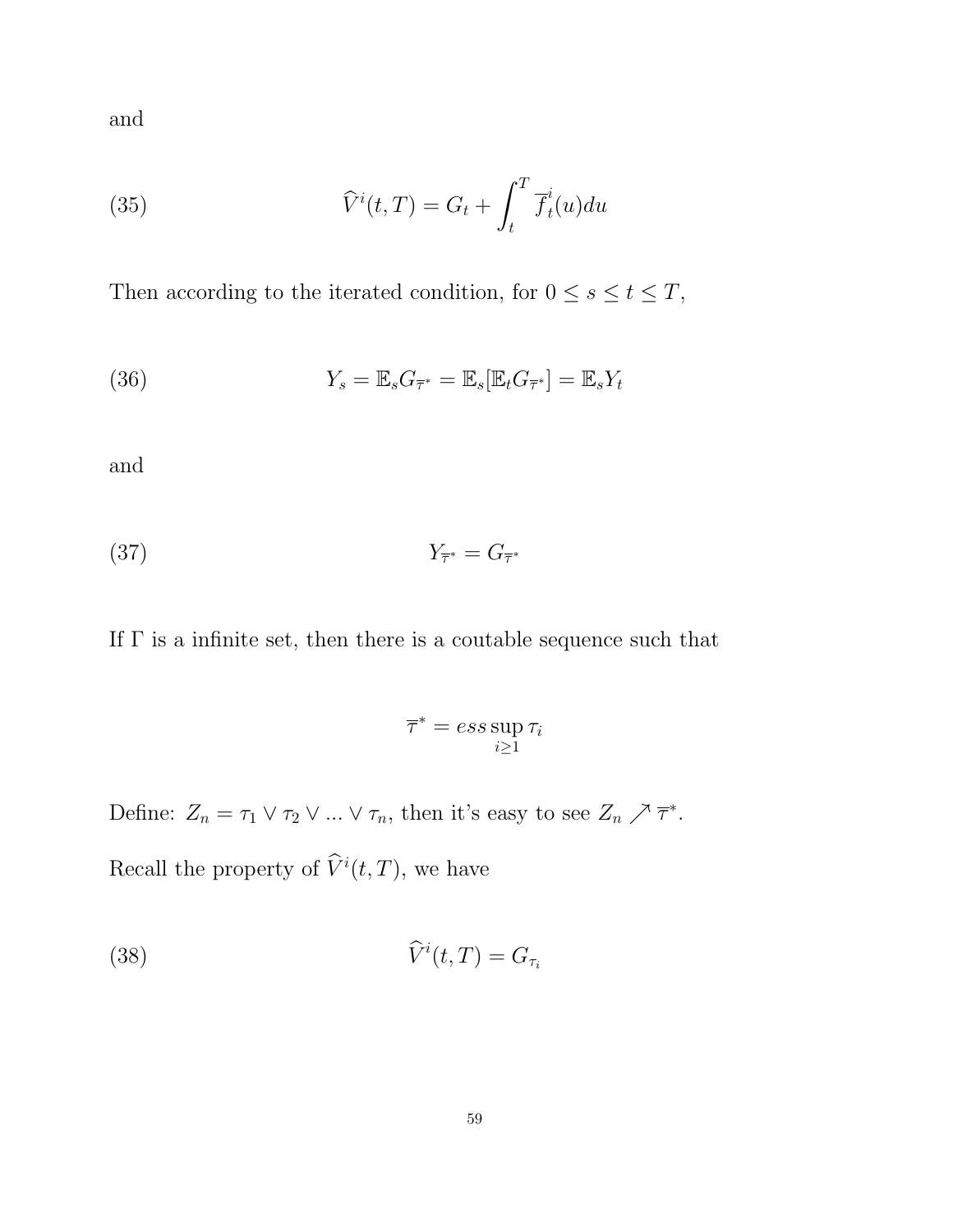and

$$\widehat{V}^i(t,T) = G_t + \int_t^T \overline{f}_t^i(u)du \tag{35}$$

Then according to the iterated condition, for $0 \leq s \leq t \leq T$,

$$Y_s = \mathbb{E}_s G_{\overline{\tau}^*} = \mathbb{E}_s[\mathbb{E}_t G_{\overline{\tau}^*}] = \mathbb{E}_s Y_t \tag{36}$$

and

$$Y_{\overline{\tau}^*} = G_{\overline{\tau}^*} \tag{37}$$

If $\Gamma$ is a infinite set, then there is a coutable sequence such that

$$\overline{\tau}^* = ess \sup_{i \geq 1} \tau_i$$

Define: $Z_n = \tau_1 \vee \tau_2 \vee ... \vee \tau_n$, then it's easy to see $Z_n \nearrow \overline{\tau}^*$.

Recall the property of $\widehat{V}^i(t,T)$, we have

$$\widehat{V}^i(t,T) = G_{\tau_i} \tag{38}$$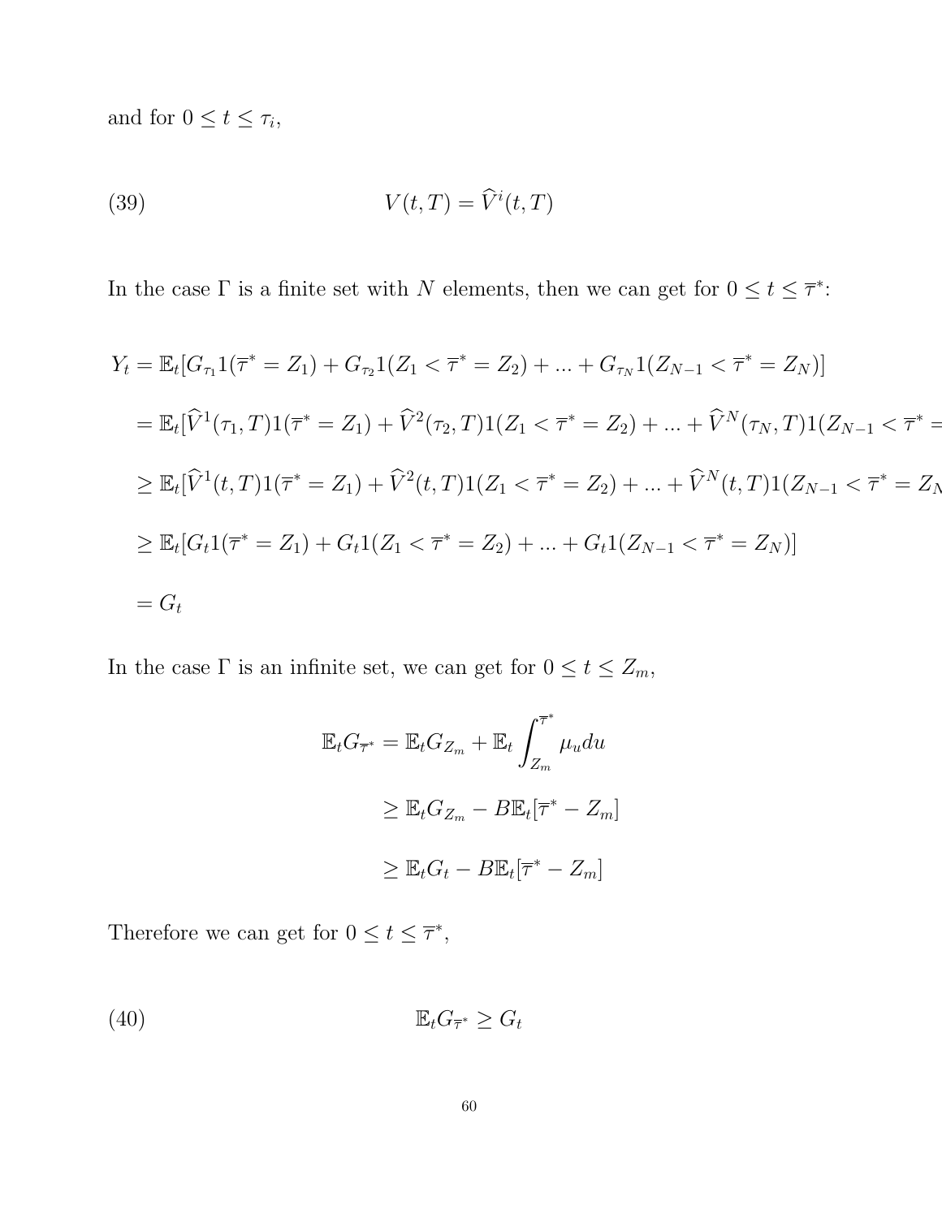and for $0 \leq t \leq \tau_i$,

$$V(t,T) = \widehat{V}^i(t,T) \tag{39}$$

In the case $\Gamma$ is a finite set with $N$ elements, then we can get for $0 \leq t \leq \overline{\tau}^*$:

$$
\begin{aligned}
Y_t &= \mathbb{E}_t[G_{\tau_1} 1(\overline{\tau}^* = Z_1) + G_{\tau_2} 1(Z_1 < \overline{\tau}^* = Z_2) + ... + G_{\tau_N} 1(Z_{N-1} < \overline{\tau}^* = Z_N)] \\
&= \mathbb{E}_t[\widehat{V}^1(\tau_1,T) 1(\overline{\tau}^* = Z_1) + \widehat{V}^2(\tau_2,T) 1(Z_1 < \overline{\tau}^* = Z_2) + ... + \widehat{V}^N(\tau_N,T) 1(Z_{N-1} < \overline{\tau}^* = Z_N)] \\
&\geq \mathbb{E}_t[\widehat{V}^1(t,T) 1(\overline{\tau}^* = Z_1) + \widehat{V}^2(t,T) 1(Z_1 < \overline{\tau}^* = Z_2) + ... + \widehat{V}^N(t,T) 1(Z_{N-1} < \overline{\tau}^* = Z_N)] \\
&\geq \mathbb{E}_t[G_t 1(\overline{\tau}^* = Z_1) + G_t 1(Z_1 < \overline{\tau}^* = Z_2) + ... + G_t 1(Z_{N-1} < \overline{\tau}^* = Z_N)] \\
&= G_t
\end{aligned}
$$

In the case $\Gamma$ is an infinite set, we can get for $0 \leq t \leq Z_m$,

$$
\begin{aligned}
\mathbb{E}_t G_{\overline{\tau}^*} &= \mathbb{E}_t G_{Z_m} + \mathbb{E}_t \int_{Z_m}^{\overline{\tau}^*} \mu_u du \\
&\geq \mathbb{E}_t G_{Z_m} - B \mathbb{E}_t[\overline{\tau}^* - Z_m] \\
&\geq \mathbb{E}_t G_t - B \mathbb{E}_t[\overline{\tau}^* - Z_m]
\end{aligned}
$$

Therefore we can get for $0 \leq t \leq \overline{\tau}^*$,

$$\mathbb{E}_t G_{\overline{\tau}^*} \geq G_t \tag{40}$$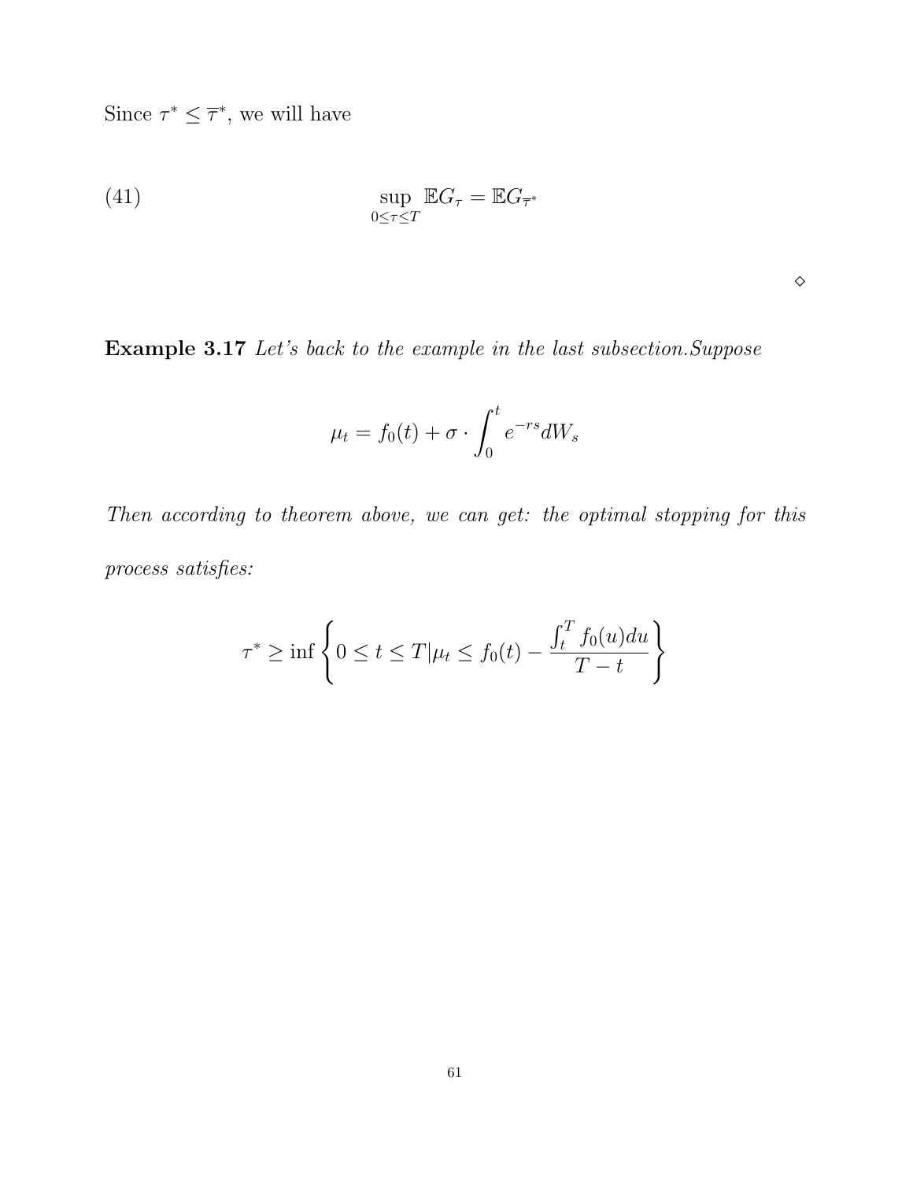Since $\tau^* \leq \overline{\tau}^*$, we will have

$$\sup_{0 \leq \tau \leq T} \mathbb{E} G_\tau = \mathbb{E} G_{\overline{\tau}^*} \tag{41}$$

$\diamond$

**Example 3.17** *Let's back to the example in the last subsection.Suppose*

$$\mu_t = f_0(t) + \sigma \cdot \int_0^t e^{-rs} dW_s$$

*Then according to theorem above, we can get: the optimal stopping for this process satisfies:*

$$\tau^* \geq \inf \left\{ 0 \leq t \leq T | \mu_t \leq f_0(t) - \frac{\int_t^T f_0(u) du}{T - t} \right\}$$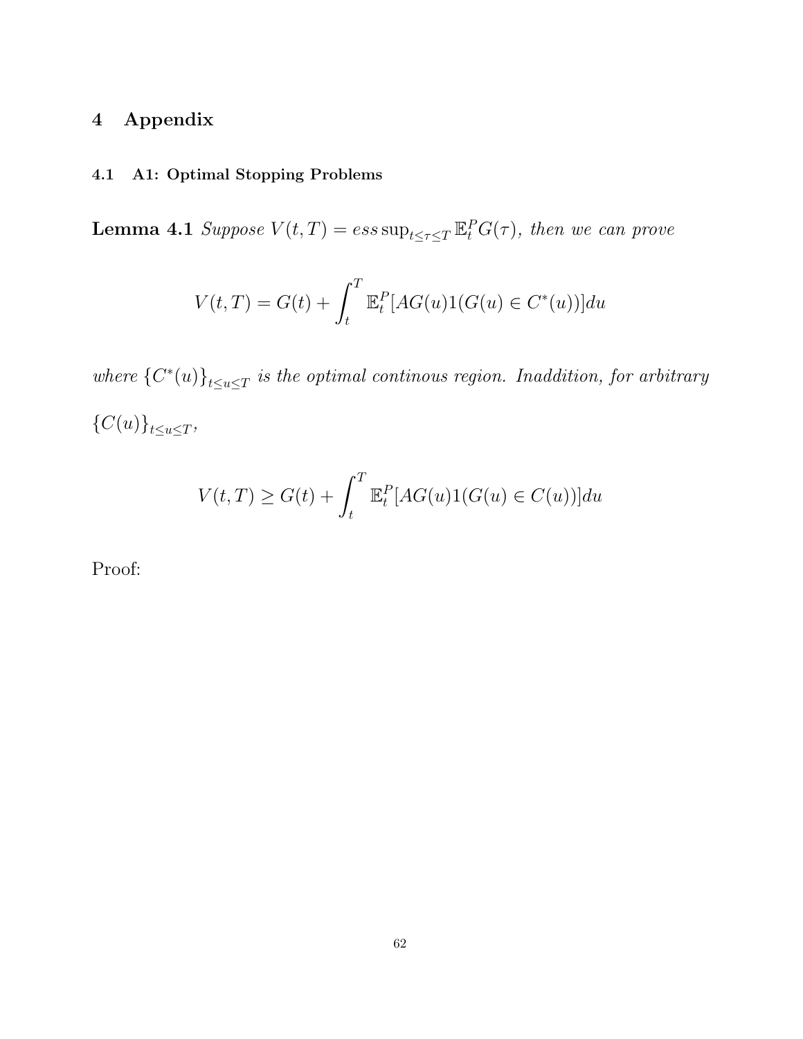# 4 Appendix

### 4.1 A1: Optimal Stopping Problems

**Lemma 4.1** *Suppose* $V(t,T) = ess\sup_{t \leq \tau \leq T} \mathbb{E}_t^P G(\tau)$*, then we can prove*

$$V(t,T) = G(t) + \int_t^T \mathbb{E}_t^P [AG(u)1(G(u) \in C^*(u))]du$$

*where* $\{C^*(u)\}_{t \leq u \leq T}$ *is the optimal continous region. Inaddition, for arbitrary* $\{C(u)\}_{t \leq u \leq T}$*,*

$$V(t,T) \geq G(t) + \int_t^T \mathbb{E}_t^P [AG(u)1(G(u) \in C(u))]du$$

Proof: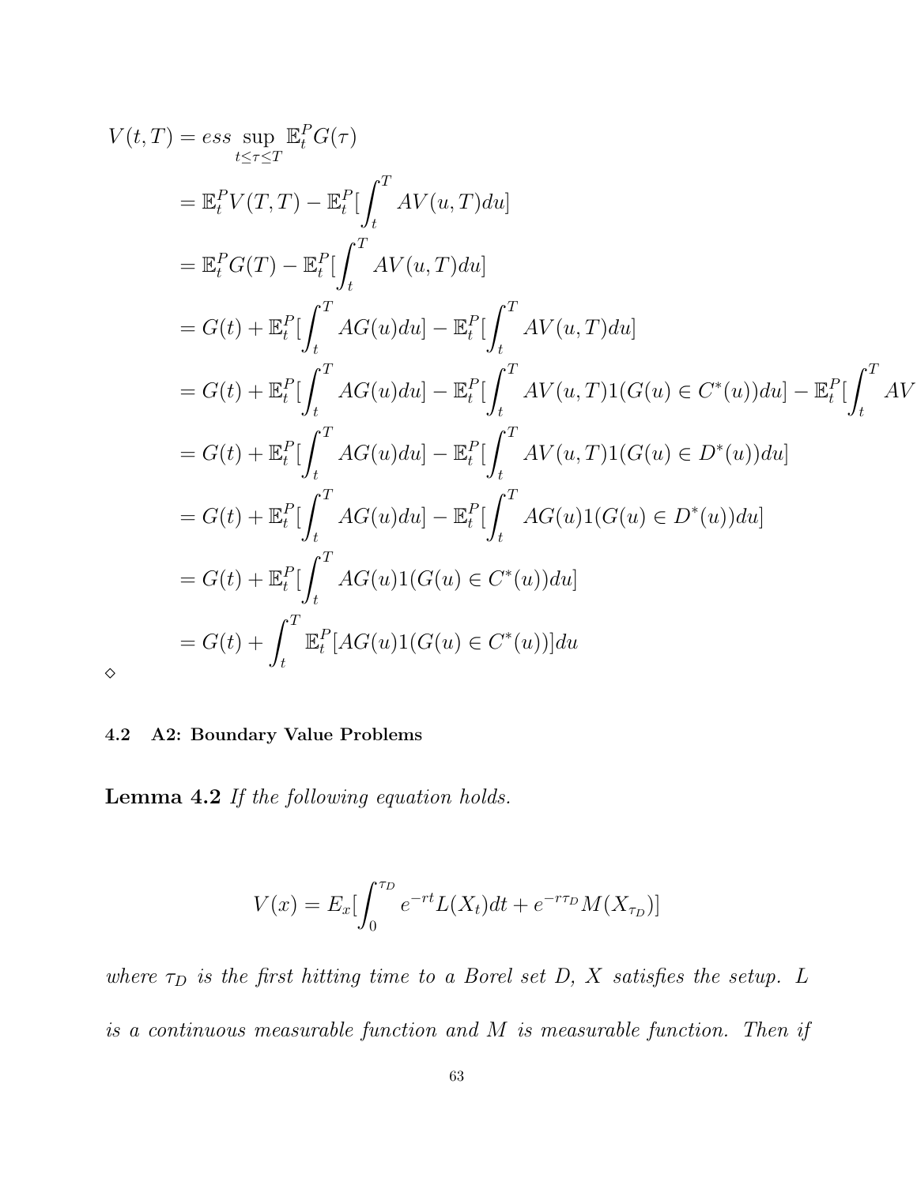$$
\begin{aligned}
V(t,T) &= ess \sup_{t \le \tau \le T} \mathbb{E}_t^P G(\tau) \\
&= \mathbb{E}_t^P V(T,T) - \mathbb{E}_t^P[\int_t^T AV(u,T)du] \\
&= \mathbb{E}_t^P G(T) - \mathbb{E}_t^P[\int_t^T AV(u,T)du] \\
&= G(t) + \mathbb{E}_t^P[\int_t^T AG(u)du] - \mathbb{E}_t^P[\int_t^T AV(u,T)du] \\
&= G(t) + \mathbb{E}_t^P[\int_t^T AG(u)du] - \mathbb{E}_t^P[\int_t^T AV(u,T)1(G(u) \in C^*(u))du] - \mathbb{E}_t^P[\int_t^T AV \\
&= G(t) + \mathbb{E}_t^P[\int_t^T AG(u)du] - \mathbb{E}_t^P[\int_t^T AV(u,T)1(G(u) \in D^*(u))du] \\
&= G(t) + \mathbb{E}_t^P[\int_t^T AG(u)du] - \mathbb{E}_t^P[\int_t^T AG(u)1(G(u) \in D^*(u))du] \\
&= G(t) + \mathbb{E}_t^P[\int_t^T AG(u)1(G(u) \in C^*(u))du] \\
&= G(t) + \int_t^T \mathbb{E}_t^P[AG(u)1(G(u) \in C^*(u))]du
\end{aligned}
$$

$\diamond$

### 4.2 A2: Boundary Value Problems

**Lemma 4.2** *If the following equation holds.*

$$V(x) = E_x[\int_0^{\tau_D} e^{-rt} L(X_t)dt + e^{-r\tau_D} M(X_{\tau_D})]$$

*where $\tau_D$ is the first hitting time to a Borel set $D$, $X$ satisfies the setup. $L$ is a continuous measurable function and $M$ is measurable function. Then if*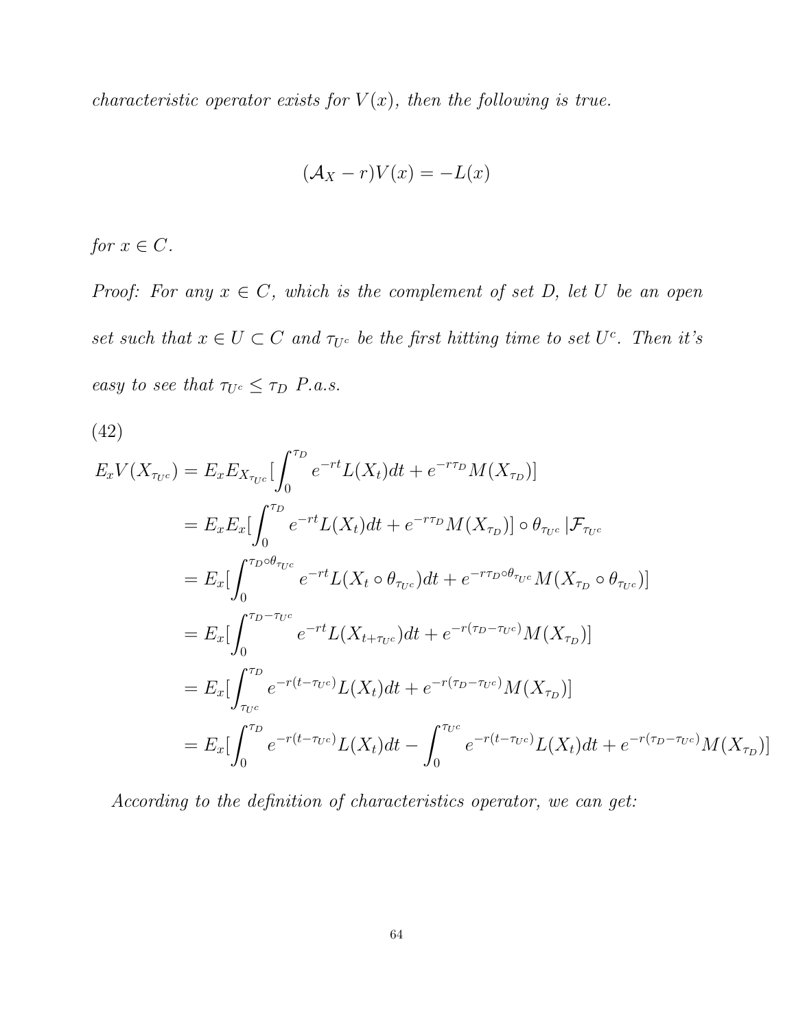*characteristic operator exists for $V(x)$, then the following is true.*

$$(\mathcal{A}_X - r)V(x) = -L(x)$$

*for $x \in C$.*

*Proof: For any $x \in C$, which is the complement of set $D$, let $U$ be an open set such that $x \in U \subset C$ and $\tau_{U^c}$ be the first hitting time to set $U^c$. Then it's easy to see that $\tau_{U^c} \leq \tau_D$ P.a.s.*

(42)

$$\begin{aligned}
E_x V(X_{\tau_{U^c}}) &= E_x E_{X_{\tau_{U^c}}}[\int_0^{\tau_D} e^{-rt} L(X_t)dt + e^{-r\tau_D} M(X_{\tau_D})] \\
&= E_x E_x[\int_0^{\tau_D} e^{-rt} L(X_t)dt + e^{-r\tau_D} M(X_{\tau_D})] \circ \theta_{\tau_{U^c}} | \mathcal{F}_{\tau_{U^c}} \\
&= E_x[\int_0^{\tau_D \circ \theta_{\tau_{U^c}}} e^{-rt} L(X_t \circ \theta_{\tau_{U^c}})dt + e^{-r\tau_D \circ \theta_{\tau_{U^c}}} M(X_{\tau_D} \circ \theta_{\tau_{U^c}})] \\
&= E_x[\int_0^{\tau_D - \tau_{U^c}} e^{-rt} L(X_{t+\tau_{U^c}})dt + e^{-r(\tau_D - \tau_{U^c})} M(X_{\tau_D})] \\
&= E_x[\int_{\tau_{U^c}}^{\tau_D} e^{-r(t-\tau_{U^c})} L(X_t)dt + e^{-r(\tau_D - \tau_{U^c})} M(X_{\tau_D})] \\
&= E_x[\int_0^{\tau_D} e^{-r(t-\tau_{U^c})} L(X_t)dt - \int_0^{\tau_{U^c}} e^{-r(t-\tau_{U^c})} L(X_t)dt + e^{-r(\tau_D - \tau_{U^c})} M(X_{\tau_D})]
\end{aligned}$$

*According to the definition of characteristics operator, we can get:*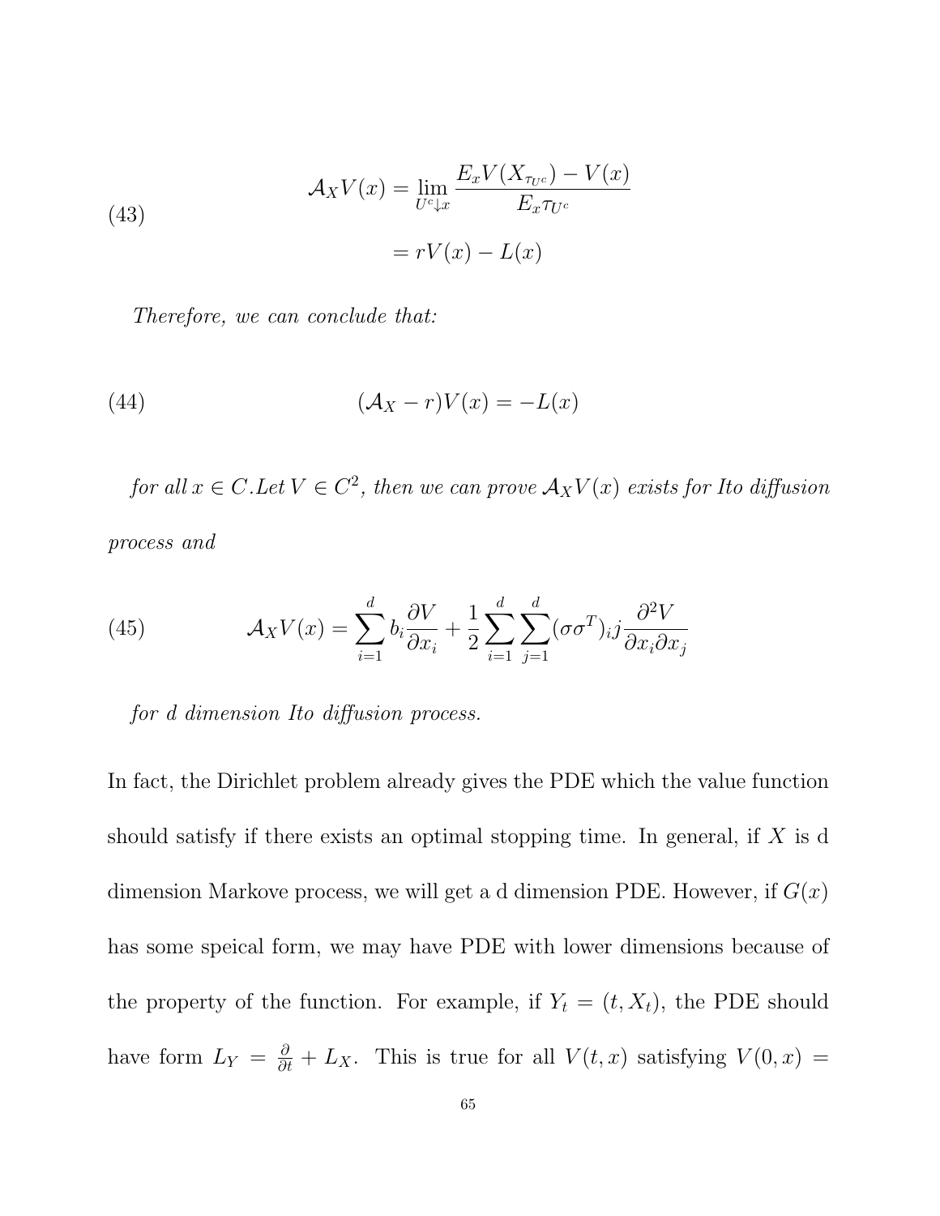$$
\begin{aligned}
\mathcal{A}_X V(x) &= \lim_{U^c \downarrow x} \frac{E_x V(X_{\tau_{U^c}}) - V(x)}{E_x \tau_{U^c}} \\
&= rV(x) - L(x)
\end{aligned} \tag{43}
$$

*Therefore, we can conclude that:*

$$
(\mathcal{A}_X - r)V(x) = -L(x) \tag{44}
$$

*for all* $x \in C$*.Let* $V \in C^2$*, then we can prove* $\mathcal{A}_X V(x)$ *exists for Ito diffusion process and*

$$
\mathcal{A}_X V(x) = \sum_{i=1}^{d} b_i \frac{\partial V}{\partial x_i} + \frac{1}{2} \sum_{i=1}^{d} \sum_{j=1}^{d} (\sigma\sigma^T)_i j \frac{\partial^2 V}{\partial x_i \partial x_j} \tag{45}
$$

*for d dimension Ito diffusion process.*

In fact, the Dirichlet problem already gives the PDE which the value function should satisfy if there exists an optimal stopping time. In general, if $X$ is d dimension Markove process, we will get a d dimension PDE. However, if $G(x)$ has some speical form, we may have PDE with lower dimensions because of the property of the function. For example, if $Y_t = (t, X_t)$, the PDE should have form $L_Y = \frac{\partial}{\partial t} + L_X$. This is true for all $V(t,x)$ satisfying $V(0,x) =$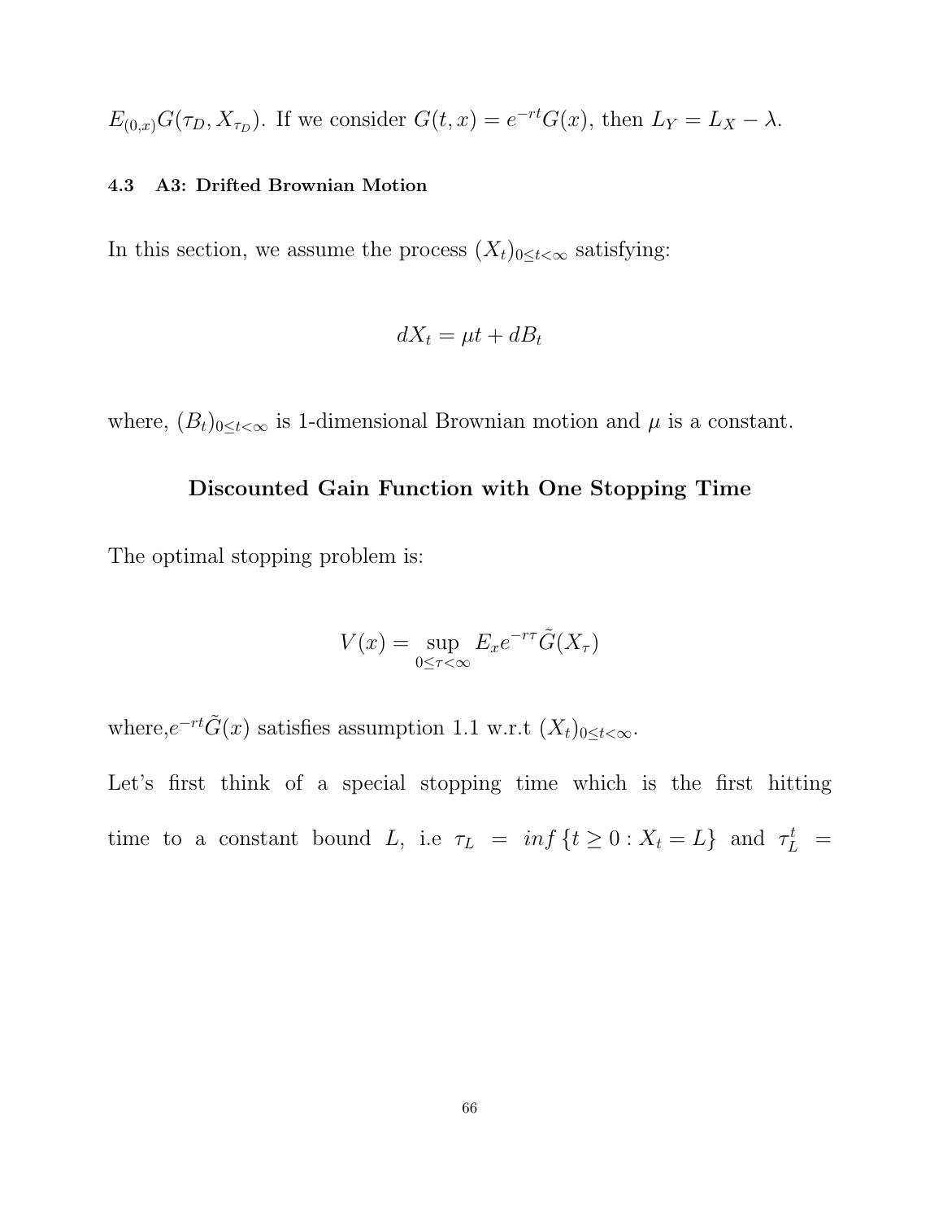$E_{(0,x)}G(\tau_D, X_{\tau_D})$. If we consider $G(t,x) = e^{-rt}G(x)$, then $L_Y = L_X - \lambda$.

### 4.3 A3: Drifted Brownian Motion

In this section, we assume the process $(X_t)_{0 \leq t < \infty}$ satisfying:

$$dX_t = \mu t + dB_t$$

where, $(B_t)_{0 \leq t < \infty}$ is 1-dimensional Brownian motion and $\mu$ is a constant.

**Discounted Gain Function with One Stopping Time**

The optimal stopping problem is:

$$V(x) = \sup_{0 \leq \tau < \infty} E_x e^{-r\tau} \tilde{G}(X_\tau)$$

where, $e^{-rt}\tilde{G}(x)$ satisfies assumption 1.1 w.r.t $(X_t)_{0 \leq t < \infty}$.

Let's first think of a special stopping time which is the first hitting time to a constant bound $L$, i.e $\tau_L = inf\{t \geq 0 : X_t = L\}$ and $\tau_L^t =$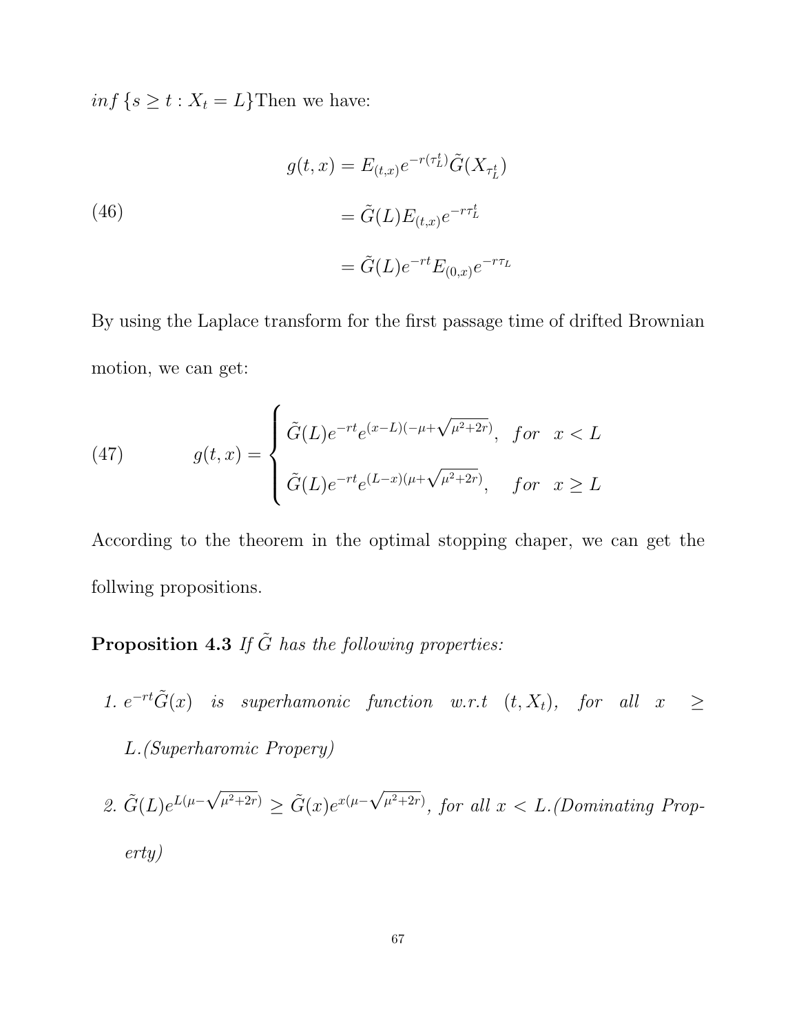$inf\{s \geq t : X_t = L\}$Then we have:

$$
\begin{aligned}
g(t,x) &= E_{(t,x)} e^{-r(\tau_L^t)} \tilde{G}(X_{\tau_L^t}) \\
&= \tilde{G}(L) E_{(t,x)} e^{-r\tau_L^t} \\
&= \tilde{G}(L) e^{-rt} E_{(0,x)} e^{-r\tau_L}
\end{aligned}
\tag{46}
$$

By using the Laplace transform for the first passage time of drifted Brownian motion, we can get:

$$
g(t,x) = \begin{cases} \tilde{G}(L) e^{-rt} e^{(x-L)(-\mu+\sqrt{\mu^2+2r})}, & for \quad x < L \\ \tilde{G}(L) e^{-rt} e^{(L-x)(\mu+\sqrt{\mu^2+2r})}, & for \quad x \geq L \end{cases}
\tag{47}
$$

According to the theorem in the optimal stopping chaper, we can get the follwing propositions.

**Proposition 4.3** *If $\tilde{G}$ has the following properties:*

1. *$e^{-rt}\tilde{G}(x)$ is superhamonic function w.r.t $(t, X_t)$, for all $x \geq L$.(Superharomic Propery)*
2. *$\tilde{G}(L)e^{L(\mu-\sqrt{\mu^2+2r})} \geq \tilde{G}(x)e^{x(\mu-\sqrt{\mu^2+2r})}$, for all $x < L$.(Dominating Property)*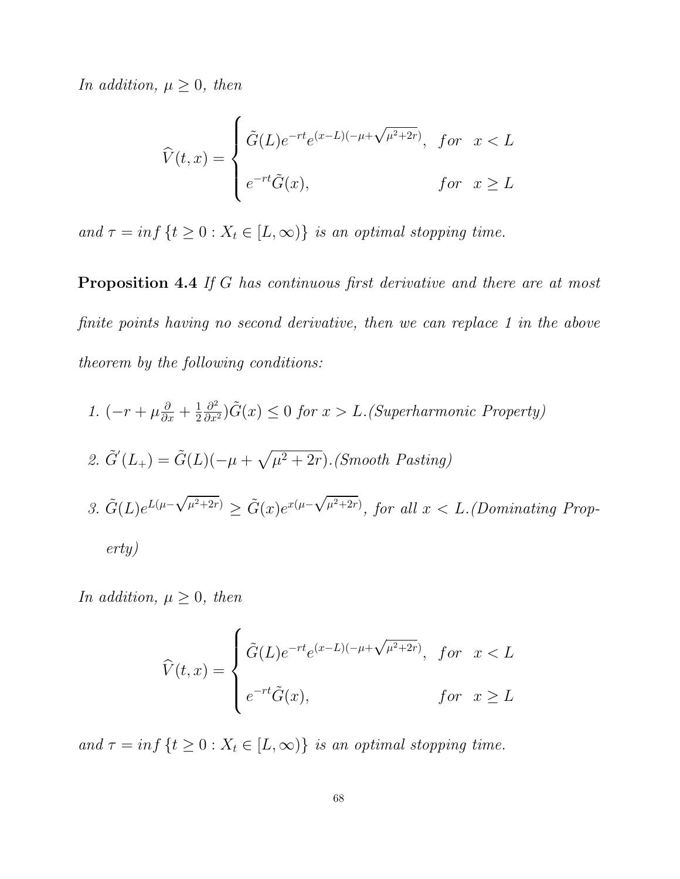*In addition, $\mu \geq 0$, then*

$$\widehat{V}(t,x) = \begin{cases} \tilde{G}(L)e^{-rt}e^{(x-L)(-\mu+\sqrt{\mu^2+2r})}, & for \quad x < L \\ e^{-rt}\tilde{G}(x), & for \quad x \geq L \end{cases}$$

*and $\tau = inf\,\{t \geq 0 : X_t \in [L, \infty)\}$ is an optimal stopping time.*

**Proposition 4.4** *If $G$ has continuous first derivative and there are at most finite points having no second derivative, then we can replace 1 in the above theorem by the following conditions:*

1. $(-r + \mu\frac{\partial}{\partial x} + \frac{1}{2}\frac{\partial^2}{\partial x^2})\tilde{G}(x) \leq 0$ *for $x > L$.(Superharmonic Property)*
2. $\tilde{G}'(L_+) = \tilde{G}(L)(-\mu + \sqrt{\mu^2 + 2r})$*.(Smooth Pasting)*
3. $\tilde{G}(L)e^{L(\mu-\sqrt{\mu^2+2r})} \geq \tilde{G}(x)e^{x(\mu-\sqrt{\mu^2+2r})}$*, for all $x < L$.(Dominating Property)*

*In addition, $\mu \geq 0$, then*

$$\widehat{V}(t,x) = \begin{cases} \tilde{G}(L)e^{-rt}e^{(x-L)(-\mu+\sqrt{\mu^2+2r})}, & for \quad x < L \\ e^{-rt}\tilde{G}(x), & for \quad x \geq L \end{cases}$$

*and $\tau = inf\,\{t \geq 0 : X_t \in [L, \infty)\}$ is an optimal stopping time.*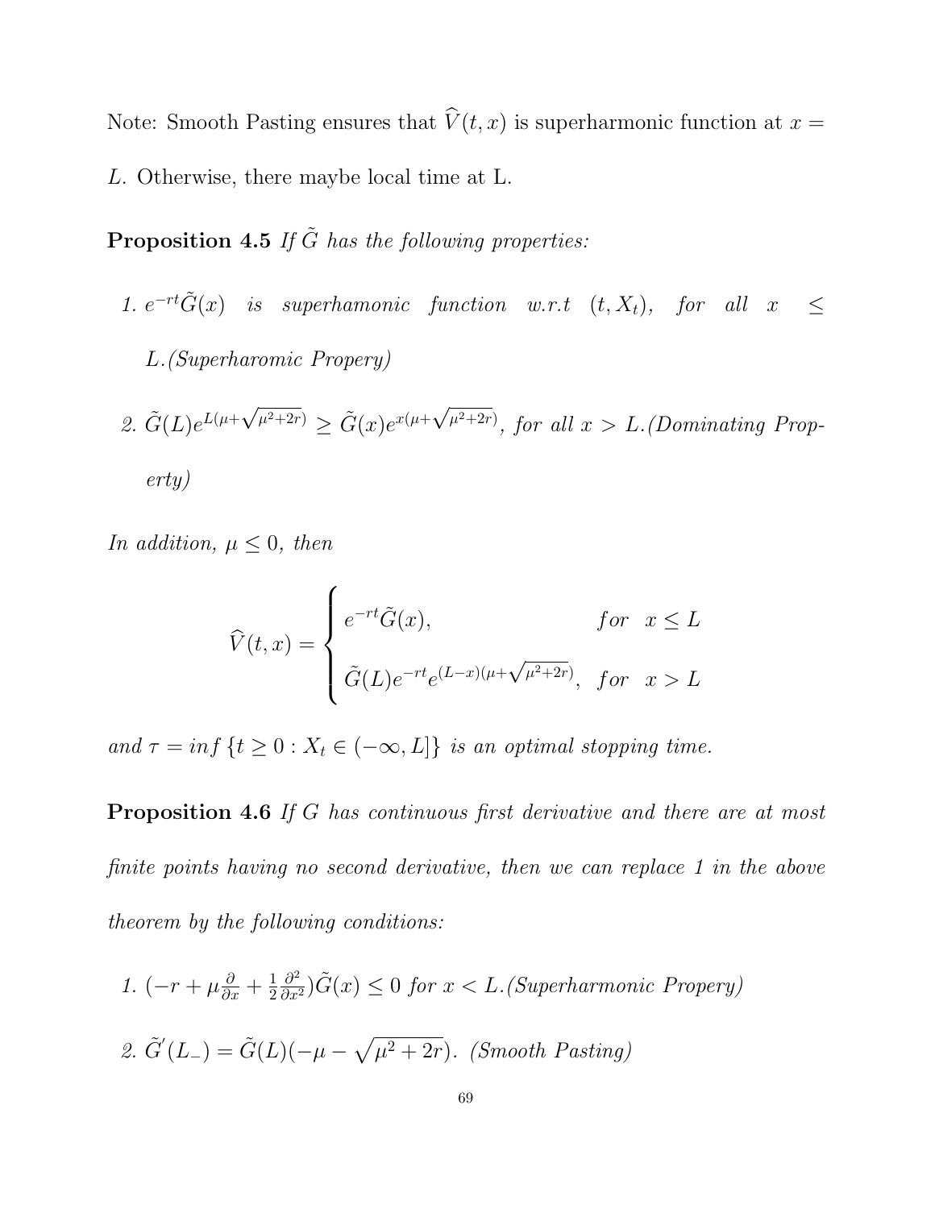Note: Smooth Pasting ensures that $\widehat{V}(t,x)$ is superharmonic function at $x = L$. Otherwise, there maybe local time at L.

**Proposition 4.5** *If $\tilde{G}$ has the following properties:*

1. *$e^{-rt}\tilde{G}(x)$ is superhamonic function w.r.t $(t, X_t)$, for all $x \leq L$.(Superharomic Propery)*
2. *$\tilde{G}(L)e^{L(\mu+\sqrt{\mu^2+2r})} \geq \tilde{G}(x)e^{x(\mu+\sqrt{\mu^2+2r})}$, for all $x > L$.(Dominating Property)*

*In addition, $\mu \leq 0$, then*

$$\widehat{V}(t,x) = \begin{cases} e^{-rt}\tilde{G}(x), & for \quad x \leq L \\ \tilde{G}(L)e^{-rt}e^{(L-x)(\mu+\sqrt{\mu^2+2r})}, & for \quad x > L \end{cases}$$

*and $\tau = inf\{t \geq 0 : X_t \in (-\infty, L]\}$ is an optimal stopping time.*

**Proposition 4.6** *If $G$ has continuous first derivative and there are at most finite points having no second derivative, then we can replace 1 in the above theorem by the following conditions:*

1. *$(-r + \mu\frac{\partial}{\partial x} + \frac{1}{2}\frac{\partial^2}{\partial x^2})\tilde{G}(x) \leq 0$ for $x < L$.(Superharmonic Propery)*
2. *$\tilde{G}'(L_-) = \tilde{G}(L)(-\mu - \sqrt{\mu^2 + 2r})$. (Smooth Pasting)*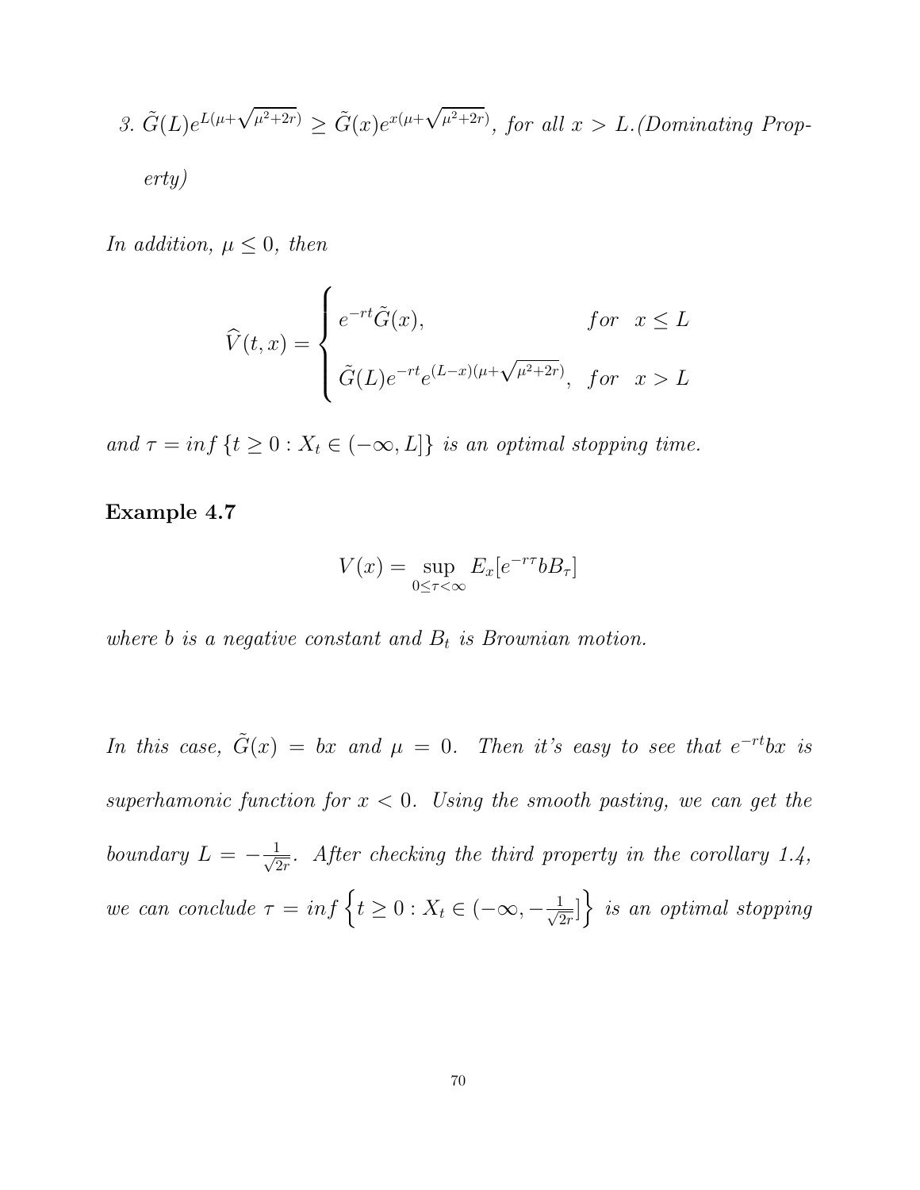3. $\tilde{G}(L)e^{L(\mu+\sqrt{\mu^2+2r})} \geq \tilde{G}(x)e^{x(\mu+\sqrt{\mu^2+2r})}$, *for all* $x > L$.*(Dominating Property)*

*In addition,* $\mu \leq 0$, *then*

$$\widehat{V}(t,x) = \begin{cases} e^{-rt}\tilde{G}(x), & for \quad x \leq L \\ \tilde{G}(L)e^{-rt}e^{(L-x)(\mu+\sqrt{\mu^2+2r})}, & for \quad x > L \end{cases}$$

*and* $\tau = inf\{t \geq 0 : X_t \in (-\infty, L]\}$ *is an optimal stopping time.*

**Example 4.7**

$$V(x) = \sup_{0 \leq \tau < \infty} E_x[e^{-r\tau}bB_\tau]$$

*where* $b$ *is a negative constant and* $B_t$ *is Brownian motion.*

*In this case,* $\tilde{G}(x) = bx$ *and* $\mu = 0$. *Then it's easy to see that* $e^{-rt}bx$ *is superhamonic function for* $x < 0$. *Using the smooth pasting, we can get the boundary* $L = -\frac{1}{\sqrt{2r}}$. *After checking the third property in the corollary 1.4, we can conclude* $\tau = inf\left\{t \geq 0 : X_t \in (-\infty, -\frac{1}{\sqrt{2r}}]\right\}$ *is an optimal stopping*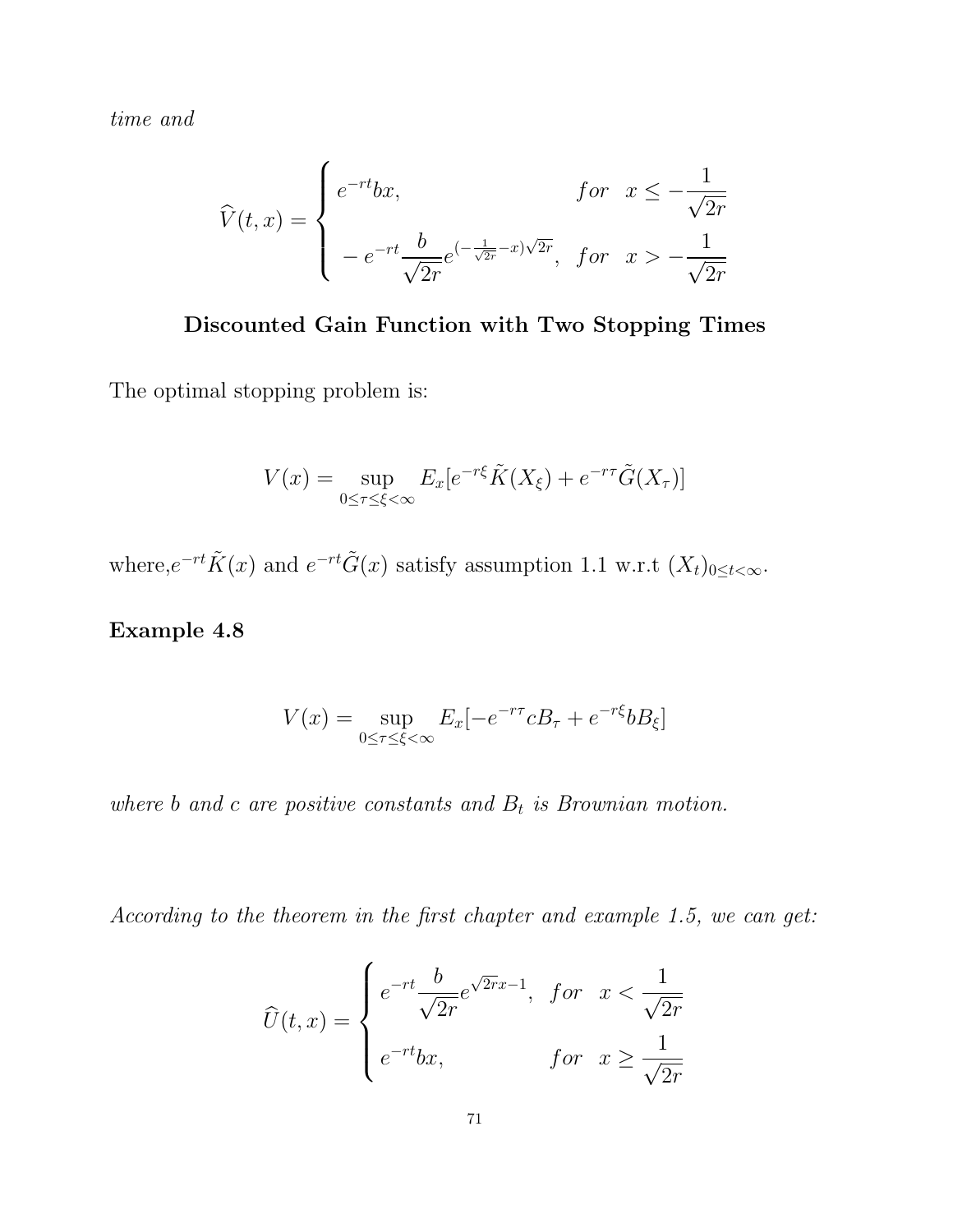*time and*

$$\widehat{V}(t,x) = \begin{cases} e^{-rt}bx, & for \quad x \leq -\dfrac{1}{\sqrt{2r}} \\ -e^{-rt}\dfrac{b}{\sqrt{2r}}e^{(-\frac{1}{\sqrt{2r}}-x)\sqrt{2r}}, & for \quad x > -\dfrac{1}{\sqrt{2r}} \end{cases}$$

**Discounted Gain Function with Two Stopping Times**

The optimal stopping problem is:

$$V(x) = \sup_{0 \leq \tau \leq \xi < \infty} E_x[e^{-r\xi}\tilde{K}(X_\xi) + e^{-r\tau}\tilde{G}(X_\tau)]$$

where,$e^{-rt}\tilde{K}(x)$ and $e^{-rt}\tilde{G}(x)$ satisfy assumption 1.1 w.r.t $(X_t)_{0 \leq t < \infty}$.

**Example 4.8**

$$V(x) = \sup_{0 \leq \tau \leq \xi < \infty} E_x[-e^{-r\tau}cB_\tau + e^{-r\xi}bB_\xi]$$

*where $b$ and $c$ are positive constants and $B_t$ is Brownian motion.*

*According to the theorem in the first chapter and example 1.5, we can get:*

$$\widehat{U}(t,x) = \begin{cases} e^{-rt}\dfrac{b}{\sqrt{2r}}e^{\sqrt{2r}x-1}, & for \quad x < \dfrac{1}{\sqrt{2r}} \\ e^{-rt}bx, & for \quad x \geq \dfrac{1}{\sqrt{2r}} \end{cases}$$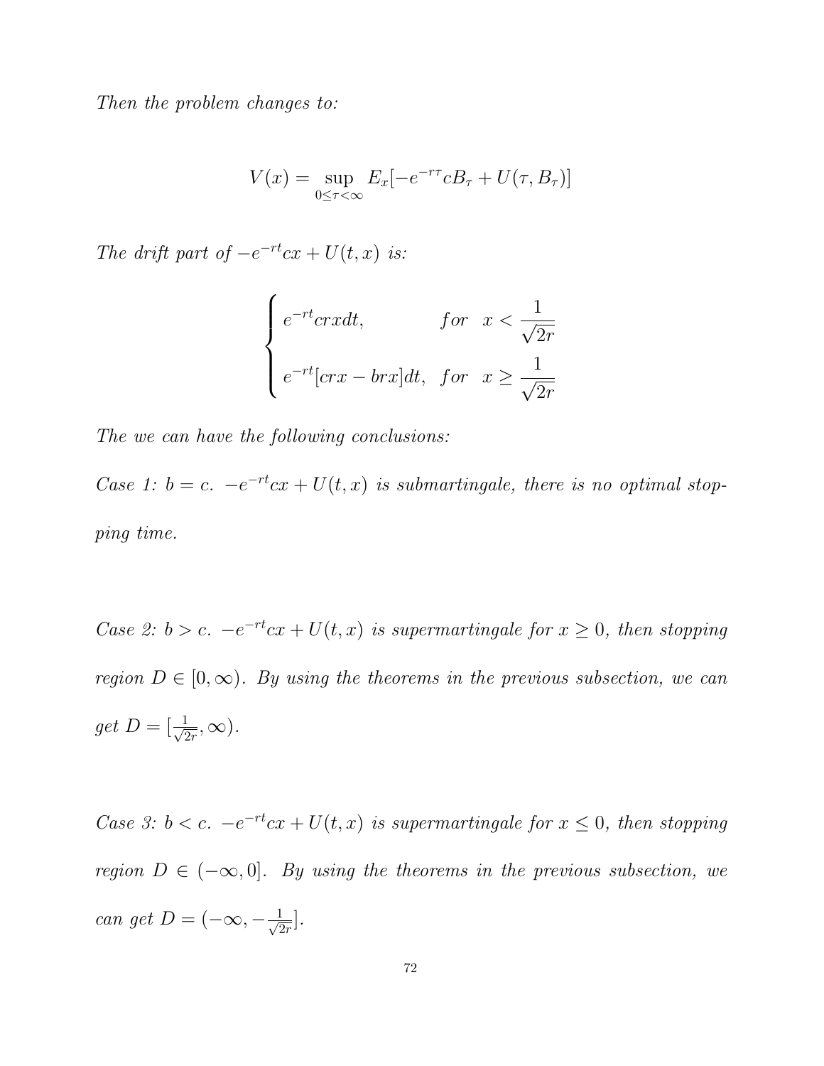*Then the problem changes to:*

$$V(x) = \sup_{0 \leq \tau < \infty} E_x[-e^{-r\tau} c B_\tau + U(\tau, B_\tau)]$$

*The drift part of $-e^{-rt}cx + U(t, x)$ is:*

$$\begin{cases} e^{-rt} crx dt, & for \quad x < \dfrac{1}{\sqrt{2r}} \\ e^{-rt}[crx - brx]dt, & for \quad x \geq \dfrac{1}{\sqrt{2r}} \end{cases}$$

*The we can have the following conclusions:*

*Case 1: $b = c$. $-e^{-rt}cx + U(t, x)$ is submartingale, there is no optimal stopping time.*

*Case 2: $b > c$. $-e^{-rt}cx + U(t, x)$ is supermartingale for $x \geq 0$, then stopping region $D \in [0, \infty)$. By using the theorems in the previous subsection, we can get $D = [\frac{1}{\sqrt{2r}}, \infty)$.*

*Case 3: $b < c$. $-e^{-rt}cx + U(t, x)$ is supermartingale for $x \leq 0$, then stopping region $D \in (-\infty, 0]$. By using the theorems in the previous subsection, we can get $D = (-\infty, -\frac{1}{\sqrt{2r}}]$.*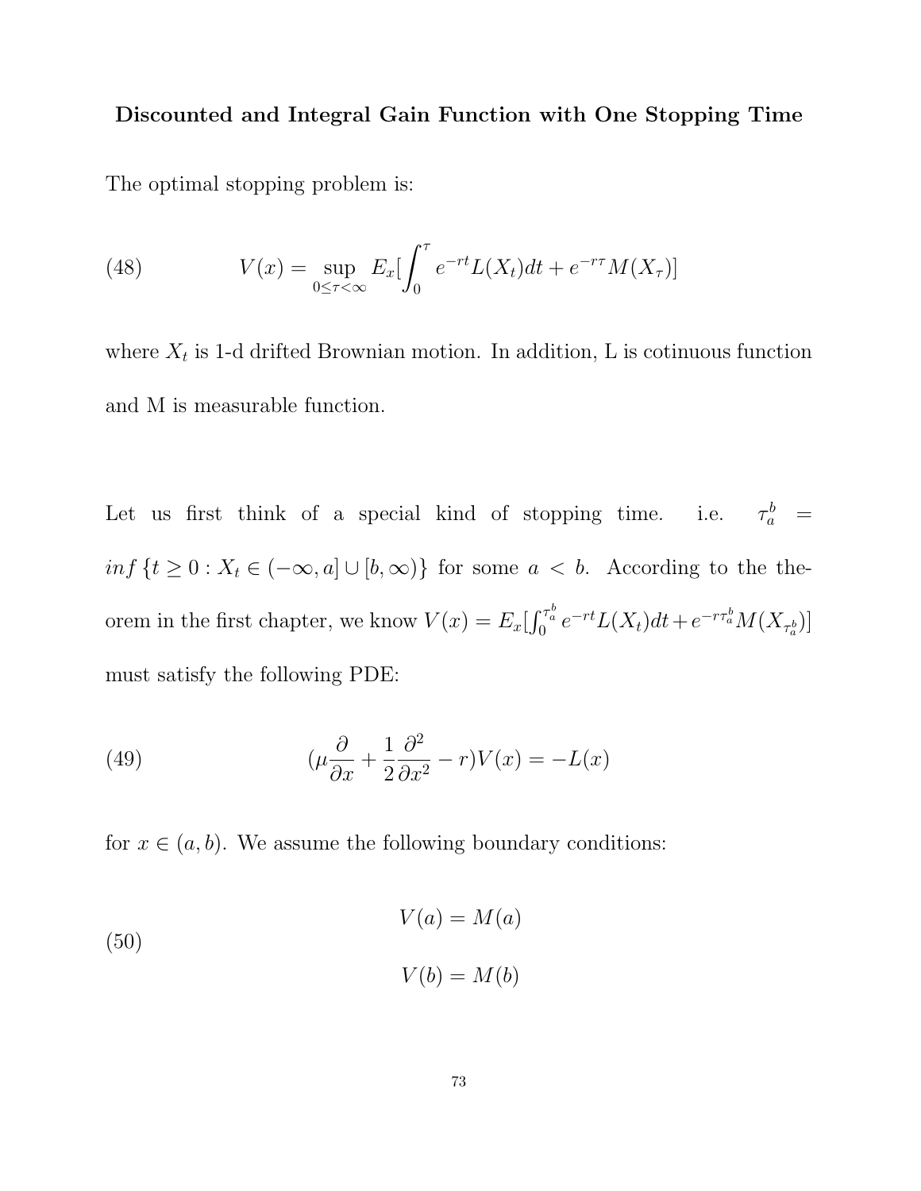**Discounted and Integral Gain Function with One Stopping Time**

The optimal stopping problem is:

$$V(x) = \sup_{0 \le \tau < \infty} E_x\left[\int_0^{\tau} e^{-rt} L(X_t) dt + e^{-r\tau} M(X_\tau)\right] \tag{48}$$

where $X_t$ is 1-d drifted Brownian motion. In addition, L is cotinuous function and M is measurable function.

Let us first think of a special kind of stopping time. i.e. $\tau_a^b = inf\,\{t \ge 0 : X_t \in (-\infty, a] \cup [b, \infty)\}$ for some $a < b$. According to the theorem in the first chapter, we know $V(x) = E_x[\int_0^{\tau_a^b} e^{-rt} L(X_t) dt + e^{-r\tau_a^b} M(X_{\tau_a^b})]$ must satisfy the following PDE:

$$\left(\mu \frac{\partial}{\partial x} + \frac{1}{2}\frac{\partial^2}{\partial x^2} - r\right) V(x) = -L(x) \tag{49}$$

for $x \in (a, b)$. We assume the following boundary conditions:

$$\begin{aligned} V(a) &= M(a) \\ V(b) &= M(b) \end{aligned} \tag{50}$$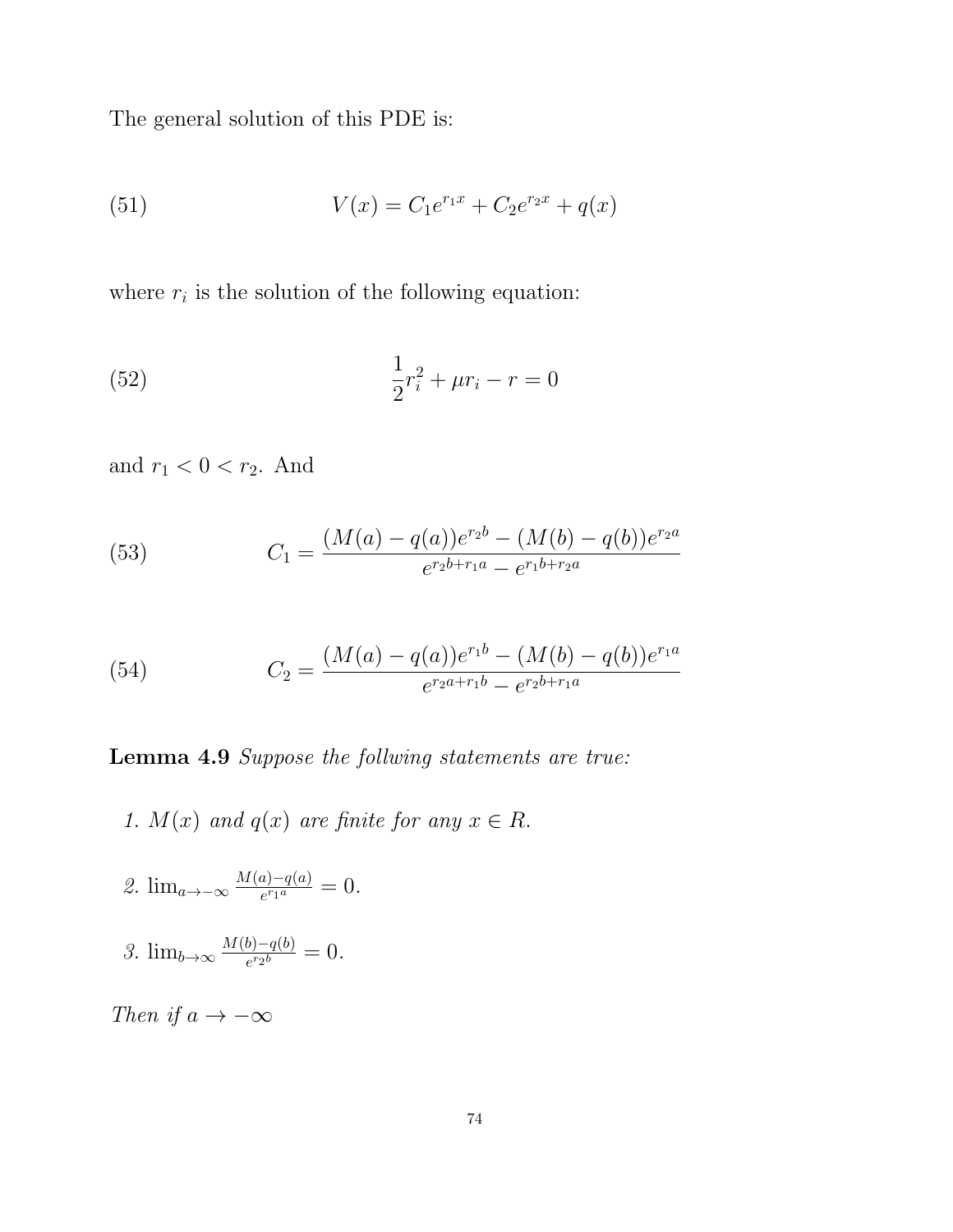The general solution of this PDE is:

$$V(x) = C_1 e^{r_1 x} + C_2 e^{r_2 x} + q(x) \tag{51}$$

where $r_i$ is the solution of the following equation:

$$\frac{1}{2} r_i^2 + \mu r_i - r = 0 \tag{52}$$

and $r_1 < 0 < r_2$. And

$$C_1 = \frac{(M(a) - q(a))e^{r_2 b} - (M(b) - q(b))e^{r_2 a}}{e^{r_2 b + r_1 a} - e^{r_1 b + r_2 a}} \tag{53}$$

$$C_2 = \frac{(M(a) - q(a))e^{r_1 b} - (M(b) - q(b))e^{r_1 a}}{e^{r_2 a + r_1 b} - e^{r_2 b + r_1 a}} \tag{54}$$

**Lemma 4.9** *Suppose the follwing statements are true:*

1. *$M(x)$ and $q(x)$ are finite for any $x \in R$.*
2. *$\lim_{a \to -\infty} \frac{M(a) - q(a)}{e^{r_1 a}} = 0$.*
3. *$\lim_{b \to \infty} \frac{M(b) - q(b)}{e^{r_2 b}} = 0$.*

*Then if $a \to -\infty$*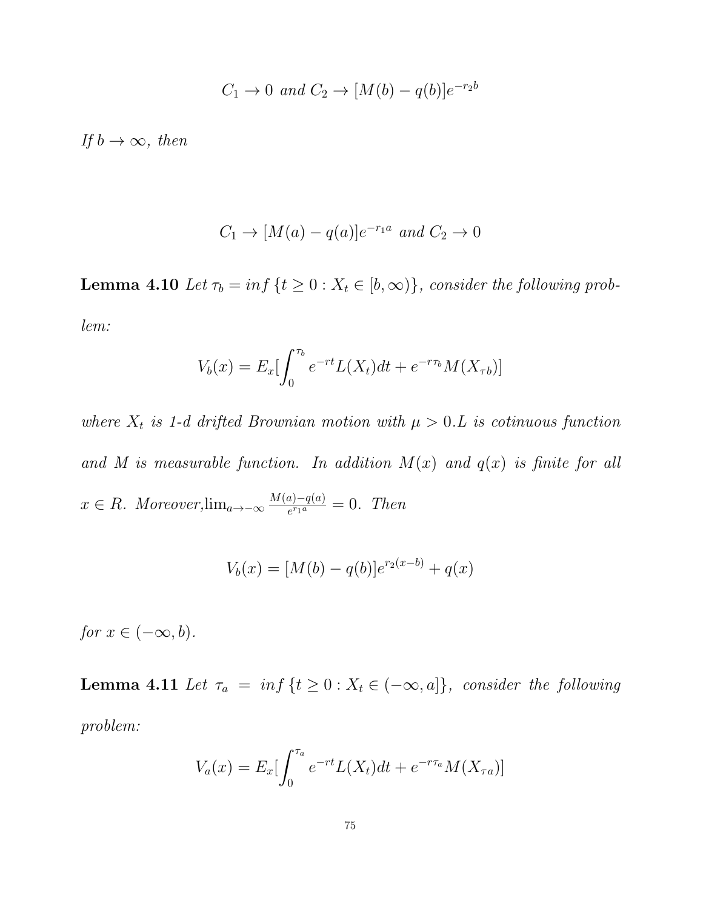$$C_1 \to 0 \text{ and } C_2 \to [M(b) - q(b)]e^{-r_2 b}$$

*If* $b \to \infty$, *then*

$$C_1 \to [M(a) - q(a)]e^{-r_1 a} \text{ and } C_2 \to 0$$

**Lemma 4.10** *Let* $\tau_b = inf\{t \geq 0 : X_t \in [b, \infty)\}$, *consider the following problem:*

$$V_b(x) = E_x[\int_0^{\tau_b} e^{-rt} L(X_t)dt + e^{-r\tau_b} M(X_{\tau b})]$$

*where* $X_t$ *is 1-d drifted Brownian motion with* $\mu > 0$*.L is cotinuous function and M is measurable function. In addition* $M(x)$ *and* $q(x)$ *is finite for all* $x \in R$*. Moreover,*$\lim_{a \to -\infty} \frac{M(a)-q(a)}{e^{r_1 a}} = 0$*. Then*

$$V_b(x) = [M(b) - q(b)]e^{r_2(x-b)} + q(x)$$

*for* $x \in (-\infty, b)$.

**Lemma 4.11** *Let* $\tau_a = inf\{t \geq 0 : X_t \in (-\infty, a]\}$, *consider the following problem:*

$$V_a(x) = E_x[\int_0^{\tau_a} e^{-rt} L(X_t)dt + e^{-r\tau_a} M(X_{\tau a})]$$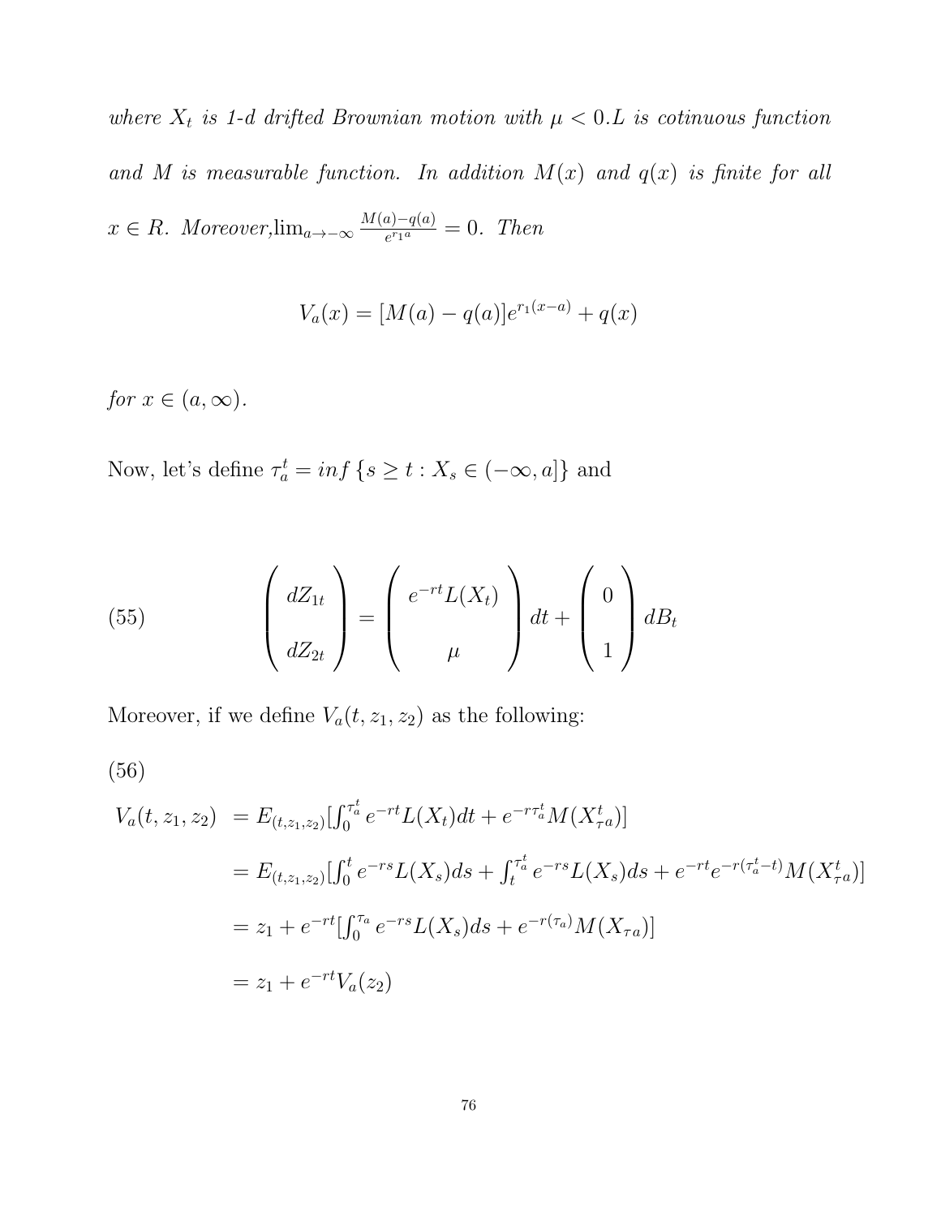*where $X_t$ is 1-d drifted Brownian motion with $\mu < 0$.$L$ is cotinuous function and $M$ is measurable function. In addition $M(x)$ and $q(x)$ is finite for all $x \in R$. Moreover,*$\lim_{a \to -\infty} \frac{M(a)-q(a)}{e^{r_1 a}} = 0$. *Then*

$$V_a(x) = [M(a) - q(a)]e^{r_1(x-a)} + q(x)$$

*for $x \in (a, \infty)$.*

Now, let's define $\tau_a^t = inf\,\{s \geq t : X_s \in (-\infty, a]\}$ and

$$\begin{pmatrix} dZ_{1t} \\ dZ_{2t} \end{pmatrix} = \begin{pmatrix} e^{-rt}L(X_t) \\ \mu \end{pmatrix} dt + \begin{pmatrix} 0 \\ 1 \end{pmatrix} dB_t \tag{55}$$

Moreover, if we define $V_a(t, z_1, z_2)$ as the following:

(56)

$$\begin{aligned}
V_a(t, z_1, z_2) &= E_{(t,z_1,z_2)}[\textstyle\int_0^{\tau_a^t} e^{-rt}L(X_t)dt + e^{-r\tau_a^t}M(X_{\tau a}^t)] \\
&= E_{(t,z_1,z_2)}[\textstyle\int_0^t e^{-rs}L(X_s)ds + \int_t^{\tau_a^t} e^{-rs}L(X_s)ds + e^{-rt}e^{-r(\tau_a^t - t)}M(X_{\tau a}^t)] \\
&= z_1 + e^{-rt}[\textstyle\int_0^{\tau_a} e^{-rs}L(X_s)ds + e^{-r(\tau_a)}M(X_{\tau a})] \\
&= z_1 + e^{-rt}V_a(z_2)
\end{aligned}$$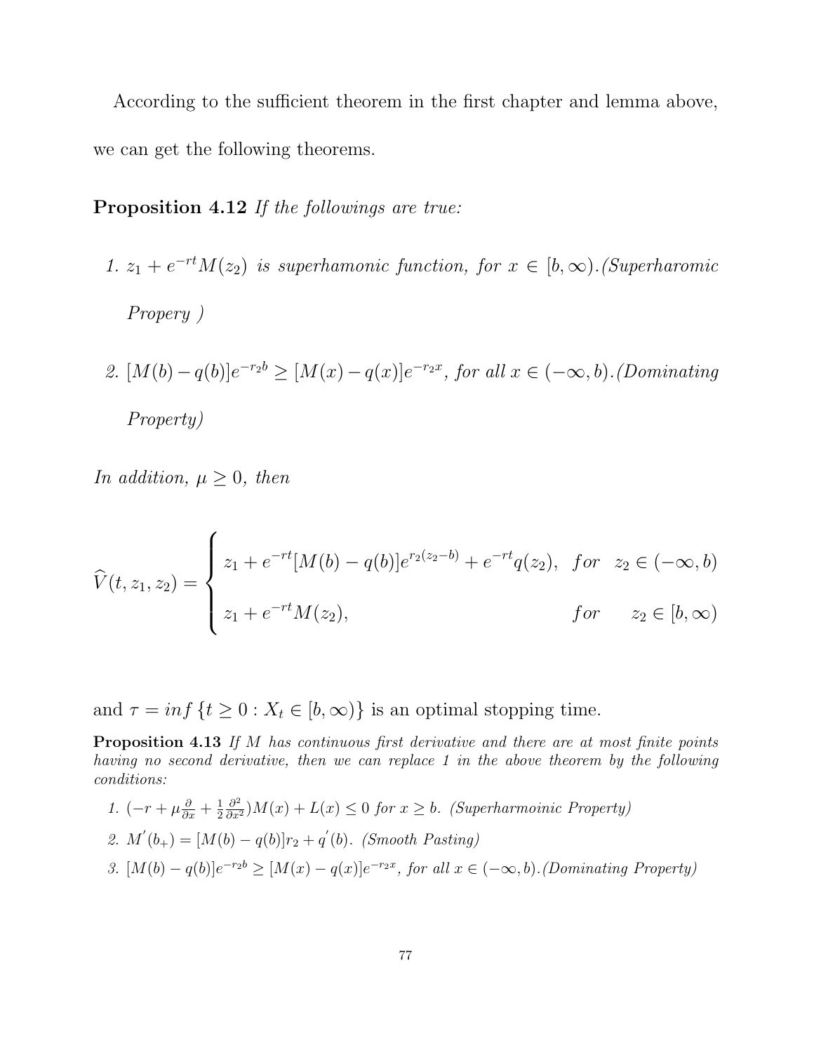According to the sufficient theorem in the first chapter and lemma above, we can get the following theorems.

**Proposition 4.12** *If the followings are true:*

1. $z_1 + e^{-rt}M(z_2)$ *is superhamonic function, for* $x \in [b, \infty)$*.(Superharomic Propery )*

2. $[M(b) - q(b)]e^{-r_2 b} \geq [M(x) - q(x)]e^{-r_2 x}$*, for all* $x \in (-\infty, b)$*.(Dominating Property)*

*In addition,* $\mu \geq 0$*, then*

$$
\widehat{V}(t, z_1, z_2) = \begin{cases} z_1 + e^{-rt}[M(b) - q(b)]e^{r_2(z_2 - b)} + e^{-rt}q(z_2), & for \quad z_2 \in (-\infty, b) \\ z_1 + e^{-rt}M(z_2), & for \quad z_2 \in [b, \infty) \end{cases}
$$

and $\tau = inf\{t \geq 0 : X_t \in [b, \infty)\}$ is an optimal stopping time.

**Proposition 4.13** *If M has continuous first derivative and there are at most finite points having no second derivative, then we can replace 1 in the above theorem by the following conditions:*

1. $(-r + \mu\frac{\partial}{\partial x} + \frac{1}{2}\frac{\partial^2}{\partial x^2})M(x) + L(x) \leq 0$ *for* $x \geq b$*. (Superharmoinic Property)*
2. $M'(b_+) = [M(b) - q(b)]r_2 + q'(b)$*. (Smooth Pasting)*
3. $[M(b) - q(b)]e^{-r_2 b} \geq [M(x) - q(x)]e^{-r_2 x}$*, for all* $x \in (-\infty, b)$*.(Dominating Property)*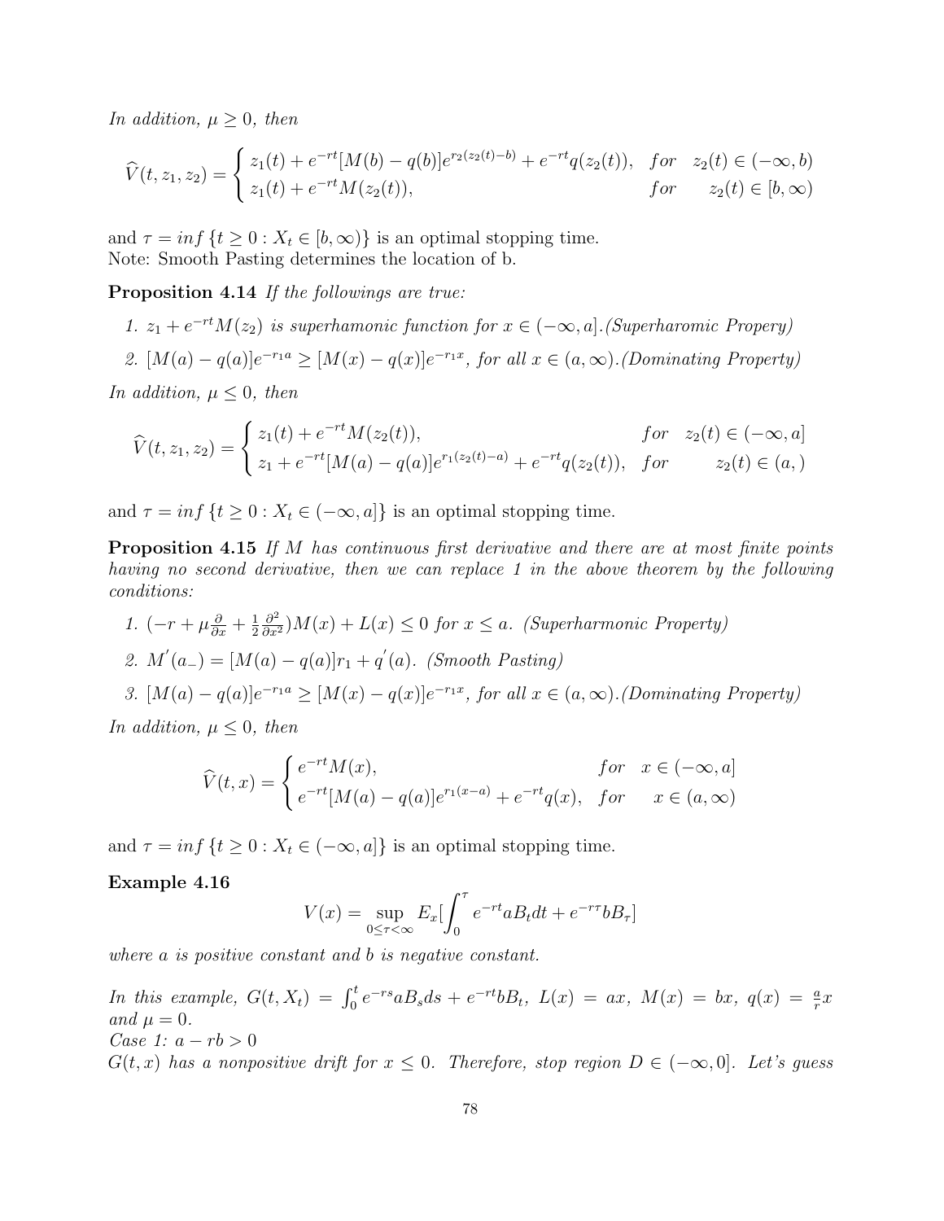*In addition, $\mu \geq 0$, then*

$$\widehat{V}(t, z_1, z_2) = \begin{cases} z_1(t) + e^{-rt}[M(b) - q(b)]e^{r_2(z_2(t)-b)} + e^{-rt}q(z_2(t)), & for \quad z_2(t) \in (-\infty, b) \\ z_1(t) + e^{-rt}M(z_2(t)), & for \quad z_2(t) \in [b, \infty) \end{cases}$$

and $\tau = inf\{t \geq 0 : X_t \in [b, \infty)\}$ is an optimal stopping time.
Note: Smooth Pasting determines the location of b.

**Proposition 4.14** *If the followings are true:*

1. *$z_1 + e^{-rt}M(z_2)$ is superhamonic function for $x \in (-\infty, a]$.(Superharomic Propery)*
2. *$[M(a) - q(a)]e^{-r_1 a} \geq [M(x) - q(x)]e^{-r_1 x}$, for all $x \in (a, \infty)$.(Dominating Property)*

*In addition, $\mu \leq 0$, then*

$$\widehat{V}(t, z_1, z_2) = \begin{cases} z_1(t) + e^{-rt}M(z_2(t)), & for \quad z_2(t) \in (-\infty, a] \\ z_1 + e^{-rt}[M(a) - q(a)]e^{r_1(z_2(t)-a)} + e^{-rt}q(z_2(t)), & for \quad z_2(t) \in (a, ) \end{cases}$$

and $\tau = inf\{t \geq 0 : X_t \in (-\infty, a]\}$ is an optimal stopping time.

**Proposition 4.15** *If M has continuous first derivative and there are at most finite points having no second derivative, then we can replace 1 in the above theorem by the following conditions:*

1. *$(-r + \mu\frac{\partial}{\partial x} + \frac{1}{2}\frac{\partial^2}{\partial x^2})M(x) + L(x) \leq 0$ for $x \leq a$. (Superharmonic Property)*
2. *$M'(a_-) = [M(a) - q(a)]r_1 + q'(a)$. (Smooth Pasting)*
3. *$[M(a) - q(a)]e^{-r_1 a} \geq [M(x) - q(x)]e^{-r_1 x}$, for all $x \in (a, \infty)$.(Dominating Property)*

*In addition, $\mu \leq 0$, then*

$$\widehat{V}(t, x) = \begin{cases} e^{-rt}M(x), & for \quad x \in (-\infty, a] \\ e^{-rt}[M(a) - q(a)]e^{r_1(x-a)} + e^{-rt}q(x), & for \quad x \in (a, \infty) \end{cases}$$

and $\tau = inf\{t \geq 0 : X_t \in (-\infty, a]\}$ is an optimal stopping time.

**Example 4.16**

$$V(x) = \sup_{0 \leq \tau < \infty} E_x[\int_0^\tau e^{-rt}aB_t dt + e^{-r\tau}bB_\tau]$$

*where a is positive constant and b is negative constant.*

*In this example, $G(t, X_t) = \int_0^t e^{-rs}aB_s ds + e^{-rt}bB_t$, $L(x) = ax$, $M(x) = bx$, $q(x) = \frac{a}{r}x$ and $\mu = 0$.*
*Case 1: $a - rb > 0$*
*$G(t, x)$ has a nonpositive drift for $x \leq 0$. Therefore, stop region $D \in (-\infty, 0]$. Let's guess*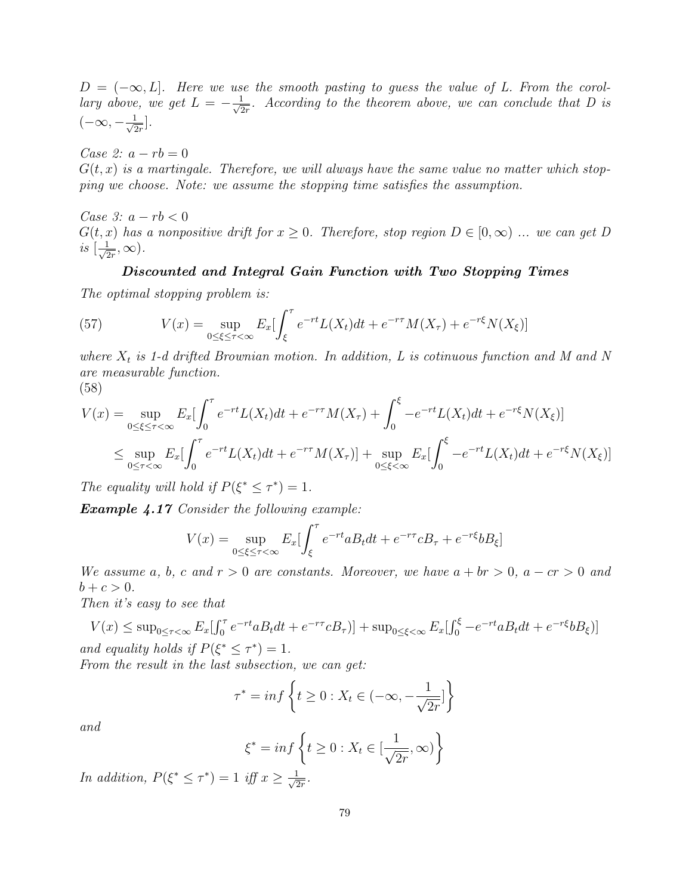*$D = (-\infty, L]$. Here we use the smooth pasting to guess the value of L. From the corollary above, we get $L = -\frac{1}{\sqrt{2r}}$. According to the theorem above, we can conclude that D is $(-\infty, -\frac{1}{\sqrt{2r}}]$.*

*Case 2: $a - rb = 0$*
*$G(t,x)$ is a martingale. Therefore, we will always have the same value no matter which stopping we choose. Note: we assume the stopping time satisfies the assumption.*

*Case 3: $a - rb < 0$*
*$G(t,x)$ has a nonpositive drift for $x \geq 0$. Therefore, stop region $D \in [0, \infty)$ ... we can get D is $[\frac{1}{\sqrt{2r}}, \infty)$.*

### *Discounted and Integral Gain Function with Two Stopping Times*

*The optimal stopping problem is:*

$$V(x) = \sup_{0 \leq \xi \leq \tau < \infty} E_x[\int_{\xi}^{\tau} e^{-rt} L(X_t) dt + e^{-r\tau} M(X_\tau) + e^{-r\xi} N(X_\xi)] \tag{57}$$

*where $X_t$ is 1-d drifted Brownian motion. In addition, L is cotinuous function and M and N are measurable function.*

(58)
$$\begin{aligned}
V(x) &= \sup_{0 \leq \xi \leq \tau < \infty} E_x[\int_0^{\tau} e^{-rt} L(X_t) dt + e^{-r\tau} M(X_\tau) + \int_0^{\xi} -e^{-rt} L(X_t) dt + e^{-r\xi} N(X_\xi)] \\
&\leq \sup_{0 \leq \tau < \infty} E_x[\int_0^{\tau} e^{-rt} L(X_t) dt + e^{-r\tau} M(X_\tau)] + \sup_{0 \leq \xi < \infty} E_x[\int_0^{\xi} -e^{-rt} L(X_t) dt + e^{-r\xi} N(X_\xi)]
\end{aligned}$$

*The equality will hold if $P(\xi^* \leq \tau^*) = 1$.*

***Example 4.17*** *Consider the following example:*

$$V(x) = \sup_{0 \leq \xi \leq \tau < \infty} E_x[\int_{\xi}^{\tau} e^{-rt} a B_t dt + e^{-r\tau} c B_\tau + e^{-r\xi} b B_\xi]$$

*We assume a, b, c and $r > 0$ are constants. Moreover, we have $a + br > 0$, $a - cr > 0$ and $b + c > 0$.*
*Then it's easy to see that*

$$V(x) \leq \sup_{0 \leq \tau < \infty} E_x[\int_0^{\tau} e^{-rt} a B_t dt + e^{-r\tau} c B_\tau)] + \sup_{0 \leq \xi < \infty} E_x[\int_0^{\xi} -e^{-rt} a B_t dt + e^{-r\xi} b B_\xi)]$$

*and equality holds if $P(\xi^* \leq \tau^*) = 1$.*
*From the result in the last subsection, we can get:*

$$\tau^* = inf\left\{t \geq 0 : X_t \in (-\infty, -\frac{1}{\sqrt{2r}}]\right\}$$

*and*

$$\xi^* = inf\left\{t \geq 0 : X_t \in [\frac{1}{\sqrt{2r}}, \infty)\right\}$$

*In addition, $P(\xi^* \leq \tau^*) = 1$ iff $x \geq \frac{1}{\sqrt{2r}}$.*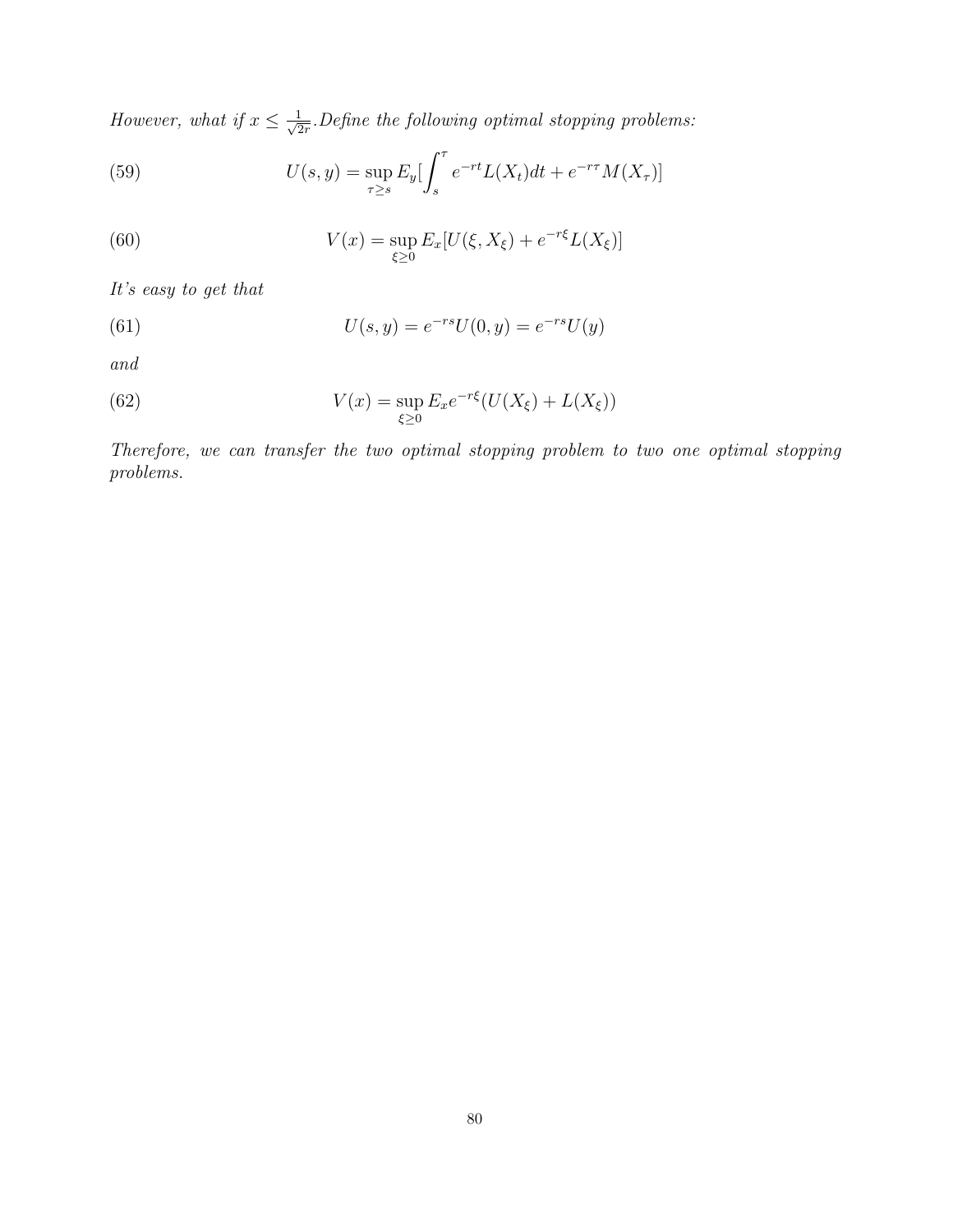*However, what if $x \leq \frac{1}{\sqrt{2r}}$.Define the following optimal stopping problems:*

$$U(s,y) = \sup_{\tau \geq s} E_y\left[\int_s^\tau e^{-rt} L(X_t)dt + e^{-r\tau} M(X_\tau)\right] \tag{59}$$

$$V(x) = \sup_{\xi \geq 0} E_x[U(\xi, X_\xi) + e^{-r\xi} L(X_\xi)] \tag{60}$$

*It's easy to get that*

$$U(s,y) = e^{-rs} U(0,y) = e^{-rs} U(y) \tag{61}$$

*and*

$$V(x) = \sup_{\xi \geq 0} E_x e^{-r\xi}(U(X_\xi) + L(X_\xi)) \tag{62}$$

*Therefore, we can transfer the two optimal stopping problem to two one optimal stopping problems.*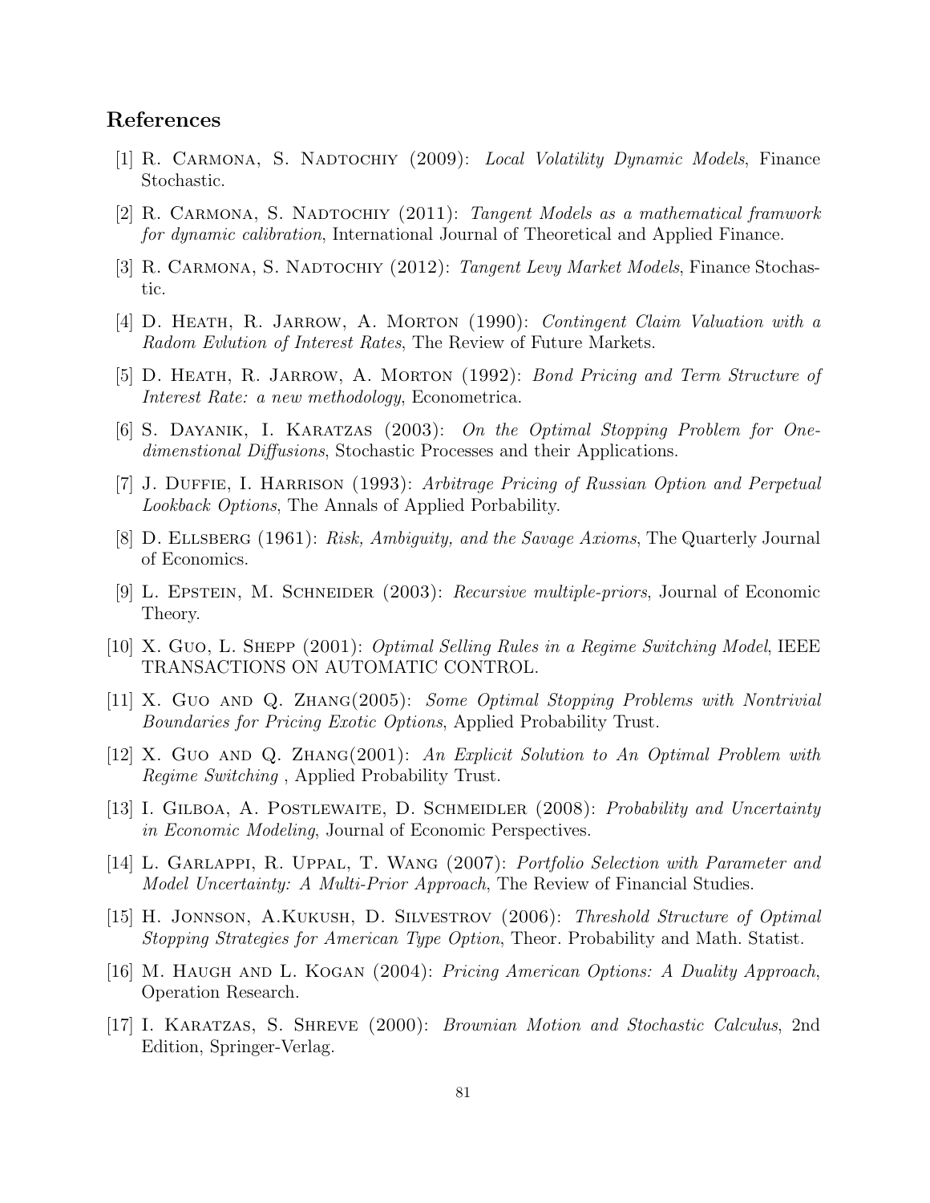## References

[1] R. Carmona, S. Nadtochiy (2009): *Local Volatility Dynamic Models*, Finance Stochastic.

[2] R. Carmona, S. Nadtochiy (2011): *Tangent Models as a mathematical framwork for dynamic calibration*, International Journal of Theoretical and Applied Finance.

[3] R. Carmona, S. Nadtochiy (2012): *Tangent Levy Market Models*, Finance Stochastic.

[4] D. Heath, R. Jarrow, A. Morton (1990): *Contingent Claim Valuation with a Radom Evlution of Interest Rates*, The Review of Future Markets.

[5] D. Heath, R. Jarrow, A. Morton (1992): *Bond Pricing and Term Structure of Interest Rate: a new methodology*, Econometrica.

[6] S. Dayanik, I. Karatzas (2003): *On the Optimal Stopping Problem for One-dimenstional Diffusions*, Stochastic Processes and their Applications.

[7] J. Duffie, I. Harrison (1993): *Arbitrage Pricing of Russian Option and Perpetual Lookback Options*, The Annals of Applied Porbability.

[8] D. Ellsberg (1961): *Risk, Ambiguity, and the Savage Axioms*, The Quarterly Journal of Economics.

[9] L. Epstein, M. Schneider (2003): *Recursive multiple-priors*, Journal of Economic Theory.

[10] X. Guo, L. Shepp (2001): *Optimal Selling Rules in a Regime Switching Model*, IEEE TRANSACTIONS ON AUTOMATIC CONTROL.

[11] X. Guo and Q. Zhang(2005): *Some Optimal Stopping Problems with Nontrivial Boundaries for Pricing Exotic Options*, Applied Probability Trust.

[12] X. Guo and Q. Zhang(2001): *An Explicit Solution to An Optimal Problem with Regime Switching* , Applied Probability Trust.

[13] I. Gilboa, A. Postlewaite, D. Schmeidler (2008): *Probability and Uncertainty in Economic Modeling*, Journal of Economic Perspectives.

[14] L. Garlappi, R. Uppal, T. Wang (2007): *Portfolio Selection with Parameter and Model Uncertainty: A Multi-Prior Approach*, The Review of Financial Studies.

[15] H. Jonnson, A.Kukush, D. Silvestrov (2006): *Threshold Structure of Optimal Stopping Strategies for American Type Option*, Theor. Probability and Math. Statist.

[16] M. Haugh and L. Kogan (2004): *Pricing American Options: A Duality Approach*, Operation Research.

[17] I. Karatzas, S. Shreve (2000): *Brownian Motion and Stochastic Calculus*, 2nd Edition, Springer-Verlag.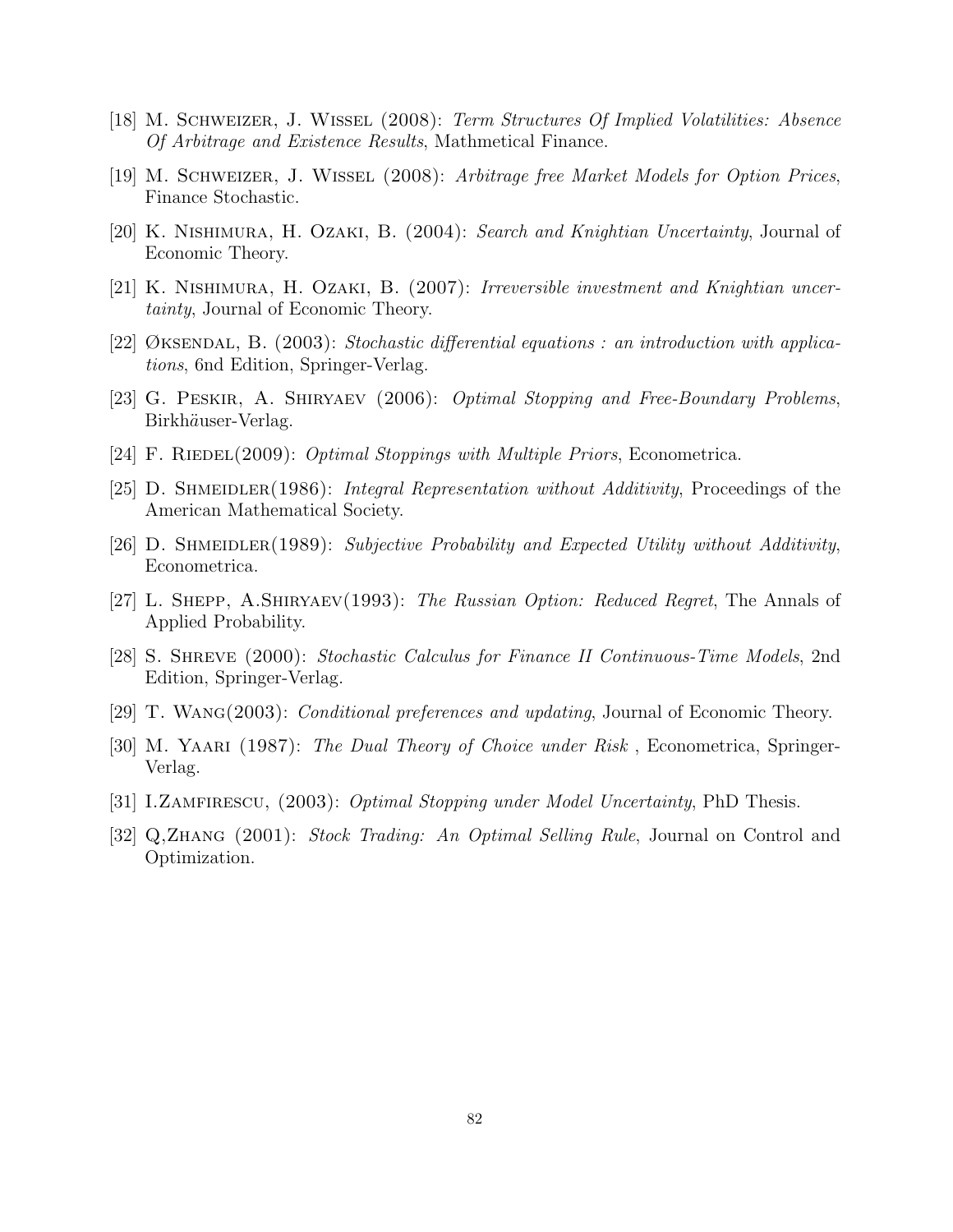[18] M. Schweizer, J. Wissel (2008): *Term Structures Of Implied Volatilities: Absence Of Arbitrage and Existence Results*, Mathmetical Finance.

[19] M. Schweizer, J. Wissel (2008): *Arbitrage free Market Models for Option Prices*, Finance Stochastic.

[20] K. Nishimura, H. Ozaki, B. (2004): *Search and Knightian Uncertainty*, Journal of Economic Theory.

[21] K. Nishimura, H. Ozaki, B. (2007): *Irreversible investment and Knightian uncertainty*, Journal of Economic Theory.

[22] Øksendal, B. (2003): *Stochastic differential equations : an introduction with applications*, 6nd Edition, Springer-Verlag.

[23] G. Peskir, A. Shiryaev (2006): *Optimal Stopping and Free-Boundary Problems*, Birkhăuser-Verlag.

[24] F. Riedel(2009): *Optimal Stoppings with Multiple Priors*, Econometrica.

[25] D. Shmeidler(1986): *Integral Representation without Additivity*, Proceedings of the American Mathematical Society.

[26] D. Shmeidler(1989): *Subjective Probability and Expected Utility without Additivity*, Econometrica.

[27] L. Shepp, A.Shiryaev(1993): *The Russian Option: Reduced Regret*, The Annals of Applied Probability.

[28] S. Shreve (2000): *Stochastic Calculus for Finance II Continuous-Time Models*, 2nd Edition, Springer-Verlag.

[29] T. Wang(2003): *Conditional preferences and updating*, Journal of Economic Theory.

[30] M. Yaari (1987): *The Dual Theory of Choice under Risk* , Econometrica, Springer-Verlag.

[31] I.Zamfirescu, (2003): *Optimal Stopping under Model Uncertainty*, PhD Thesis.

[32] Q,Zhang (2001): *Stock Trading: An Optimal Selling Rule*, Journal on Control and Optimization.